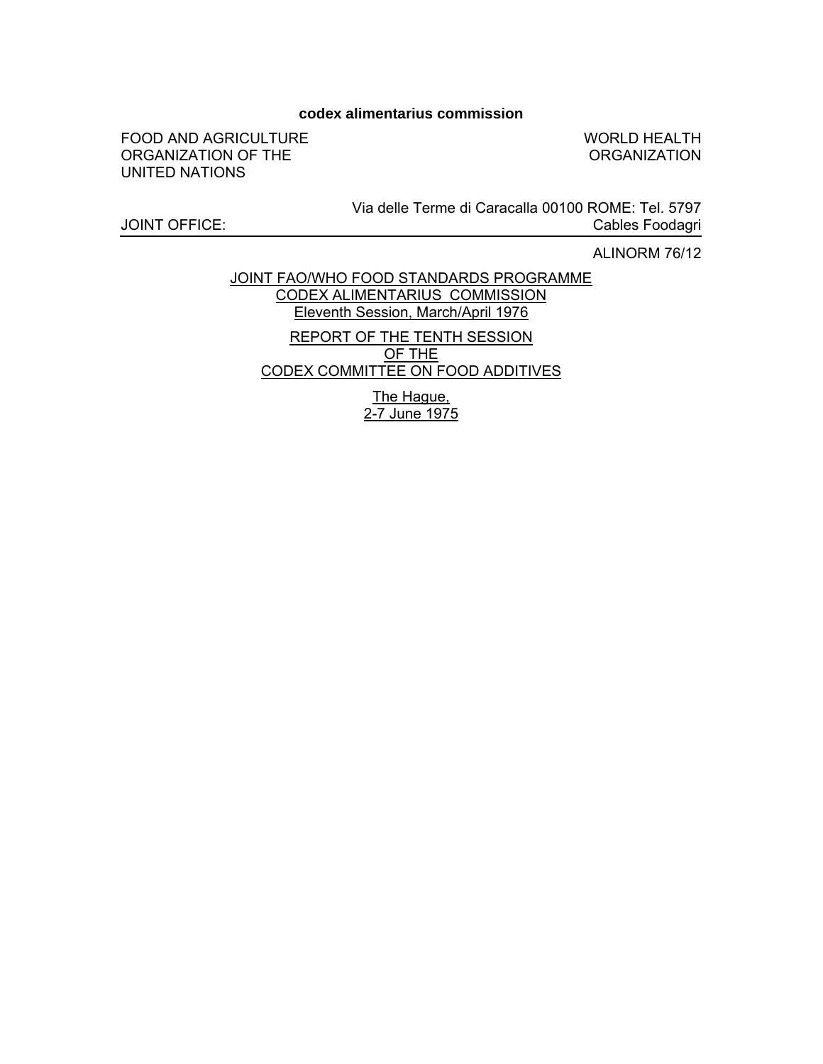**codex alimentarius commission**

FOOD AND AGRICULTURE ORGANIZATION OF THE UNITED NATIONS

WORLD HEALTH ORGANIZATION

JOINT OFFICE: Via delle Terme di Caracalla 00100 ROME: Tel. 5797 Cables Foodagri

ALINORM 76/12

JOINT FAO/WHO FOOD STANDARDS PROGRAMME
CODEX ALIMENTARIUS COMMISSION
Eleventh Session, March/April 1976

# REPORT OF THE TENTH SESSION OF THE CODEX COMMITTEE ON FOOD ADDITIVES

The Hague,
2-7 June 1975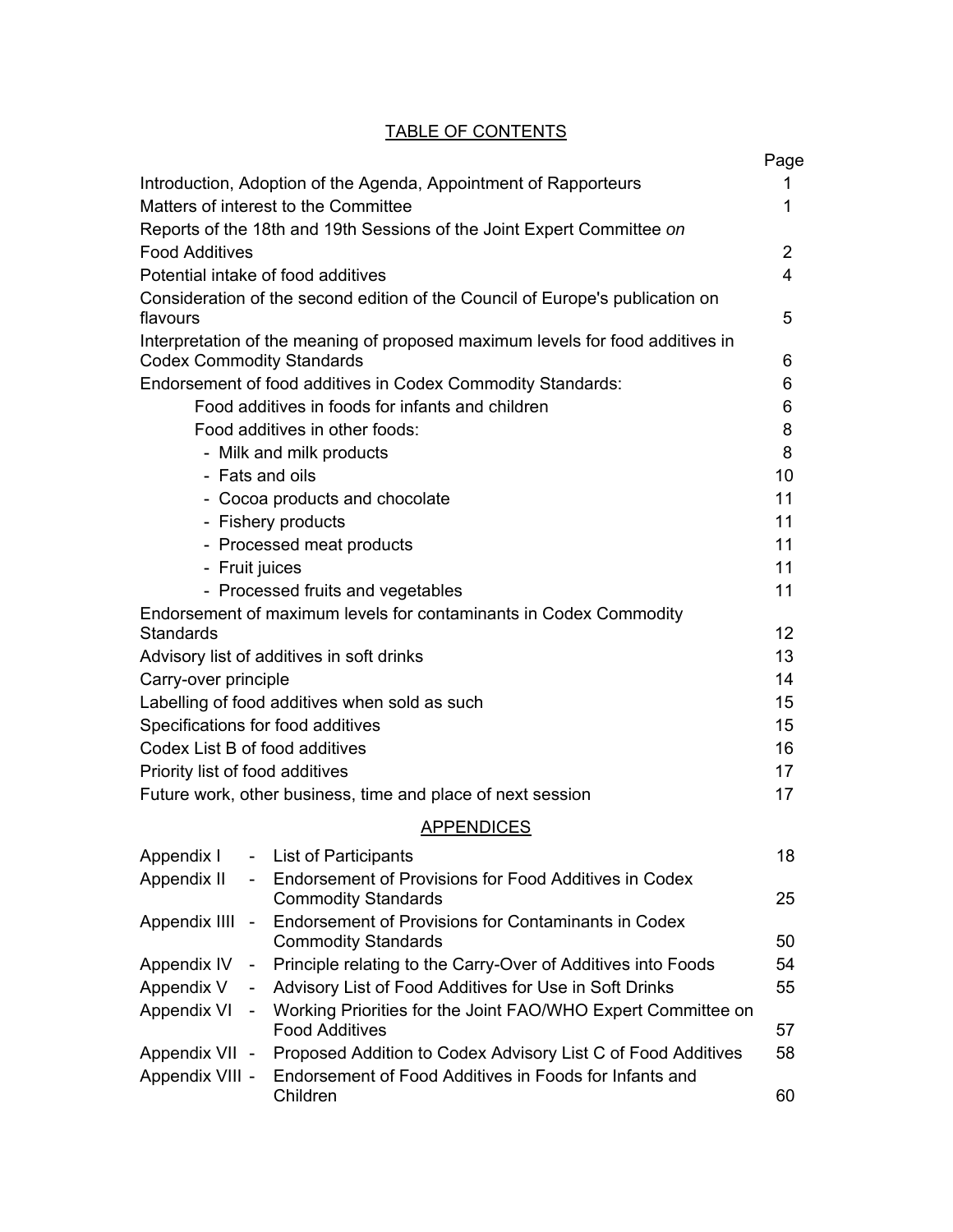## TABLE OF CONTENTS

| | Page |
|---|---|
| Introduction, Adoption of the Agenda, Appointment of Rapporteurs | 1 |
| Matters of interest to the Committee | 1 |
| Reports of the 18th and 19th Sessions of the Joint Expert Committee *on* Food Additives | 2 |
| Potential intake of food additives | 4 |
| Consideration of the second edition of the Council of Europe's publication on flavours | 5 |
| Interpretation of the meaning of proposed maximum levels for food additives in Codex Commodity Standards | 6 |
| Endorsement of food additives in Codex Commodity Standards: | 6 |
| Food additives in foods for infants and children | 6 |
| Food additives in other foods: | 8 |
| - Milk and milk products | 8 |
| - Fats and oils | 10 |
| - Cocoa products and chocolate | 11 |
| - Fishery products | 11 |
| - Processed meat products | 11 |
| - Fruit juices | 11 |
| - Processed fruits and vegetables | 11 |
| Endorsement of maximum levels for contaminants in Codex Commodity Standards | 12 |
| Advisory list of additives in soft drinks | 13 |
| Carry-over principle | 14 |
| Labelling of food additives when sold as such | 15 |
| Specifications for food additives | 15 |
| Codex List B of food additives | 16 |
| Priority list of food additives | 17 |
| Future work, other business, time and place of next session | 17 |

## APPENDICES

| | | |
|---|---|---|
| Appendix I | - List of Participants | 18 |
| Appendix II | - Endorsement of Provisions for Food Additives in Codex Commodity Standards | 25 |
| Appendix IIII | - Endorsement of Provisions for Contaminants in Codex Commodity Standards | 50 |
| Appendix IV | - Principle relating to the Carry-Over of Additives into Foods | 54 |
| Appendix V | - Advisory List of Food Additives for Use in Soft Drinks | 55 |
| Appendix VI | - Working Priorities for the Joint FAO/WHO Expert Committee on Food Additives | 57 |
| Appendix VII | - Proposed Addition to Codex Advisory List C of Food Additives | 58 |
| Appendix VIII | - Endorsement of Food Additives in Foods for Infants and Children | 60 |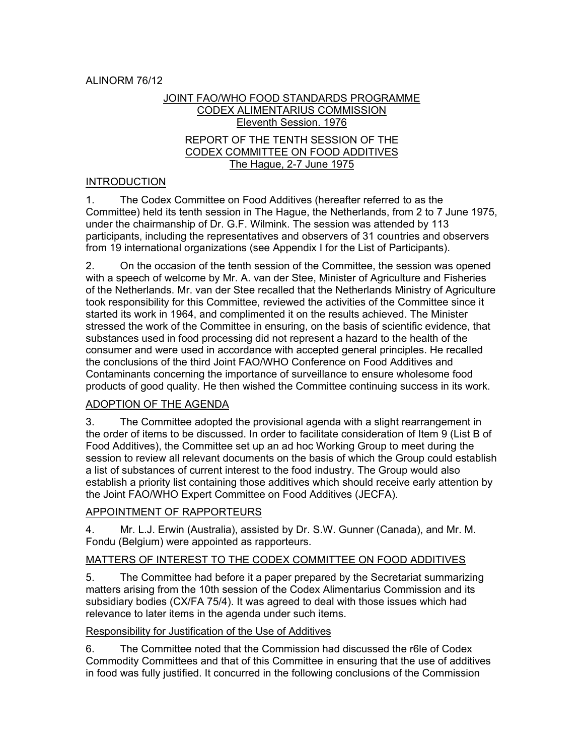ALINORM 76/12

JOINT FAO/WHO FOOD STANDARDS PROGRAMME
CODEX ALIMENTARIUS COMMISSION
Eleventh Session. 1976

# REPORT OF THE TENTH SESSION OF THE CODEX COMMITTEE ON FOOD ADDITIVES
The Hague, 2-7 June 1975

## INTRODUCTION

1. The Codex Committee on Food Additives (hereafter referred to as the Committee) held its tenth session in The Hague, the Netherlands, from 2 to 7 June 1975, under the chairmanship of Dr. G.F. Wilmink. The session was attended by 113 participants, including the representatives and observers of 31 countries and observers from 19 international organizations (see Appendix I for the List of Participants).

2. On the occasion of the tenth session of the Committee, the session was opened with a speech of welcome by Mr. A. van der Stee, Minister of Agriculture and Fisheries of the Netherlands. Mr. van der Stee recalled that the Netherlands Ministry of Agriculture took responsibility for this Committee, reviewed the activities of the Committee since it started its work in 1964, and complimented it on the results achieved. The Minister stressed the work of the Committee in ensuring, on the basis of scientific evidence, that substances used in food processing did not represent a hazard to the health of the consumer and were used in accordance with accepted general principles. He recalled the conclusions of the third Joint FAO/WHO Conference on Food Additives and Contaminants concerning the importance of surveillance to ensure wholesome food products of good quality. He then wished the Committee continuing success in its work.

## ADOPTION OF THE AGENDA

3. The Committee adopted the provisional agenda with a slight rearrangement in the order of items to be discussed. In order to facilitate consideration of Item 9 (List B of Food Additives), the Committee set up an ad hoc Working Group to meet during the session to review all relevant documents on the basis of which the Group could establish a list of substances of current interest to the food industry. The Group would also establish a priority list containing those additives which should receive early attention by the Joint FAO/WHO Expert Committee on Food Additives (JECFA).

## APPOINTMENT OF RAPPORTEURS

4. Mr. L.J. Erwin (Australia), assisted by Dr. S.W. Gunner (Canada), and Mr. M. Fondu (Belgium) were appointed as rapporteurs.

## MATTERS OF INTEREST TO THE CODEX COMMITTEE ON FOOD ADDITIVES

5. The Committee had before it a paper prepared by the Secretariat summarizing matters arising from the 10th session of the Codex Alimentarius Commission and its subsidiary bodies (CX/FA 75/4). It was agreed to deal with those issues which had relevance to later items in the agenda under such items.

### Responsibility for Justification of the Use of Additives

6. The Committee noted that the Commission had discussed the r6le of Codex Commodity Committees and that of this Committee in ensuring that the use of additives in food was fully justified. It concurred in the following conclusions of the Commission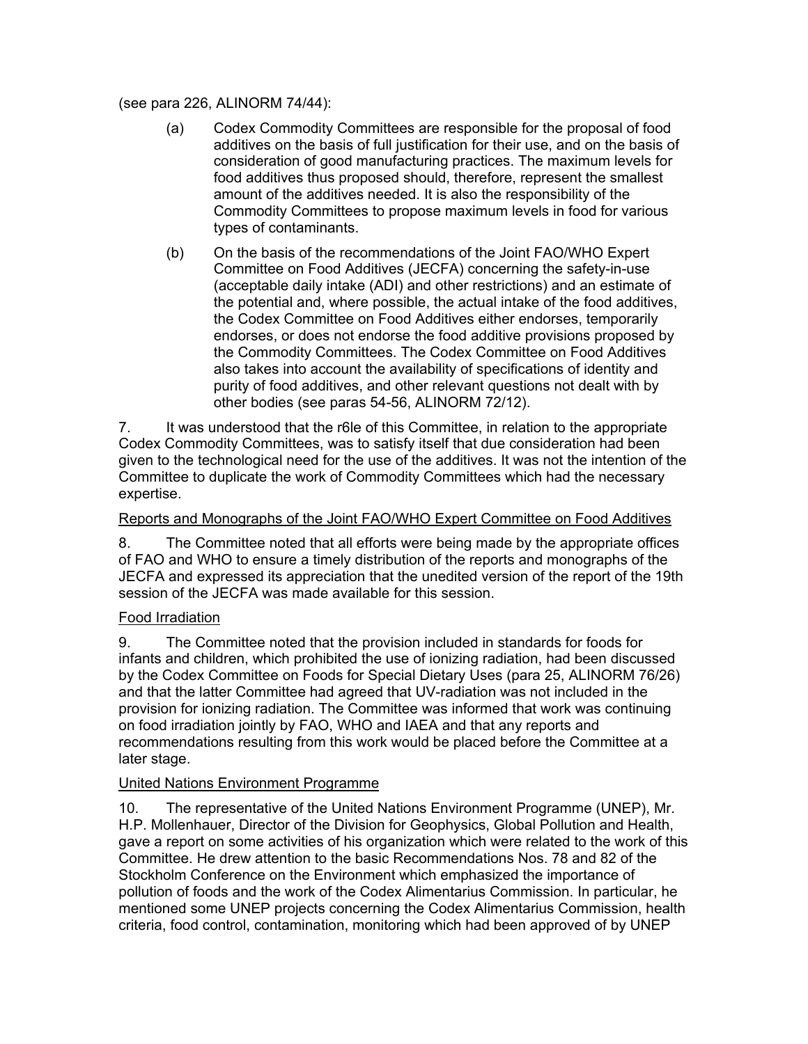(see para 226, ALINORM 74/44):

(a) Codex Commodity Committees are responsible for the proposal of food additives on the basis of full justification for their use, and on the basis of consideration of good manufacturing practices. The maximum levels for food additives thus proposed should, therefore, represent the smallest amount of the additives needed. It is also the responsibility of the Commodity Committees to propose maximum levels in food for various types of contaminants.

(b) On the basis of the recommendations of the Joint FAO/WHO Expert Committee on Food Additives (JECFA) concerning the safety-in-use (acceptable daily intake (ADI) and other restrictions) and an estimate of the potential and, where possible, the actual intake of the food additives, the Codex Committee on Food Additives either endorses, temporarily endorses, or does not endorse the food additive provisions proposed by the Commodity Committees. The Codex Committee on Food Additives also takes into account the availability of specifications of identity and purity of food additives, and other relevant questions not dealt with by other bodies (see paras 54-56, ALINORM 72/12).

7. It was understood that the r6le of this Committee, in relation to the appropriate Codex Commodity Committees, was to satisfy itself that due consideration had been given to the technological need for the use of the additives. It was not the intention of the Committee to duplicate the work of Commodity Committees which had the necessary expertise.

Reports and Monographs of the Joint FAO/WHO Expert Committee on Food Additives

8. The Committee noted that all efforts were being made by the appropriate offices of FAO and WHO to ensure a timely distribution of the reports and monographs of the JECFA and expressed its appreciation that the unedited version of the report of the 19th session of the JECFA was made available for this session.

Food Irradiation

9. The Committee noted that the provision included in standards for foods for infants and children, which prohibited the use of ionizing radiation, had been discussed by the Codex Committee on Foods for Special Dietary Uses (para 25, ALINORM 76/26) and that the latter Committee had agreed that UV-radiation was not included in the provision for ionizing radiation. The Committee was informed that work was continuing on food irradiation jointly by FAO, WHO and IAEA and that any reports and recommendations resulting from this work would be placed before the Committee at a later stage.

United Nations Environment Programme

10. The representative of the United Nations Environment Programme (UNEP), Mr. H.P. Mollenhauer, Director of the Division for Geophysics, Global Pollution and Health, gave a report on some activities of his organization which were related to the work of this Committee. He drew attention to the basic Recommendations Nos. 78 and 82 of the Stockholm Conference on the Environment which emphasized the importance of pollution of foods and the work of the Codex Alimentarius Commission. In particular, he mentioned some UNEP projects concerning the Codex Alimentarius Commission, health criteria, food control, contamination, monitoring which had been approved of by UNEP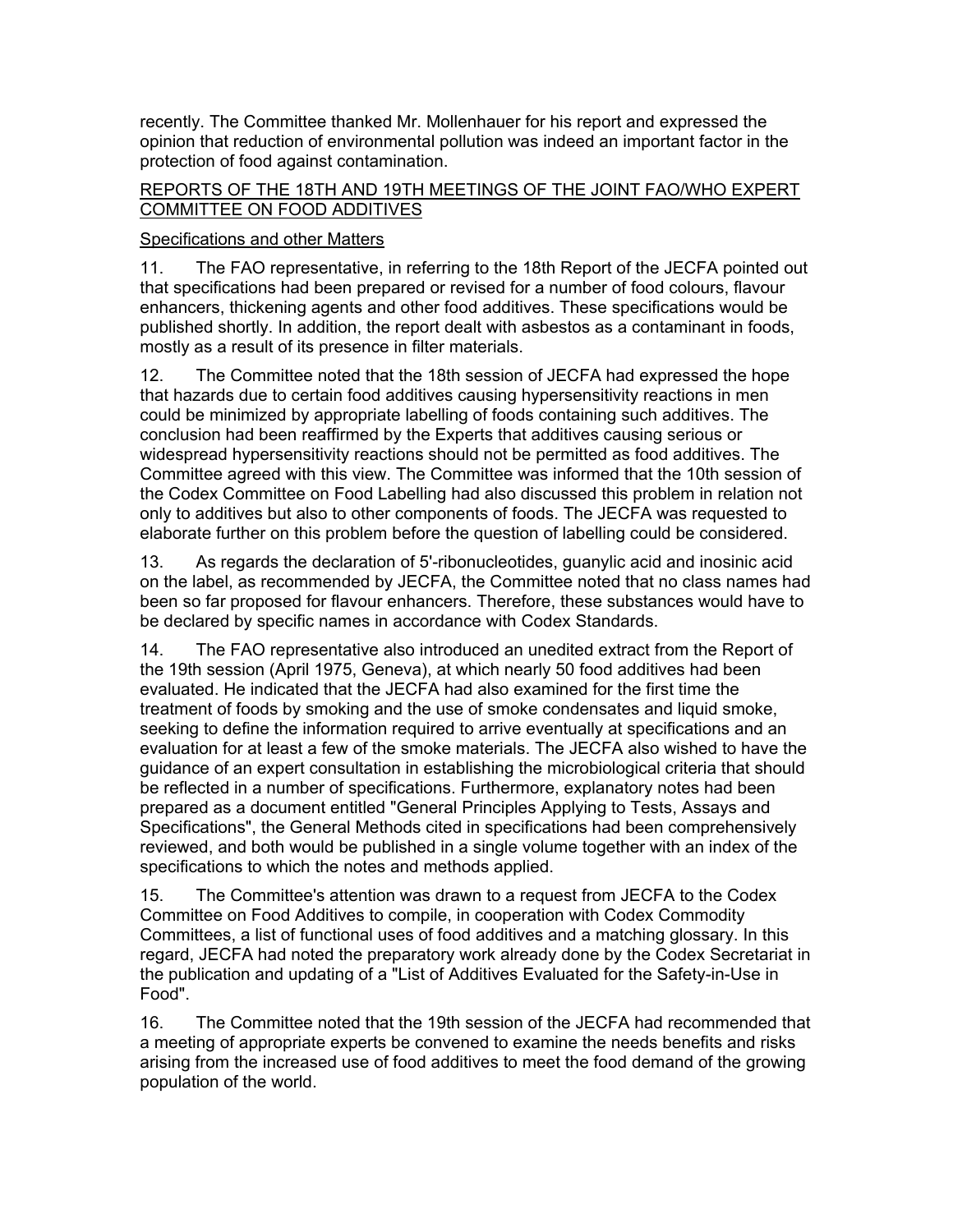recently. The Committee thanked Mr. Mollenhauer for his report and expressed the opinion that reduction of environmental pollution was indeed an important factor in the protection of food against contamination.

## REPORTS OF THE 18TH AND 19TH MEETINGS OF THE JOINT FAO/WHO EXPERT COMMITTEE ON FOOD ADDITIVES

### Specifications and other Matters

11. The FAO representative, in referring to the 18th Report of the JECFA pointed out that specifications had been prepared or revised for a number of food colours, flavour enhancers, thickening agents and other food additives. These specifications would be published shortly. In addition, the report dealt with asbestos as a contaminant in foods, mostly as a result of its presence in filter materials.

12. The Committee noted that the 18th session of JECFA had expressed the hope that hazards due to certain food additives causing hypersensitivity reactions in men could be minimized by appropriate labelling of foods containing such additives. The conclusion had been reaffirmed by the Experts that additives causing serious or widespread hypersensitivity reactions should not be permitted as food additives. The Committee agreed with this view. The Committee was informed that the 10th session of the Codex Committee on Food Labelling had also discussed this problem in relation not only to additives but also to other components of foods. The JECFA was requested to elaborate further on this problem before the question of labelling could be considered.

13. As regards the declaration of 5'-ribonucleotides, guanylic acid and inosinic acid on the label, as recommended by JECFA, the Committee noted that no class names had been so far proposed for flavour enhancers. Therefore, these substances would have to be declared by specific names in accordance with Codex Standards.

14. The FAO representative also introduced an unedited extract from the Report of the 19th session (April 1975, Geneva), at which nearly 50 food additives had been evaluated. He indicated that the JECFA had also examined for the first time the treatment of foods by smoking and the use of smoke condensates and liquid smoke, seeking to define the information required to arrive eventually at specifications and an evaluation for at least a few of the smoke materials. The JECFA also wished to have the guidance of an expert consultation in establishing the microbiological criteria that should be reflected in a number of specifications. Furthermore, explanatory notes had been prepared as a document entitled "General Principles Applying to Tests, Assays and Specifications", the General Methods cited in specifications had been comprehensively reviewed, and both would be published in a single volume together with an index of the specifications to which the notes and methods applied.

15. The Committee's attention was drawn to a request from JECFA to the Codex Committee on Food Additives to compile, in cooperation with Codex Commodity Committees, a list of functional uses of food additives and a matching glossary. In this regard, JECFA had noted the preparatory work already done by the Codex Secretariat in the publication and updating of a "List of Additives Evaluated for the Safety-in-Use in Food".

16. The Committee noted that the 19th session of the JECFA had recommended that a meeting of appropriate experts be convened to examine the needs benefits and risks arising from the increased use of food additives to meet the food demand of the growing population of the world.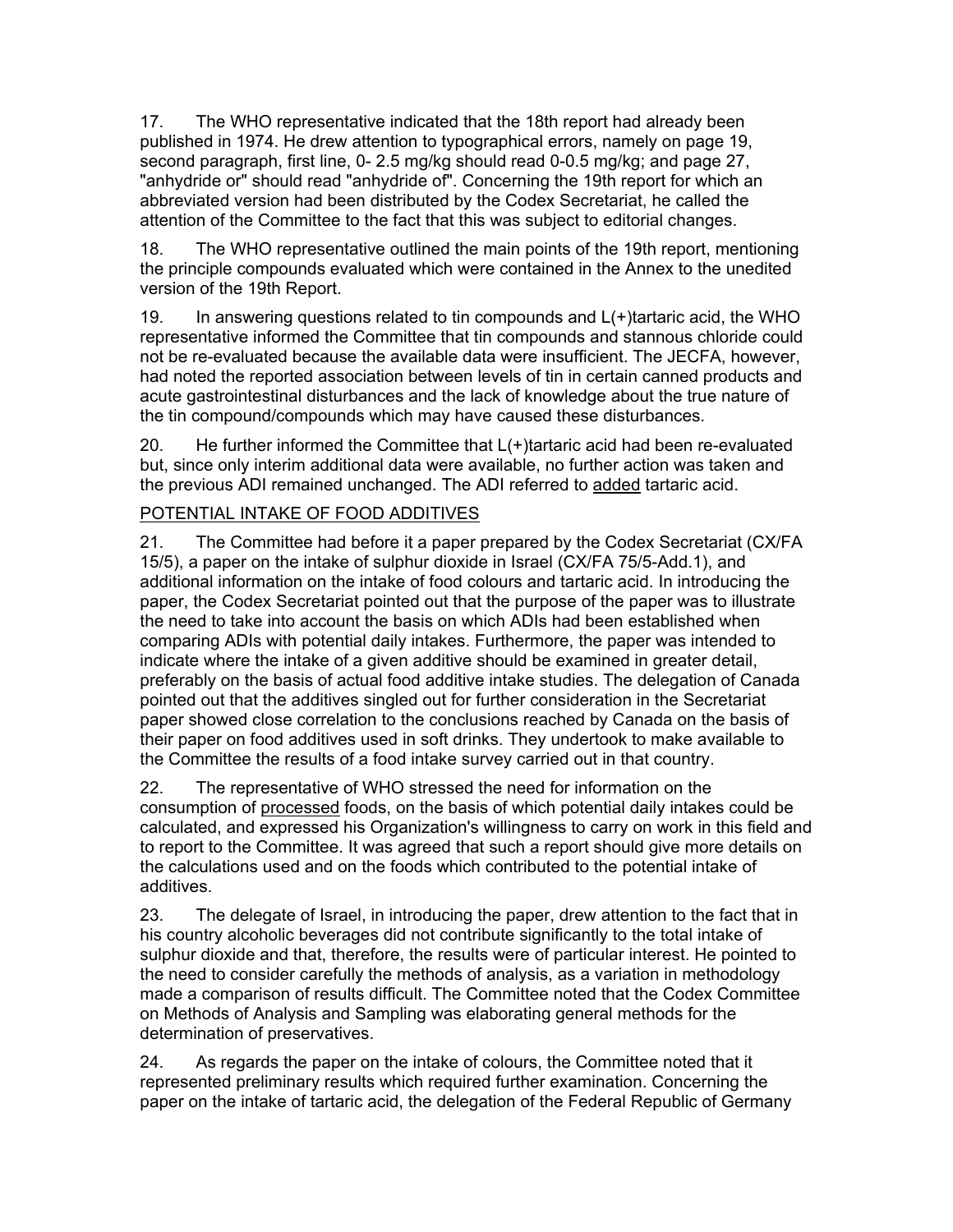17. The WHO representative indicated that the 18th report had already been published in 1974. He drew attention to typographical errors, namely on page 19, second paragraph, first line, 0- 2.5 mg/kg should read 0-0.5 mg/kg; and page 27, "anhydride or" should read "anhydride of". Concerning the 19th report for which an abbreviated version had been distributed by the Codex Secretariat, he called the attention of the Committee to the fact that this was subject to editorial changes.

18. The WHO representative outlined the main points of the 19th report, mentioning the principle compounds evaluated which were contained in the Annex to the unedited version of the 19th Report.

19. In answering questions related to tin compounds and L(+)tartaric acid, the WHO representative informed the Committee that tin compounds and stannous chloride could not be re-evaluated because the available data were insufficient. The JECFA, however, had noted the reported association between levels of tin in certain canned products and acute gastrointestinal disturbances and the lack of knowledge about the true nature of the tin compound/compounds which may have caused these disturbances.

20. He further informed the Committee that L(+)tartaric acid had been re-evaluated but, since only interim additional data were available, no further action was taken and the previous ADI remained unchanged. The ADI referred to <u>added</u> tartaric acid.

<u>POTENTIAL INTAKE OF FOOD ADDITIVES</u>

21. The Committee had before it a paper prepared by the Codex Secretariat (CX/FA 15/5), a paper on the intake of sulphur dioxide in Israel (CX/FA 75/5-Add.1), and additional information on the intake of food colours and tartaric acid. In introducing the paper, the Codex Secretariat pointed out that the purpose of the paper was to illustrate the need to take into account the basis on which ADIs had been established when comparing ADIs with potential daily intakes. Furthermore, the paper was intended to indicate where the intake of a given additive should be examined in greater detail, preferably on the basis of actual food additive intake studies. The delegation of Canada pointed out that the additives singled out for further consideration in the Secretariat paper showed close correlation to the conclusions reached by Canada on the basis of their paper on food additives used in soft drinks. They undertook to make available to the Committee the results of a food intake survey carried out in that country.

22. The representative of WHO stressed the need for information on the consumption of <u>processed</u> foods, on the basis of which potential daily intakes could be calculated, and expressed his Organization's willingness to carry on work in this field and to report to the Committee. It was agreed that such a report should give more details on the calculations used and on the foods which contributed to the potential intake of additives.

23. The delegate of Israel, in introducing the paper, drew attention to the fact that in his country alcoholic beverages did not contribute significantly to the total intake of sulphur dioxide and that, therefore, the results were of particular interest. He pointed to the need to consider carefully the methods of analysis, as a variation in methodology made a comparison of results difficult. The Committee noted that the Codex Committee on Methods of Analysis and Sampling was elaborating general methods for the determination of preservatives.

24. As regards the paper on the intake of colours, the Committee noted that it represented preliminary results which required further examination. Concerning the paper on the intake of tartaric acid, the delegation of the Federal Republic of Germany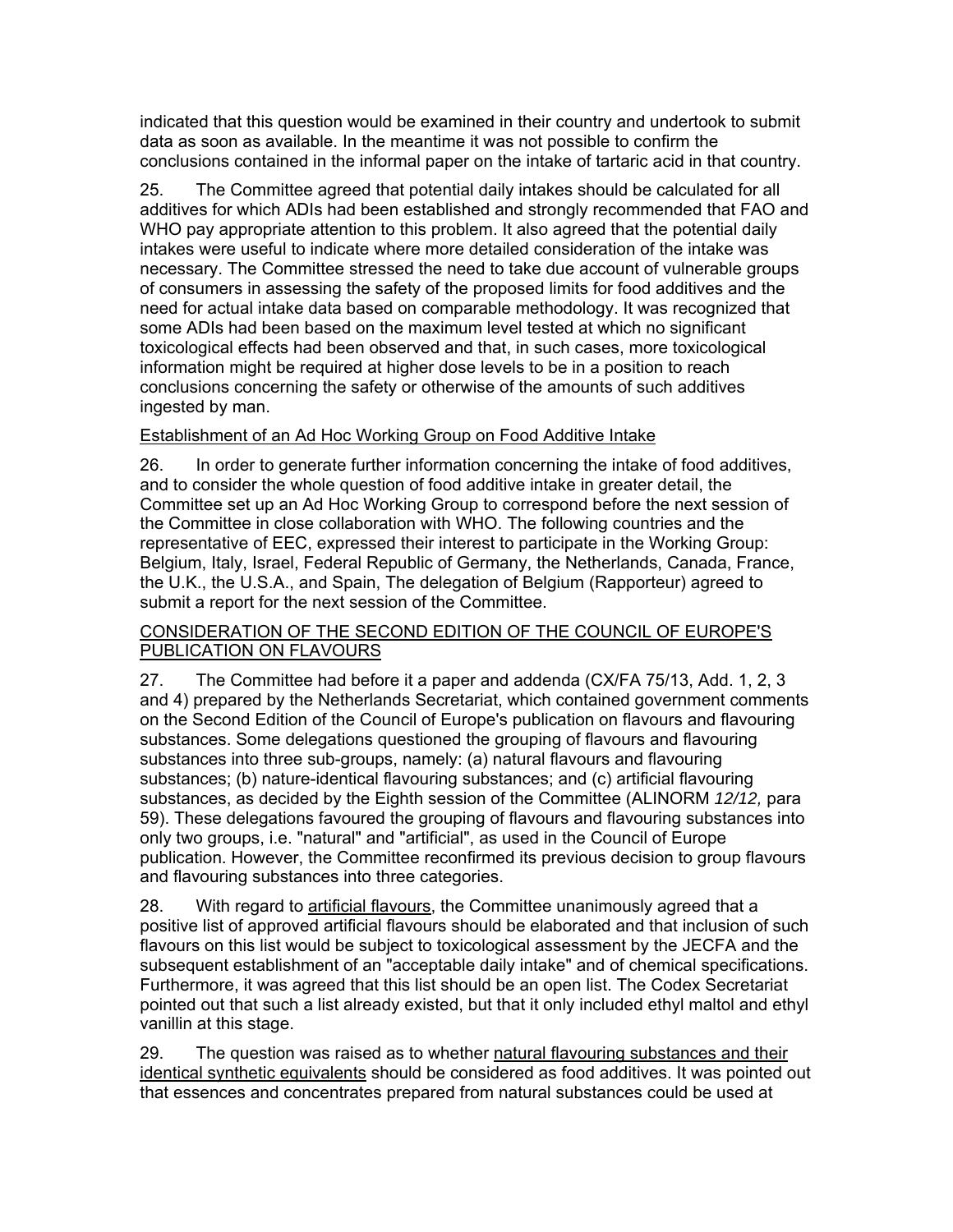indicated that this question would be examined in their country and undertook to submit data as soon as available. In the meantime it was not possible to confirm the conclusions contained in the informal paper on the intake of tartaric acid in that country.

25. The Committee agreed that potential daily intakes should be calculated for all additives for which ADIs had been established and strongly recommended that FAO and WHO pay appropriate attention to this problem. It also agreed that the potential daily intakes were useful to indicate where more detailed consideration of the intake was necessary. The Committee stressed the need to take due account of vulnerable groups of consumers in assessing the safety of the proposed limits for food additives and the need for actual intake data based on comparable methodology. It was recognized that some ADIs had been based on the maximum level tested at which no significant toxicological effects had been observed and that, in such cases, more toxicological information might be required at higher dose levels to be in a position to reach conclusions concerning the safety or otherwise of the amounts of such additives ingested by man.

Establishment of an Ad Hoc Working Group on Food Additive Intake

26. In order to generate further information concerning the intake of food additives, and to consider the whole question of food additive intake in greater detail, the Committee set up an Ad Hoc Working Group to correspond before the next session of the Committee in close collaboration with WHO. The following countries and the representative of EEC, expressed their interest to participate in the Working Group: Belgium, Italy, Israel, Federal Republic of Germany, the Netherlands, Canada, France, the U.K., the U.S.A., and Spain, The delegation of Belgium (Rapporteur) agreed to submit a report for the next session of the Committee.

## CONSIDERATION OF THE SECOND EDITION OF THE COUNCIL OF EUROPE'S PUBLICATION ON FLAVOURS

27. The Committee had before it a paper and addenda (CX/FA 75/13, Add. 1, 2, 3 and 4) prepared by the Netherlands Secretariat, which contained government comments on the Second Edition of the Council of Europe's publication on flavours and flavouring substances. Some delegations questioned the grouping of flavours and flavouring substances into three sub-groups, namely: (a) natural flavours and flavouring substances; (b) nature-identical flavouring substances; and (c) artificial flavouring substances, as decided by the Eighth session of the Committee (ALINORM *12/12,* para 59). These delegations favoured the grouping of flavours and flavouring substances into only two groups, i.e. "natural" and "artificial", as used in the Council of Europe publication. However, the Committee reconfirmed its previous decision to group flavours and flavouring substances into three categories.

28. With regard to artificial flavours, the Committee unanimously agreed that a positive list of approved artificial flavours should be elaborated and that inclusion of such flavours on this list would be subject to toxicological assessment by the JECFA and the subsequent establishment of an "acceptable daily intake" and of chemical specifications. Furthermore, it was agreed that this list should be an open list. The Codex Secretariat pointed out that such a list already existed, but that it only included ethyl maltol and ethyl vanillin at this stage.

29. The question was raised as to whether natural flavouring substances and their identical synthetic equivalents should be considered as food additives. It was pointed out that essences and concentrates prepared from natural substances could be used at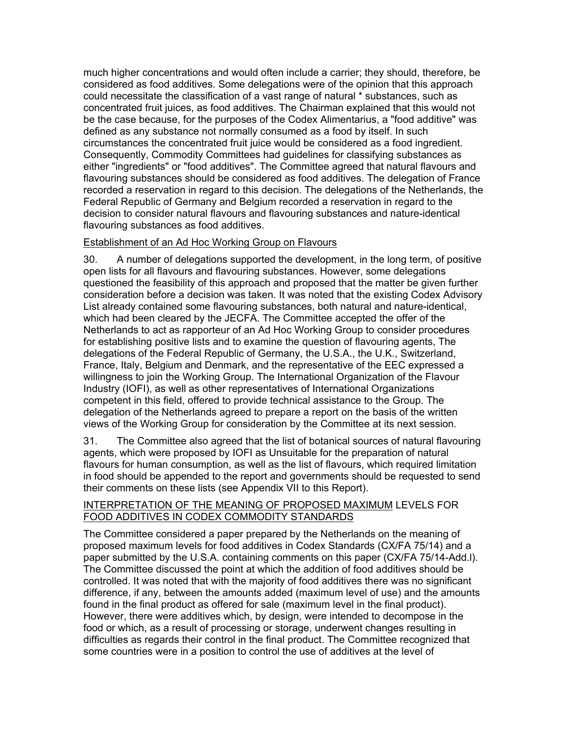much higher concentrations and would often include a carrier; they should, therefore, be considered as food additives. Some delegations were of the opinion that this approach could necessitate the classification of a vast range of natural * substances, such as concentrated fruit juices, as food additives. The Chairman explained that this would not be the case because, for the purposes of the Codex Alimentarius, a "food additive" was defined as any substance not normally consumed as a food by itself. In such circumstances the concentrated fruit juice would be considered as a food ingredient. Consequently, Commodity Committees had guidelines for classifying substances as either "ingredients" or "food additives". The Committee agreed that natural flavours and flavouring substances should be considered as food additives. The delegation of France recorded a reservation in regard to this decision. The delegations of the Netherlands, the Federal Republic of Germany and Belgium recorded a reservation in regard to the decision to consider natural flavours and flavouring substances and nature-identical flavouring substances as food additives.

Establishment of an Ad Hoc Working Group on Flavours

30. A number of delegations supported the development, in the long term, of positive open lists for all flavours and flavouring substances. However, some delegations questioned the feasibility of this approach and proposed that the matter be given further consideration before a decision was taken. It was noted that the existing Codex Advisory List already contained some flavouring substances, both natural and nature-identical, which had been cleared by the JECFA. The Committee accepted the offer of the Netherlands to act as rapporteur of an Ad Hoc Working Group to consider procedures for establishing positive lists and to examine the question of flavouring agents, The delegations of the Federal Republic of Germany, the U.S.A., the U.K., Switzerland, France, Italy, Belgium and Denmark, and the representative of the EEC expressed a willingness to join the Working Group. The International Organization of the Flavour Industry (IOFI), as well as other representatives of International Organizations competent in this field, offered to provide technical assistance to the Group. The delegation of the Netherlands agreed to prepare a report on the basis of the written views of the Working Group for consideration by the Committee at its next session.

31. The Committee also agreed that the list of botanical sources of natural flavouring agents, which were proposed by IOFI as Unsuitable for the preparation of natural flavours for human consumption, as well as the list of flavours, which required limitation in food should be appended to the report and governments should be requested to send their comments on these lists (see Appendix VII to this Report).

INTERPRETATION OF THE MEANING OF PROPOSED MAXIMUM LEVELS FOR FOOD ADDITIVES IN CODEX COMMODITY STANDARDS

The Committee considered a paper prepared by the Netherlands on the meaning of proposed maximum levels for food additives in Codex Standards (CX/FA 75/14) and a paper submitted by the U.S.A. containing comments on this paper (CX/FA 75/14-Add.l). The Committee discussed the point at which the addition of food additives should be controlled. It was noted that with the majority of food additives there was no significant difference, if any, between the amounts added (maximum level of use) and the amounts found in the final product as offered for sale (maximum level in the final product). However, there were additives which, by design, were intended to decompose in the food or which, as a result of processing or storage, underwent changes resulting in difficulties as regards their control in the final product. The Committee recognized that some countries were in a position to control the use of additives at the level of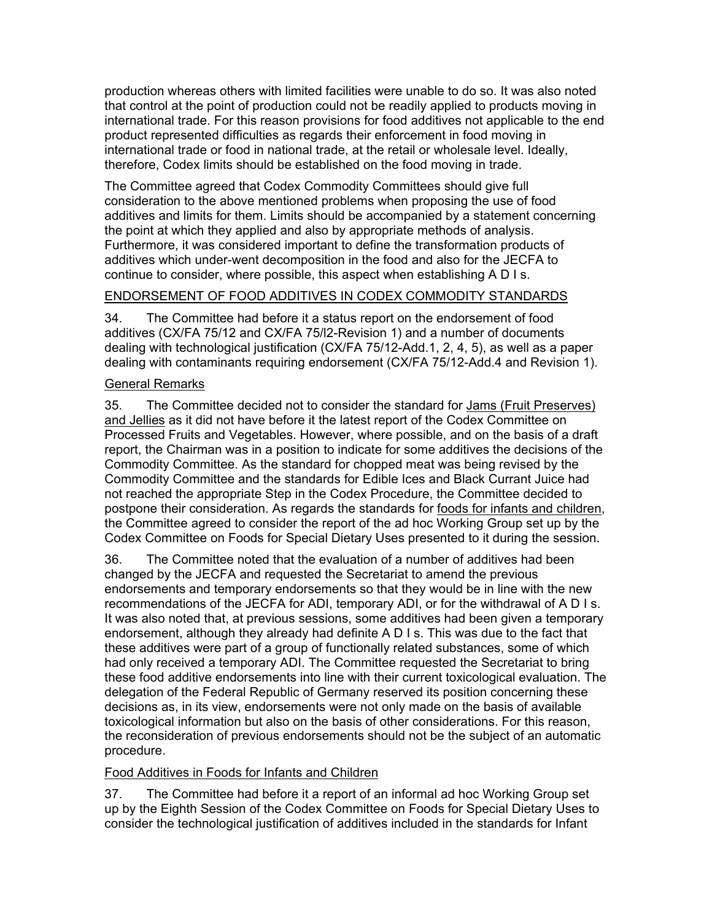production whereas others with limited facilities were unable to do so. It was also noted that control at the point of production could not be readily applied to products moving in international trade. For this reason provisions for food additives not applicable to the end product represented difficulties as regards their enforcement in food moving in international trade or food in national trade, at the retail or wholesale level. Ideally, therefore, Codex limits should be established on the food moving in trade.

The Committee agreed that Codex Commodity Committees should give full consideration to the above mentioned problems when proposing the use of food additives and limits for them. Limits should be accompanied by a statement concerning the point at which they applied and also by appropriate methods of analysis. Furthermore, it was considered important to define the transformation products of additives which under-went decomposition in the food and also for the JECFA to continue to consider, where possible, this aspect when establishing A D I s.

## ENDORSEMENT OF FOOD ADDITIVES IN CODEX COMMODITY STANDARDS

34. The Committee had before it a status report on the endorsement of food additives (CX/FA 75/12 and CX/FA 75/l2-Revision 1) and a number of documents dealing with technological justification (CX/FA 75/12-Add.1, 2, 4, 5), as well as a paper dealing with contaminants requiring endorsement (CX/FA 75/12-Add.4 and Revision 1).

### General Remarks

35. The Committee decided not to consider the standard for Jams (Fruit Preserves) and Jellies as it did not have before it the latest report of the Codex Committee on Processed Fruits and Vegetables. However, where possible, and on the basis of a draft report, the Chairman was in a position to indicate for some additives the decisions of the Commodity Committee. As the standard for chopped meat was being revised by the Commodity Committee and the standards for Edible Ices and Black Currant Juice had not reached the appropriate Step in the Codex Procedure, the Committee decided to postpone their consideration. As regards the standards for foods for infants and children, the Committee agreed to consider the report of the ad hoc Working Group set up by the Codex Committee on Foods for Special Dietary Uses presented to it during the session.

36. The Committee noted that the evaluation of a number of additives had been changed by the JECFA and requested the Secretariat to amend the previous endorsements and temporary endorsements so that they would be in line with the new recommendations of the JECFA for ADI, temporary ADI, or for the withdrawal of A D I s. It was also noted that, at previous sessions, some additives had been given a temporary endorsement, although they already had definite A D I s. This was due to the fact that these additives were part of a group of functionally related substances, some of which had only received a temporary ADI. The Committee requested the Secretariat to bring these food additive endorsements into line with their current toxicological evaluation. The delegation of the Federal Republic of Germany reserved its position concerning these decisions as, in its view, endorsements were not only made on the basis of available toxicological information but also on the basis of other considerations. For this reason, the reconsideration of previous endorsements should not be the subject of an automatic procedure.

### Food Additives in Foods for Infants and Children

37. The Committee had before it a report of an informal ad hoc Working Group set up by the Eighth Session of the Codex Committee on Foods for Special Dietary Uses to consider the technological justification of additives included in the standards for Infant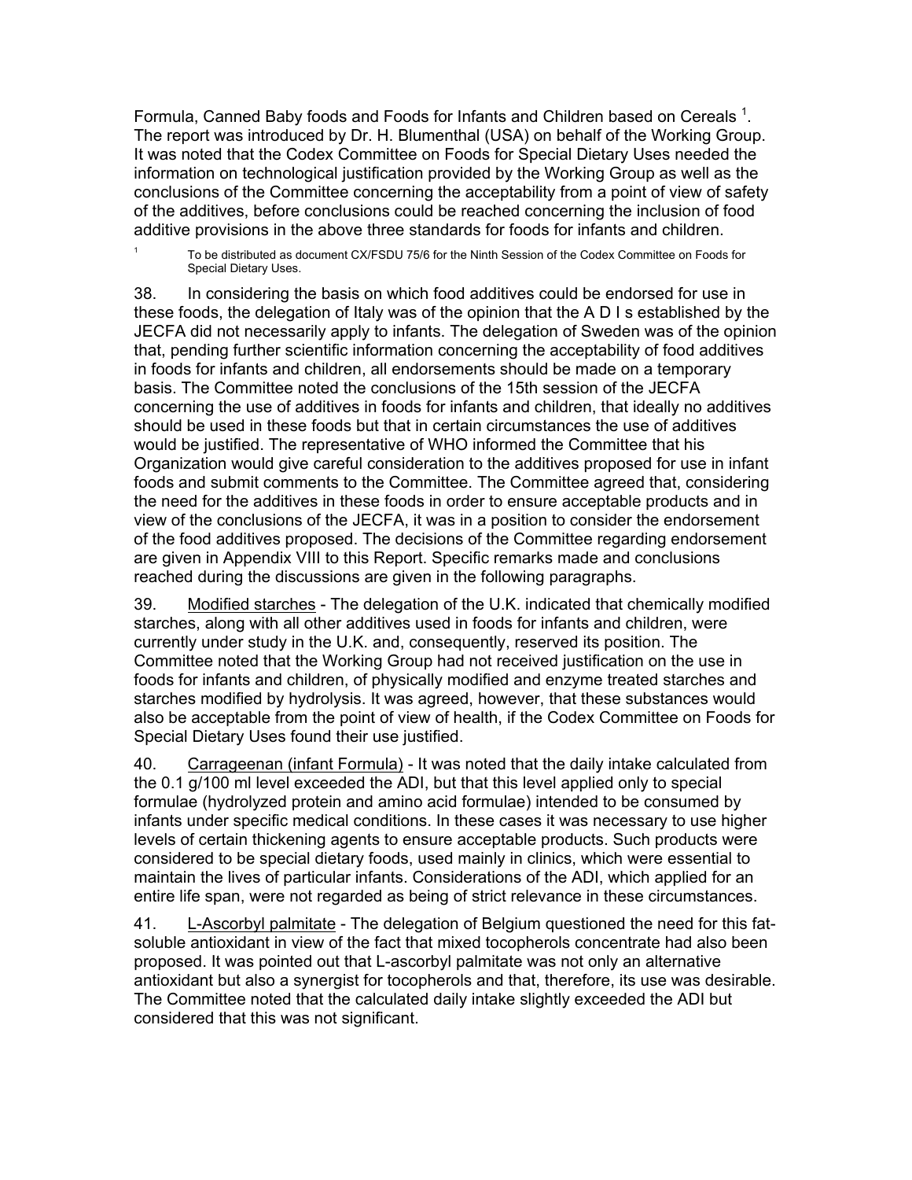Formula, Canned Baby foods and Foods for Infants and Children based on Cereals [1]. The report was introduced by Dr. H. Blumenthal (USA) on behalf of the Working Group. It was noted that the Codex Committee on Foods for Special Dietary Uses needed the information on technological justification provided by the Working Group as well as the conclusions of the Committee concerning the acceptability from a point of view of safety of the additives, before conclusions could be reached concerning the inclusion of food additive provisions in the above three standards for foods for infants and children.

[1] To be distributed as document CX/FSDU 75/6 for the Ninth Session of the Codex Committee on Foods for Special Dietary Uses.

38. In considering the basis on which food additives could be endorsed for use in these foods, the delegation of Italy was of the opinion that the A D I s established by the JECFA did not necessarily apply to infants. The delegation of Sweden was of the opinion that, pending further scientific information concerning the acceptability of food additives in foods for infants and children, all endorsements should be made on a temporary basis. The Committee noted the conclusions of the 15th session of the JECFA concerning the use of additives in foods for infants and children, that ideally no additives should be used in these foods but that in certain circumstances the use of additives would be justified. The representative of WHO informed the Committee that his Organization would give careful consideration to the additives proposed for use in infant foods and submit comments to the Committee. The Committee agreed that, considering the need for the additives in these foods in order to ensure acceptable products and in view of the conclusions of the JECFA, it was in a position to consider the endorsement of the food additives proposed. The decisions of the Committee regarding endorsement are given in Appendix VIII to this Report. Specific remarks made and conclusions reached during the discussions are given in the following paragraphs.

39. Modified starches - The delegation of the U.K. indicated that chemically modified starches, along with all other additives used in foods for infants and children, were currently under study in the U.K. and, consequently, reserved its position. The Committee noted that the Working Group had not received justification on the use in foods for infants and children, of physically modified and enzyme treated starches and starches modified by hydrolysis. It was agreed, however, that these substances would also be acceptable from the point of view of health, if the Codex Committee on Foods for Special Dietary Uses found their use justified.

40. Carrageenan (infant Formula) - It was noted that the daily intake calculated from the 0.1 g/100 ml level exceeded the ADI, but that this level applied only to special formulae (hydrolyzed protein and amino acid formulae) intended to be consumed by infants under specific medical conditions. In these cases it was necessary to use higher levels of certain thickening agents to ensure acceptable products. Such products were considered to be special dietary foods, used mainly in clinics, which were essential to maintain the lives of particular infants. Considerations of the ADI, which applied for an entire life span, were not regarded as being of strict relevance in these circumstances.

41. L-Ascorbyl palmitate - The delegation of Belgium questioned the need for this fat-soluble antioxidant in view of the fact that mixed tocopherols concentrate had also been proposed. It was pointed out that L-ascorbyl palmitate was not only an alternative antioxidant but also a synergist for tocopherols and that, therefore, its use was desirable. The Committee noted that the calculated daily intake slightly exceeded the ADI but considered that this was not significant.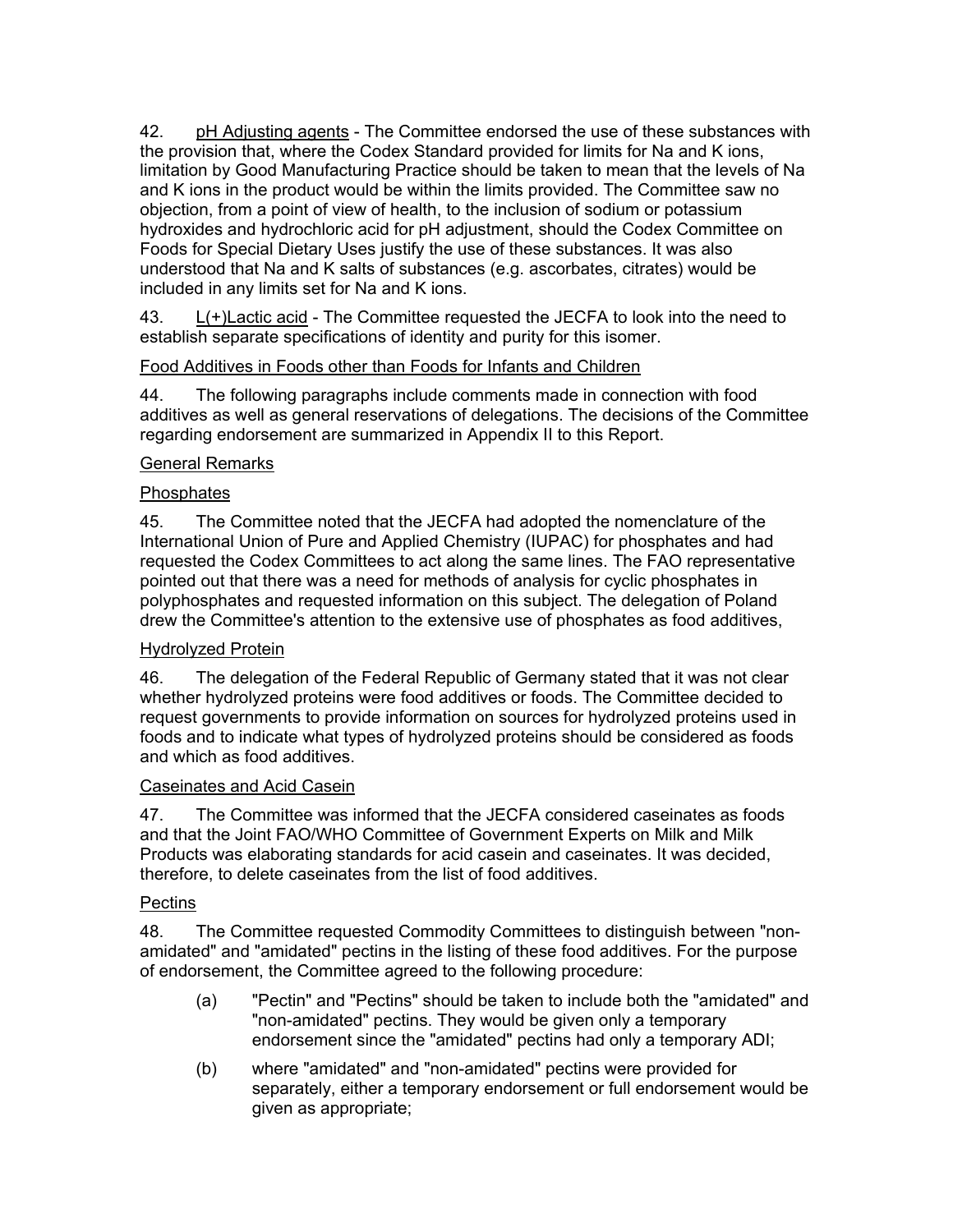42. pH Adjusting agents - The Committee endorsed the use of these substances with the provision that, where the Codex Standard provided for limits for Na and K ions, limitation by Good Manufacturing Practice should be taken to mean that the levels of Na and K ions in the product would be within the limits provided. The Committee saw no objection, from a point of view of health, to the inclusion of sodium or potassium hydroxides and hydrochloric acid for pH adjustment, should the Codex Committee on Foods for Special Dietary Uses justify the use of these substances. It was also understood that Na and K salts of substances (e.g. ascorbates, citrates) would be included in any limits set for Na and K ions.

43. L(+)Lactic acid - The Committee requested the JECFA to look into the need to establish separate specifications of identity and purity for this isomer.

Food Additives in Foods other than Foods for Infants and Children

44. The following paragraphs include comments made in connection with food additives as well as general reservations of delegations. The decisions of the Committee regarding endorsement are summarized in Appendix II to this Report.

General Remarks

Phosphates

45. The Committee noted that the JECFA had adopted the nomenclature of the International Union of Pure and Applied Chemistry (IUPAC) for phosphates and had requested the Codex Committees to act along the same lines. The FAO representative pointed out that there was a need for methods of analysis for cyclic phosphates in polyphosphates and requested information on this subject. The delegation of Poland drew the Committee's attention to the extensive use of phosphates as food additives,

Hydrolyzed Protein

46. The delegation of the Federal Republic of Germany stated that it was not clear whether hydrolyzed proteins were food additives or foods. The Committee decided to request governments to provide information on sources for hydrolyzed proteins used in foods and to indicate what types of hydrolyzed proteins should be considered as foods and which as food additives.

Caseinates and Acid Casein

47. The Committee was informed that the JECFA considered caseinates as foods and that the Joint FAO/WHO Committee of Government Experts on Milk and Milk Products was elaborating standards for acid casein and caseinates. It was decided, therefore, to delete caseinates from the list of food additives.

Pectins

48. The Committee requested Commodity Committees to distinguish between "non-amidated" and "amidated" pectins in the listing of these food additives. For the purpose of endorsement, the Committee agreed to the following procedure:

(a) "Pectin" and "Pectins" should be taken to include both the "amidated" and "non-amidated" pectins. They would be given only a temporary endorsement since the "amidated" pectins had only a temporary ADI;

(b) where "amidated" and "non-amidated" pectins were provided for separately, either a temporary endorsement or full endorsement would be given as appropriate;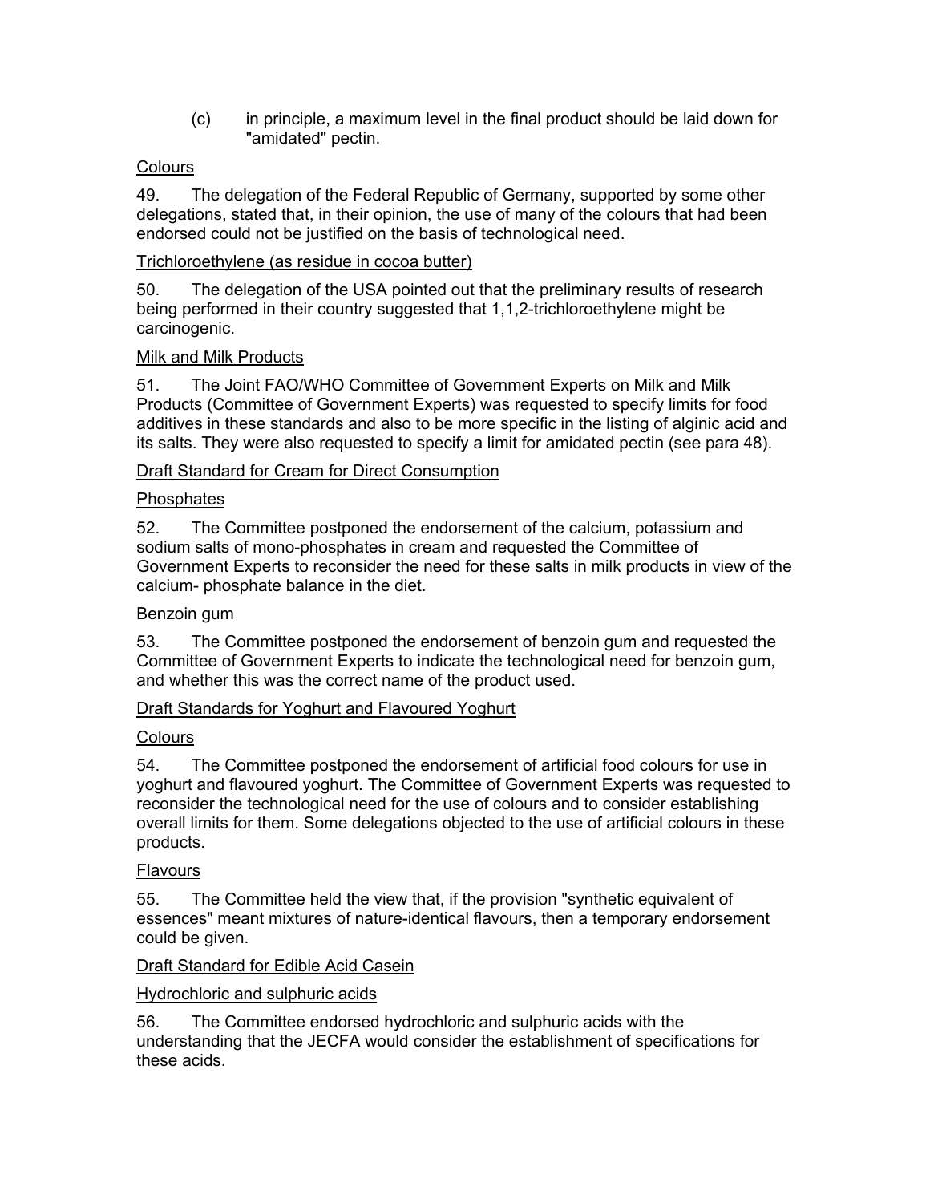(c) in principle, a maximum level in the final product should be laid down for "amidated" pectin.

Colours

49. The delegation of the Federal Republic of Germany, supported by some other delegations, stated that, in their opinion, the use of many of the colours that had been endorsed could not be justified on the basis of technological need.

Trichloroethylene (as residue in cocoa butter)

50. The delegation of the USA pointed out that the preliminary results of research being performed in their country suggested that 1,1,2-trichloroethylene might be carcinogenic.

Milk and Milk Products

51. The Joint FAO/WHO Committee of Government Experts on Milk and Milk Products (Committee of Government Experts) was requested to specify limits for food additives in these standards and also to be more specific in the listing of alginic acid and its salts. They were also requested to specify a limit for amidated pectin (see para 48).

Draft Standard for Cream for Direct Consumption

Phosphates

52. The Committee postponed the endorsement of the calcium, potassium and sodium salts of mono-phosphates in cream and requested the Committee of Government Experts to reconsider the need for these salts in milk products in view of the calcium- phosphate balance in the diet.

Benzoin gum

53. The Committee postponed the endorsement of benzoin gum and requested the Committee of Government Experts to indicate the technological need for benzoin gum, and whether this was the correct name of the product used.

Draft Standards for Yoghurt and Flavoured Yoghurt

Colours

54. The Committee postponed the endorsement of artificial food colours for use in yoghurt and flavoured yoghurt. The Committee of Government Experts was requested to reconsider the technological need for the use of colours and to consider establishing overall limits for them. Some delegations objected to the use of artificial colours in these products.

Flavours

55. The Committee held the view that, if the provision "synthetic equivalent of essences" meant mixtures of nature-identical flavours, then a temporary endorsement could be given.

Draft Standard for Edible Acid Casein

Hydrochloric and sulphuric acids

56. The Committee endorsed hydrochloric and sulphuric acids with the understanding that the JECFA would consider the establishment of specifications for these acids.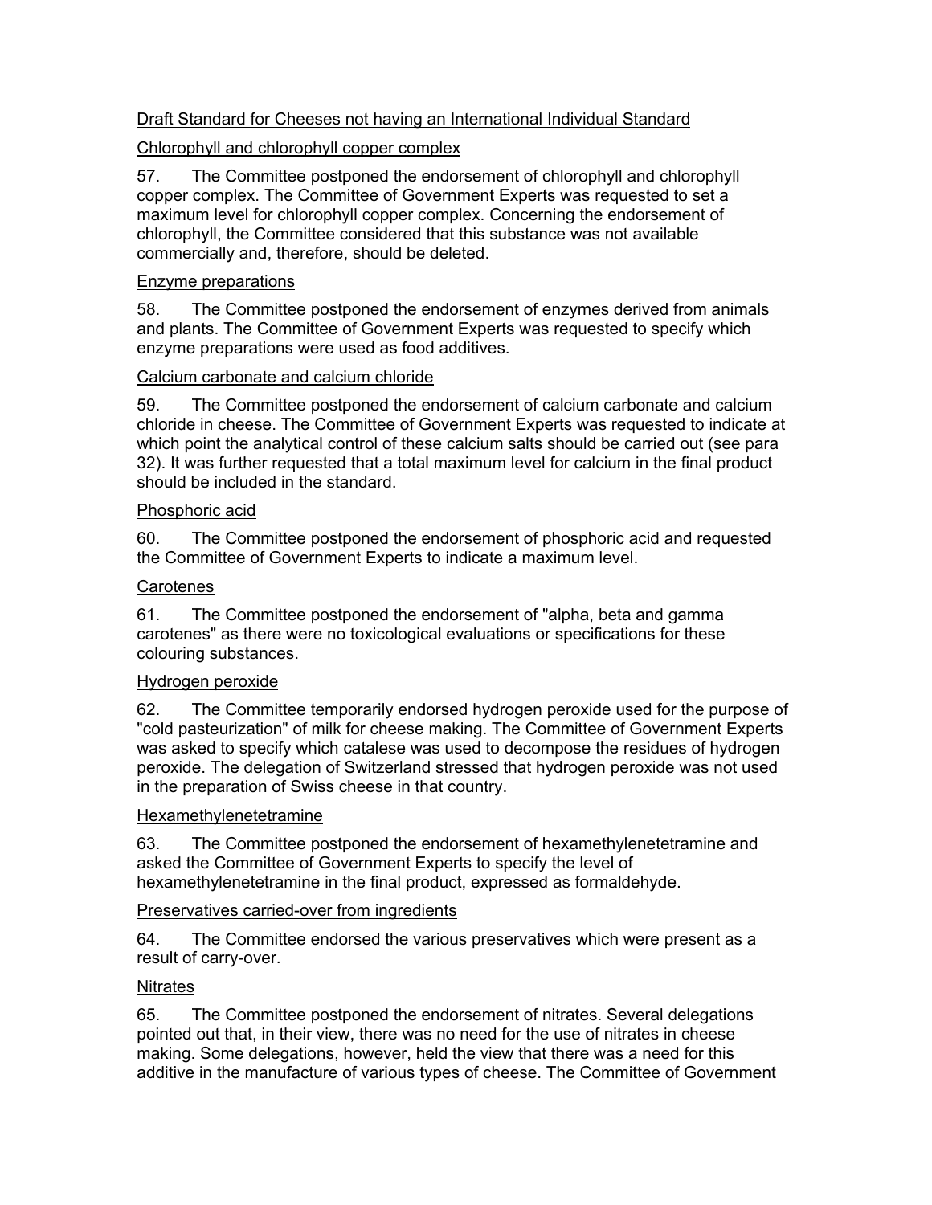Draft Standard for Cheeses not having an International Individual Standard

Chlorophyll and chlorophyll copper complex

57. The Committee postponed the endorsement of chlorophyll and chlorophyll copper complex. The Committee of Government Experts was requested to set a maximum level for chlorophyll copper complex. Concerning the endorsement of chlorophyll, the Committee considered that this substance was not available commercially and, therefore, should be deleted.

Enzyme preparations

58. The Committee postponed the endorsement of enzymes derived from animals and plants. The Committee of Government Experts was requested to specify which enzyme preparations were used as food additives.

Calcium carbonate and calcium chloride

59. The Committee postponed the endorsement of calcium carbonate and calcium chloride in cheese. The Committee of Government Experts was requested to indicate at which point the analytical control of these calcium salts should be carried out (see para 32). It was further requested that a total maximum level for calcium in the final product should be included in the standard.

Phosphoric acid

60. The Committee postponed the endorsement of phosphoric acid and requested the Committee of Government Experts to indicate a maximum level.

Carotenes

61. The Committee postponed the endorsement of "alpha, beta and gamma carotenes" as there were no toxicological evaluations or specifications for these colouring substances.

Hydrogen peroxide

62. The Committee temporarily endorsed hydrogen peroxide used for the purpose of "cold pasteurization" of milk for cheese making. The Committee of Government Experts was asked to specify which catalese was used to decompose the residues of hydrogen peroxide. The delegation of Switzerland stressed that hydrogen peroxide was not used in the preparation of Swiss cheese in that country.

Hexamethylenetetramine

63. The Committee postponed the endorsement of hexamethylenetetramine and asked the Committee of Government Experts to specify the level of hexamethylenetetramine in the final product, expressed as formaldehyde.

Preservatives carried-over from ingredients

64. The Committee endorsed the various preservatives which were present as a result of carry-over.

Nitrates

65. The Committee postponed the endorsement of nitrates. Several delegations pointed out that, in their view, there was no need for the use of nitrates in cheese making. Some delegations, however, held the view that there was a need for this additive in the manufacture of various types of cheese. The Committee of Government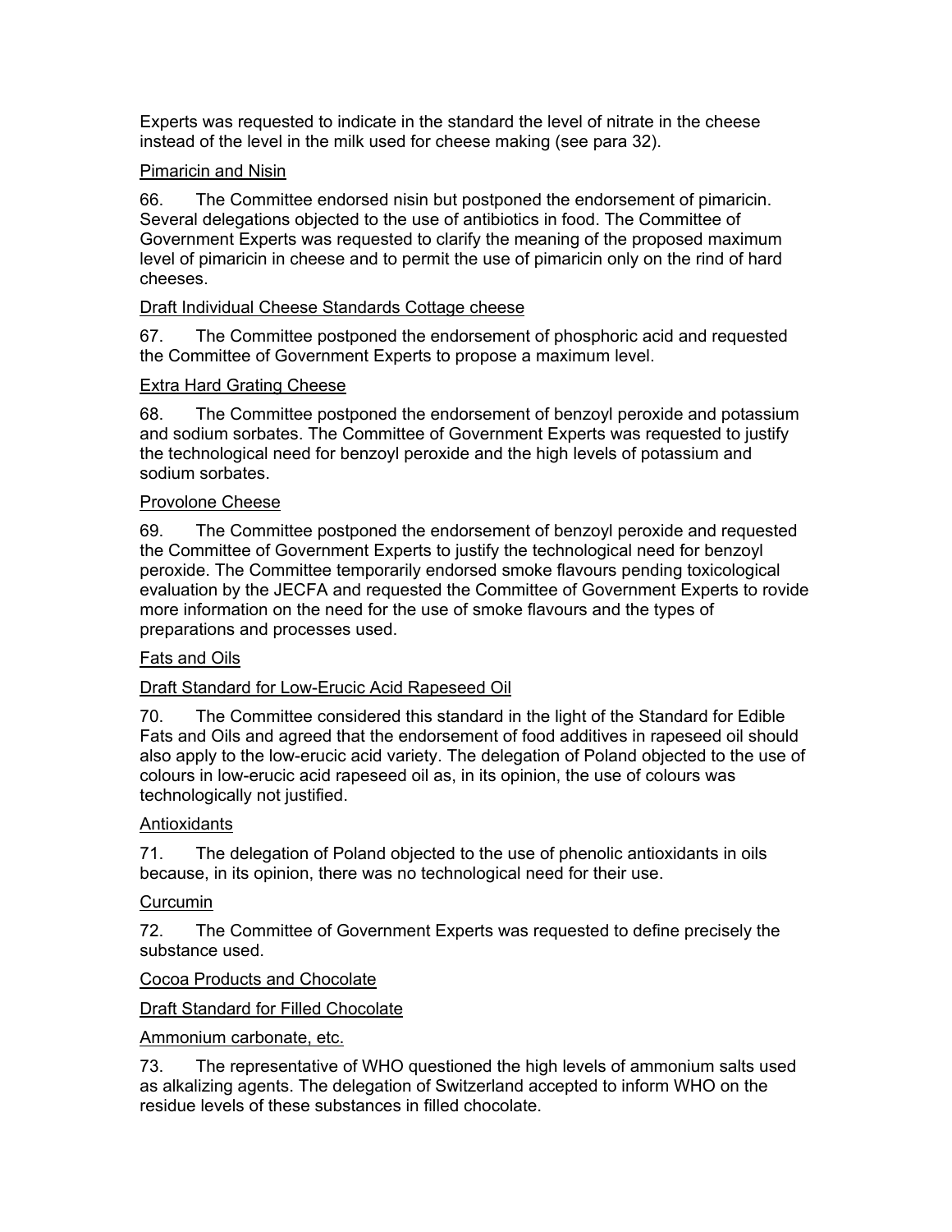Experts was requested to indicate in the standard the level of nitrate in the cheese instead of the level in the milk used for cheese making (see para 32).

Pimaricin and Nisin

66. The Committee endorsed nisin but postponed the endorsement of pimaricin. Several delegations objected to the use of antibiotics in food. The Committee of Government Experts was requested to clarify the meaning of the proposed maximum level of pimaricin in cheese and to permit the use of pimaricin only on the rind of hard cheeses.

Draft Individual Cheese Standards Cottage cheese

67. The Committee postponed the endorsement of phosphoric acid and requested the Committee of Government Experts to propose a maximum level.

Extra Hard Grating Cheese

68. The Committee postponed the endorsement of benzoyl peroxide and potassium and sodium sorbates. The Committee of Government Experts was requested to justify the technological need for benzoyl peroxide and the high levels of potassium and sodium sorbates.

Provolone Cheese

69. The Committee postponed the endorsement of benzoyl peroxide and requested the Committee of Government Experts to justify the technological need for benzoyl peroxide. The Committee temporarily endorsed smoke flavours pending toxicological evaluation by the JECFA and requested the Committee of Government Experts to rovide more information on the need for the use of smoke flavours and the types of preparations and processes used.

Fats and Oils

Draft Standard for Low-Erucic Acid Rapeseed Oil

70. The Committee considered this standard in the light of the Standard for Edible Fats and Oils and agreed that the endorsement of food additives in rapeseed oil should also apply to the low-erucic acid variety. The delegation of Poland objected to the use of colours in low-erucic acid rapeseed oil as, in its opinion, the use of colours was technologically not justified.

Antioxidants

71. The delegation of Poland objected to the use of phenolic antioxidants in oils because, in its opinion, there was no technological need for their use.

Curcumin

72. The Committee of Government Experts was requested to define precisely the substance used.

Cocoa Products and Chocolate

Draft Standard for Filled Chocolate

Ammonium carbonate, etc.

73. The representative of WHO questioned the high levels of ammonium salts used as alkalizing agents. The delegation of Switzerland accepted to inform WHO on the residue levels of these substances in filled chocolate.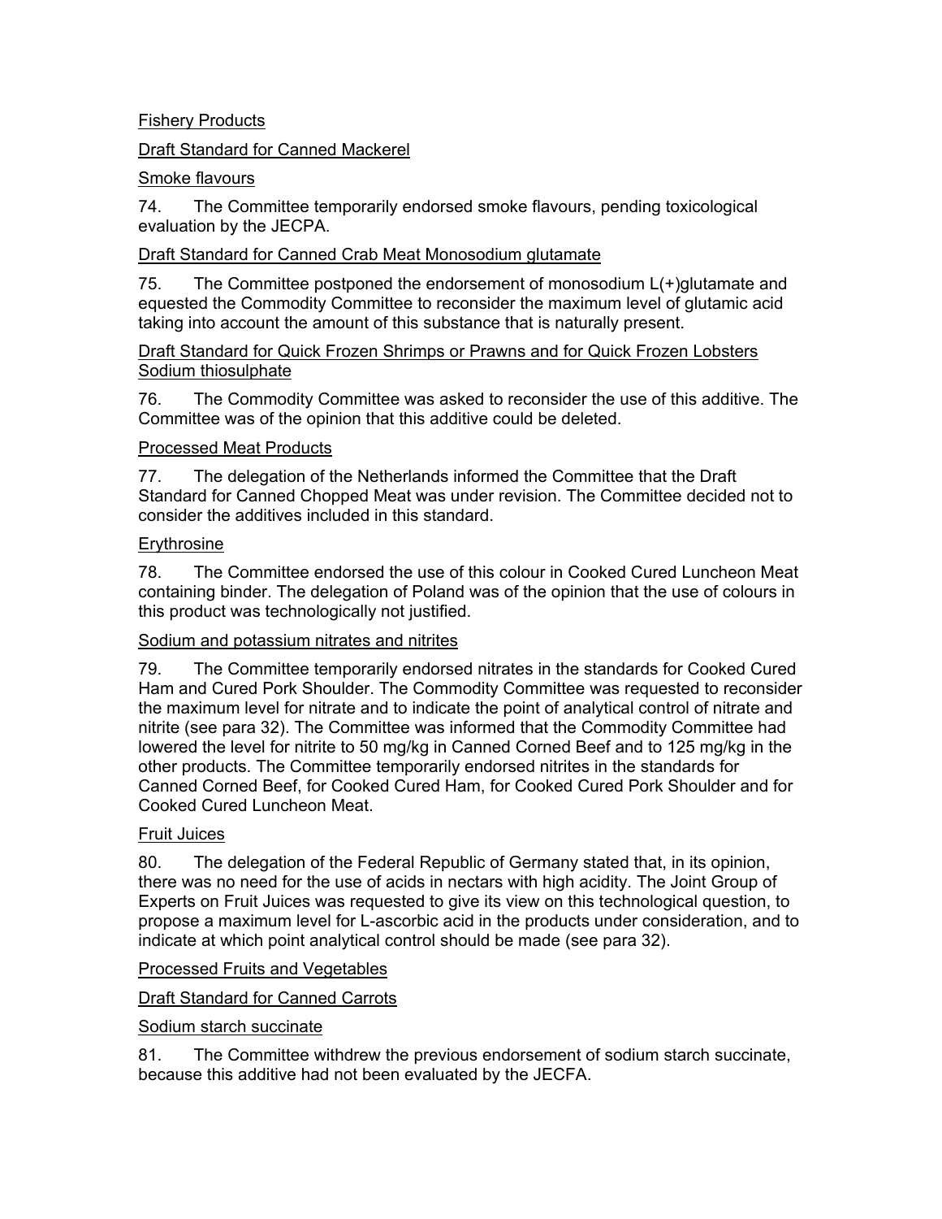Fishery Products

Draft Standard for Canned Mackerel

Smoke flavours

74. The Committee temporarily endorsed smoke flavours, pending toxicological evaluation by the JECPA.

Draft Standard for Canned Crab Meat Monosodium glutamate

75. The Committee postponed the endorsement of monosodium L(+)glutamate and equested the Commodity Committee to reconsider the maximum level of glutamic acid taking into account the amount of this substance that is naturally present.

Draft Standard for Quick Frozen Shrimps or Prawns and for Quick Frozen Lobsters Sodium thiosulphate

76. The Commodity Committee was asked to reconsider the use of this additive. The Committee was of the opinion that this additive could be deleted.

Processed Meat Products

77. The delegation of the Netherlands informed the Committee that the Draft Standard for Canned Chopped Meat was under revision. The Committee decided not to consider the additives included in this standard.

Erythrosine

78. The Committee endorsed the use of this colour in Cooked Cured Luncheon Meat containing binder. The delegation of Poland was of the opinion that the use of colours in this product was technologically not justified.

Sodium and potassium nitrates and nitrites

79. The Committee temporarily endorsed nitrates in the standards for Cooked Cured Ham and Cured Pork Shoulder. The Commodity Committee was requested to reconsider the maximum level for nitrate and to indicate the point of analytical control of nitrate and nitrite (see para 32). The Committee was informed that the Commodity Committee had lowered the level for nitrite to 50 mg/kg in Canned Corned Beef and to 125 mg/kg in the other products. The Committee temporarily endorsed nitrites in the standards for Canned Corned Beef, for Cooked Cured Ham, for Cooked Cured Pork Shoulder and for Cooked Cured Luncheon Meat.

Fruit Juices

80. The delegation of the Federal Republic of Germany stated that, in its opinion, there was no need for the use of acids in nectars with high acidity. The Joint Group of Experts on Fruit Juices was requested to give its view on this technological question, to propose a maximum level for L-ascorbic acid in the products under consideration, and to indicate at which point analytical control should be made (see para 32).

Processed Fruits and Vegetables

Draft Standard for Canned Carrots

Sodium starch succinate

81. The Committee withdrew the previous endorsement of sodium starch succinate, because this additive had not been evaluated by the JECFA.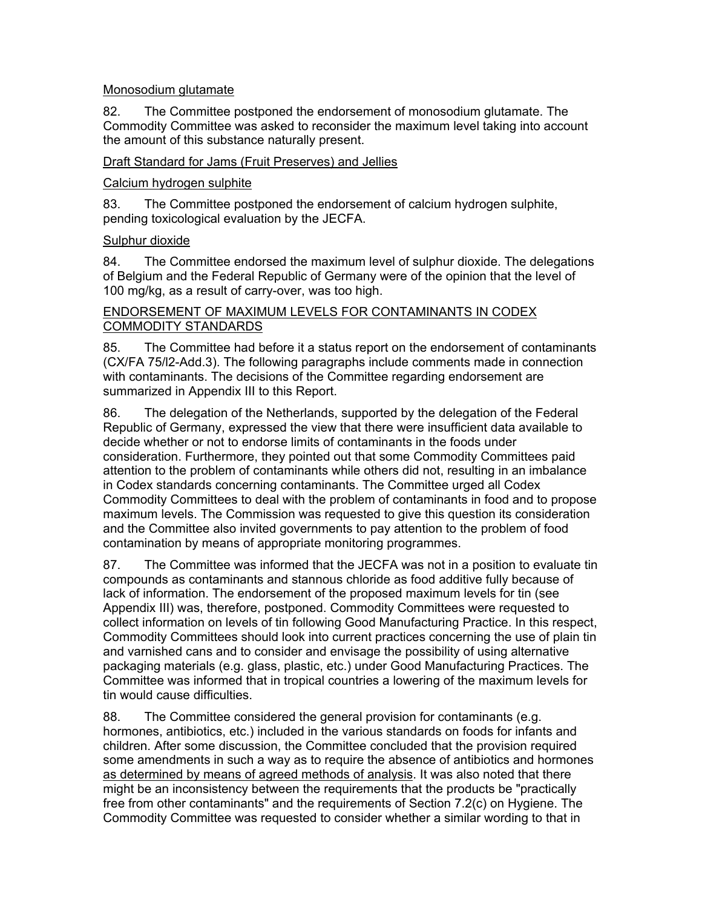Monosodium glutamate

82. The Committee postponed the endorsement of monosodium glutamate. The Commodity Committee was asked to reconsider the maximum level taking into account the amount of this substance naturally present.

Draft Standard for Jams (Fruit Preserves) and Jellies

Calcium hydrogen sulphite

83. The Committee postponed the endorsement of calcium hydrogen sulphite, pending toxicological evaluation by the JECFA.

Sulphur dioxide

84. The Committee endorsed the maximum level of sulphur dioxide. The delegations of Belgium and the Federal Republic of Germany were of the opinion that the level of 100 mg/kg, as a result of carry-over, was too high.

## ENDORSEMENT OF MAXIMUM LEVELS FOR CONTAMINANTS IN CODEX COMMODITY STANDARDS

85. The Committee had before it a status report on the endorsement of contaminants (CX/FA 75/l2-Add.3). The following paragraphs include comments made in connection with contaminants. The decisions of the Committee regarding endorsement are summarized in Appendix III to this Report.

86. The delegation of the Netherlands, supported by the delegation of the Federal Republic of Germany, expressed the view that there were insufficient data available to decide whether or not to endorse limits of contaminants in the foods under consideration. Furthermore, they pointed out that some Commodity Committees paid attention to the problem of contaminants while others did not, resulting in an imbalance in Codex standards concerning contaminants. The Committee urged all Codex Commodity Committees to deal with the problem of contaminants in food and to propose maximum levels. The Commission was requested to give this question its consideration and the Committee also invited governments to pay attention to the problem of food contamination by means of appropriate monitoring programmes.

87. The Committee was informed that the JECFA was not in a position to evaluate tin compounds as contaminants and stannous chloride as food additive fully because of lack of information. The endorsement of the proposed maximum levels for tin (see Appendix III) was, therefore, postponed. Commodity Committees were requested to collect information on levels of tin following Good Manufacturing Practice. In this respect, Commodity Committees should look into current practices concerning the use of plain tin and varnished cans and to consider and envisage the possibility of using alternative packaging materials (e.g. glass, plastic, etc.) under Good Manufacturing Practices. The Committee was informed that in tropical countries a lowering of the maximum levels for tin would cause difficulties.

88. The Committee considered the general provision for contaminants (e.g. hormones, antibiotics, etc.) included in the various standards on foods for infants and children. After some discussion, the Committee concluded that the provision required some amendments in such a way as to require the absence of antibiotics and hormones as determined by means of agreed methods of analysis. It was also noted that there might be an inconsistency between the requirements that the products be "practically free from other contaminants" and the requirements of Section 7.2(c) on Hygiene. The Commodity Committee was requested to consider whether a similar wording to that in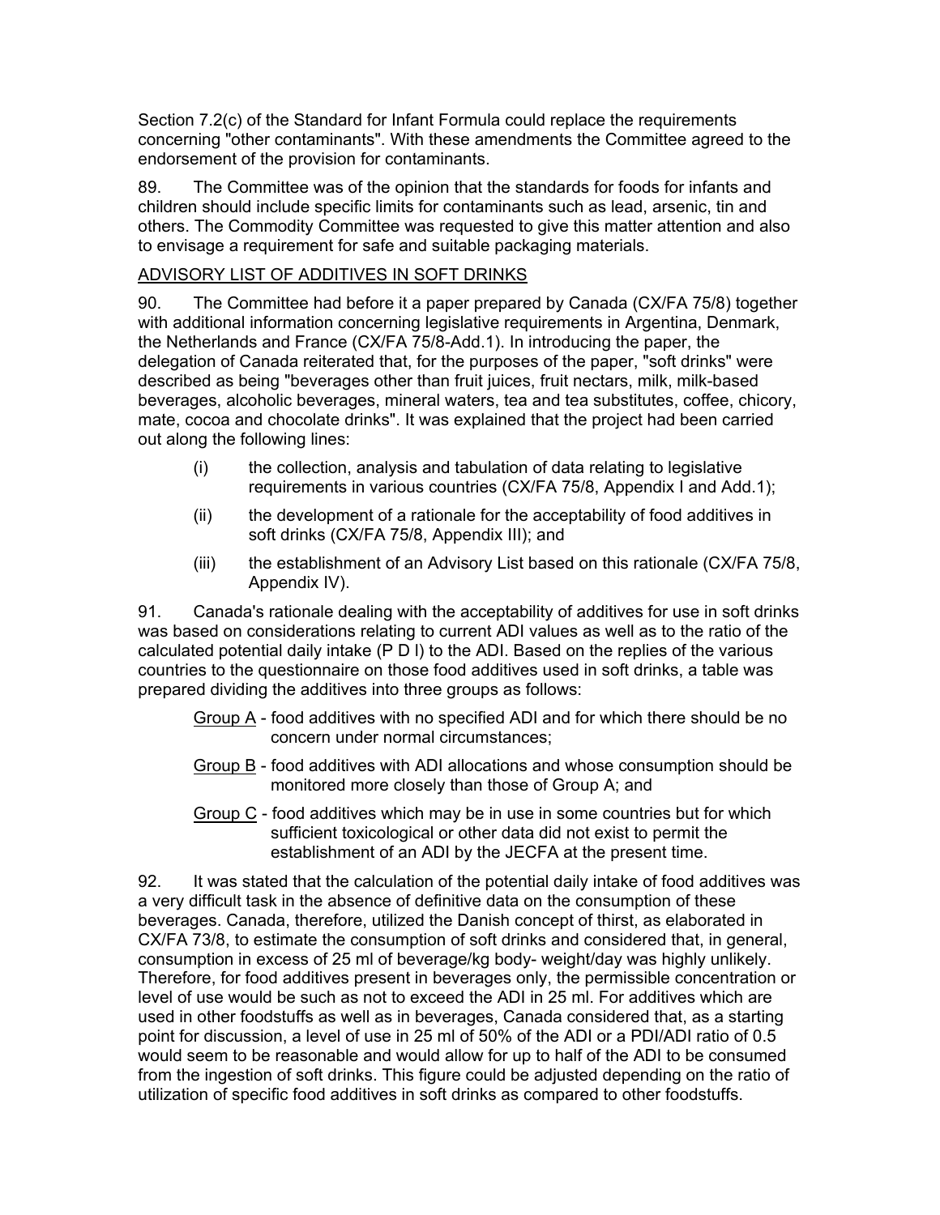Section 7.2(c) of the Standard for Infant Formula could replace the requirements concerning "other contaminants". With these amendments the Committee agreed to the endorsement of the provision for contaminants.

89. The Committee was of the opinion that the standards for foods for infants and children should include specific limits for contaminants such as lead, arsenic, tin and others. The Commodity Committee was requested to give this matter attention and also to envisage a requirement for safe and suitable packaging materials.

## ADVISORY LIST OF ADDITIVES IN SOFT DRINKS

90. The Committee had before it a paper prepared by Canada (CX/FA 75/8) together with additional information concerning legislative requirements in Argentina, Denmark, the Netherlands and France (CX/FA 75/8-Add.1). In introducing the paper, the delegation of Canada reiterated that, for the purposes of the paper, "soft drinks" were described as being "beverages other than fruit juices, fruit nectars, milk, milk-based beverages, alcoholic beverages, mineral waters, tea and tea substitutes, coffee, chicory, mate, cocoa and chocolate drinks". It was explained that the project had been carried out along the following lines:

- (i) the collection, analysis and tabulation of data relating to legislative requirements in various countries (CX/FA 75/8, Appendix I and Add.1);
- (ii) the development of a rationale for the acceptability of food additives in soft drinks (CX/FA 75/8, Appendix III); and
- (iii) the establishment of an Advisory List based on this rationale (CX/FA 75/8, Appendix IV).

91. Canada's rationale dealing with the acceptability of additives for use in soft drinks was based on considerations relating to current ADI values as well as to the ratio of the calculated potential daily intake (P D I) to the ADI. Based on the replies of the various countries to the questionnaire on those food additives used in soft drinks, a table was prepared dividing the additives into three groups as follows:

- Group A - food additives with no specified ADI and for which there should be no concern under normal circumstances;
- Group B - food additives with ADI allocations and whose consumption should be monitored more closely than those of Group A; and
- Group C - food additives which may be in use in some countries but for which sufficient toxicological or other data did not exist to permit the establishment of an ADI by the JECFA at the present time.

92. It was stated that the calculation of the potential daily intake of food additives was a very difficult task in the absence of definitive data on the consumption of these beverages. Canada, therefore, utilized the Danish concept of thirst, as elaborated in CX/FA 73/8, to estimate the consumption of soft drinks and considered that, in general, consumption in excess of 25 ml of beverage/kg body- weight/day was highly unlikely. Therefore, for food additives present in beverages only, the permissible concentration or level of use would be such as not to exceed the ADI in 25 ml. For additives which are used in other foodstuffs as well as in beverages, Canada considered that, as a starting point for discussion, a level of use in 25 ml of 50% of the ADI or a PDI/ADI ratio of 0.5 would seem to be reasonable and would allow for up to half of the ADI to be consumed from the ingestion of soft drinks. This figure could be adjusted depending on the ratio of utilization of specific food additives in soft drinks as compared to other foodstuffs.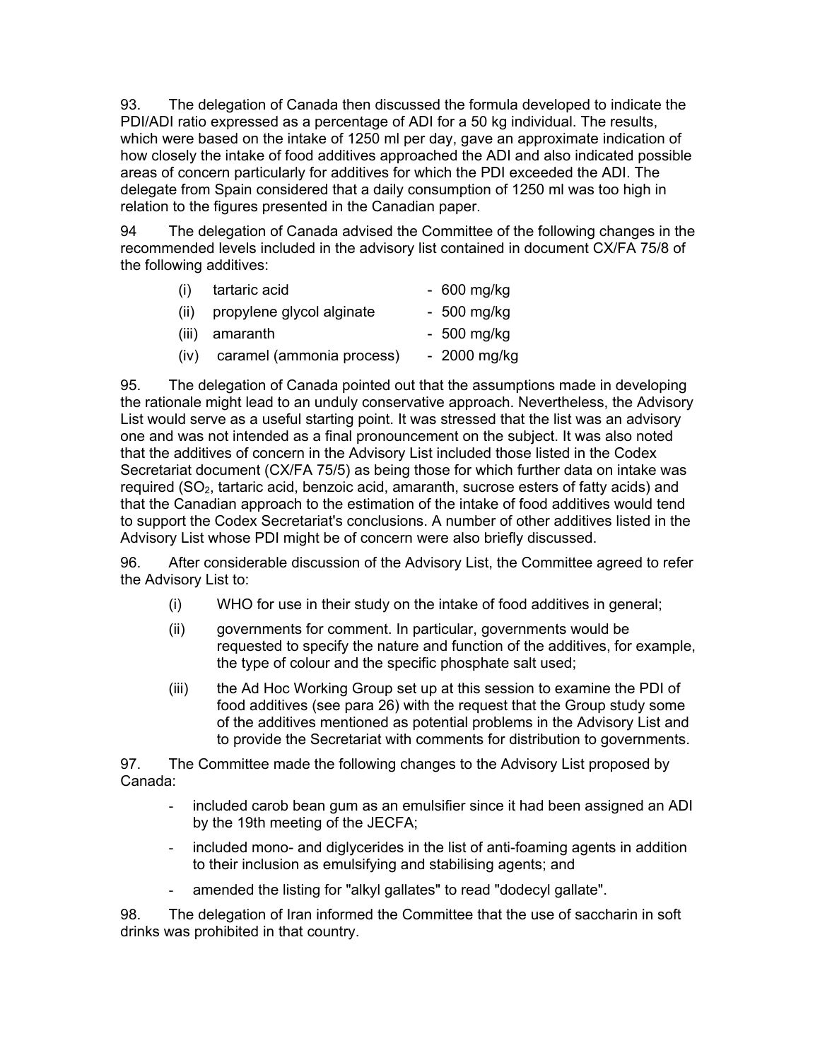93. The delegation of Canada then discussed the formula developed to indicate the PDI/ADI ratio expressed as a percentage of ADI for a 50 kg individual. The results, which were based on the intake of 1250 ml per day, gave an approximate indication of how closely the intake of food additives approached the ADI and also indicated possible areas of concern particularly for additives for which the PDI exceeded the ADI. The delegate from Spain considered that a daily consumption of 1250 ml was too high in relation to the figures presented in the Canadian paper.

94 The delegation of Canada advised the Committee of the following changes in the recommended levels included in the advisory list contained in document CX/FA 75/8 of the following additives:

(i) tartaric acid - 600 mg/kg

(ii) propylene glycol alginate - 500 mg/kg

(iii) amaranth - 500 mg/kg

(iv) caramel (ammonia process) - 2000 mg/kg

95. The delegation of Canada pointed out that the assumptions made in developing the rationale might lead to an unduly conservative approach. Nevertheless, the Advisory List would serve as a useful starting point. It was stressed that the list was an advisory one and was not intended as a final pronouncement on the subject. It was also noted that the additives of concern in the Advisory List included those listed in the Codex Secretariat document (CX/FA 75/5) as being those for which further data on intake was required ($SO_2$, tartaric acid, benzoic acid, amaranth, sucrose esters of fatty acids) and that the Canadian approach to the estimation of the intake of food additives would tend to support the Codex Secretariat's conclusions. A number of other additives listed in the Advisory List whose PDI might be of concern were also briefly discussed.

96. After considerable discussion of the Advisory List, the Committee agreed to refer the Advisory List to:

(i) WHO for use in their study on the intake of food additives in general;

(ii) governments for comment. In particular, governments would be requested to specify the nature and function of the additives, for example, the type of colour and the specific phosphate salt used;

(iii) the Ad Hoc Working Group set up at this session to examine the PDI of food additives (see para 26) with the request that the Group study some of the additives mentioned as potential problems in the Advisory List and to provide the Secretariat with comments for distribution to governments.

97. The Committee made the following changes to the Advisory List proposed by Canada:

- included carob bean gum as an emulsifier since it had been assigned an ADI by the 19th meeting of the JECFA;
- included mono- and diglycerides in the list of anti-foaming agents in addition to their inclusion as emulsifying and stabilising agents; and
- amended the listing for "alkyl gallates" to read "dodecyl gallate".

98. The delegation of Iran informed the Committee that the use of saccharin in soft drinks was prohibited in that country.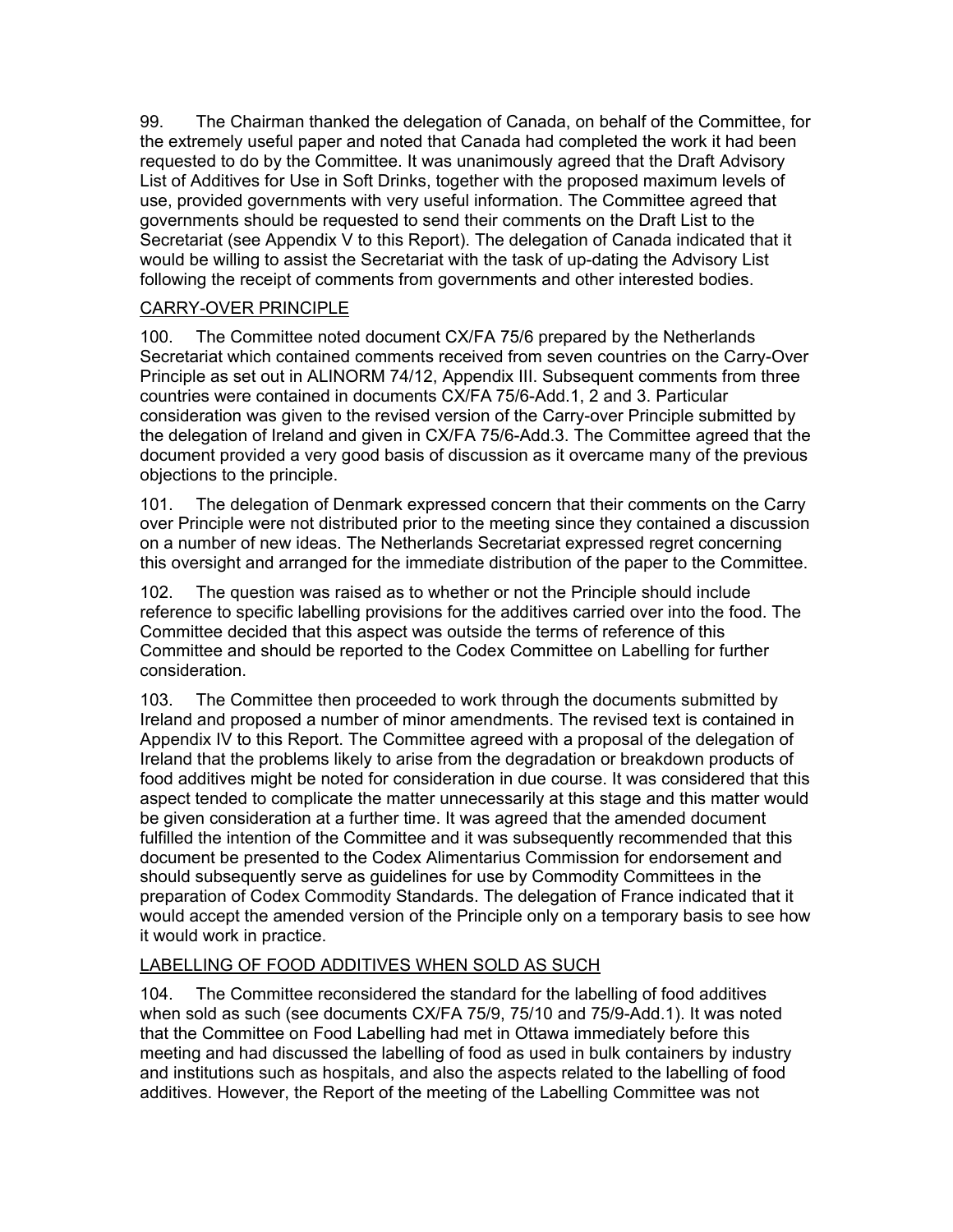99. The Chairman thanked the delegation of Canada, on behalf of the Committee, for the extremely useful paper and noted that Canada had completed the work it had been requested to do by the Committee. It was unanimously agreed that the Draft Advisory List of Additives for Use in Soft Drinks, together with the proposed maximum levels of use, provided governments with very useful information. The Committee agreed that governments should be requested to send their comments on the Draft List to the Secretariat (see Appendix V to this Report). The delegation of Canada indicated that it would be willing to assist the Secretariat with the task of up-dating the Advisory List following the receipt of comments from governments and other interested bodies.

## CARRY-OVER PRINCIPLE

100. The Committee noted document CX/FA 75/6 prepared by the Netherlands Secretariat which contained comments received from seven countries on the Carry-Over Principle as set out in ALINORM 74/12, Appendix III. Subsequent comments from three countries were contained in documents CX/FA 75/6-Add.1, 2 and 3. Particular consideration was given to the revised version of the Carry-over Principle submitted by the delegation of Ireland and given in CX/FA 75/6-Add.3. The Committee agreed that the document provided a very good basis of discussion as it overcame many of the previous objections to the principle.

101. The delegation of Denmark expressed concern that their comments on the Carry over Principle were not distributed prior to the meeting since they contained a discussion on a number of new ideas. The Netherlands Secretariat expressed regret concerning this oversight and arranged for the immediate distribution of the paper to the Committee.

102. The question was raised as to whether or not the Principle should include reference to specific labelling provisions for the additives carried over into the food. The Committee decided that this aspect was outside the terms of reference of this Committee and should be reported to the Codex Committee on Labelling for further consideration.

103. The Committee then proceeded to work through the documents submitted by Ireland and proposed a number of minor amendments. The revised text is contained in Appendix IV to this Report. The Committee agreed with a proposal of the delegation of Ireland that the problems likely to arise from the degradation or breakdown products of food additives might be noted for consideration in due course. It was considered that this aspect tended to complicate the matter unnecessarily at this stage and this matter would be given consideration at a further time. It was agreed that the amended document fulfilled the intention of the Committee and it was subsequently recommended that this document be presented to the Codex Alimentarius Commission for endorsement and should subsequently serve as guidelines for use by Commodity Committees in the preparation of Codex Commodity Standards. The delegation of France indicated that it would accept the amended version of the Principle only on a temporary basis to see how it would work in practice.

## LABELLING OF FOOD ADDITIVES WHEN SOLD AS SUCH

104. The Committee reconsidered the standard for the labelling of food additives when sold as such (see documents CX/FA 75/9, 75/10 and 75/9-Add.1). It was noted that the Committee on Food Labelling had met in Ottawa immediately before this meeting and had discussed the labelling of food as used in bulk containers by industry and institutions such as hospitals, and also the aspects related to the labelling of food additives. However, the Report of the meeting of the Labelling Committee was not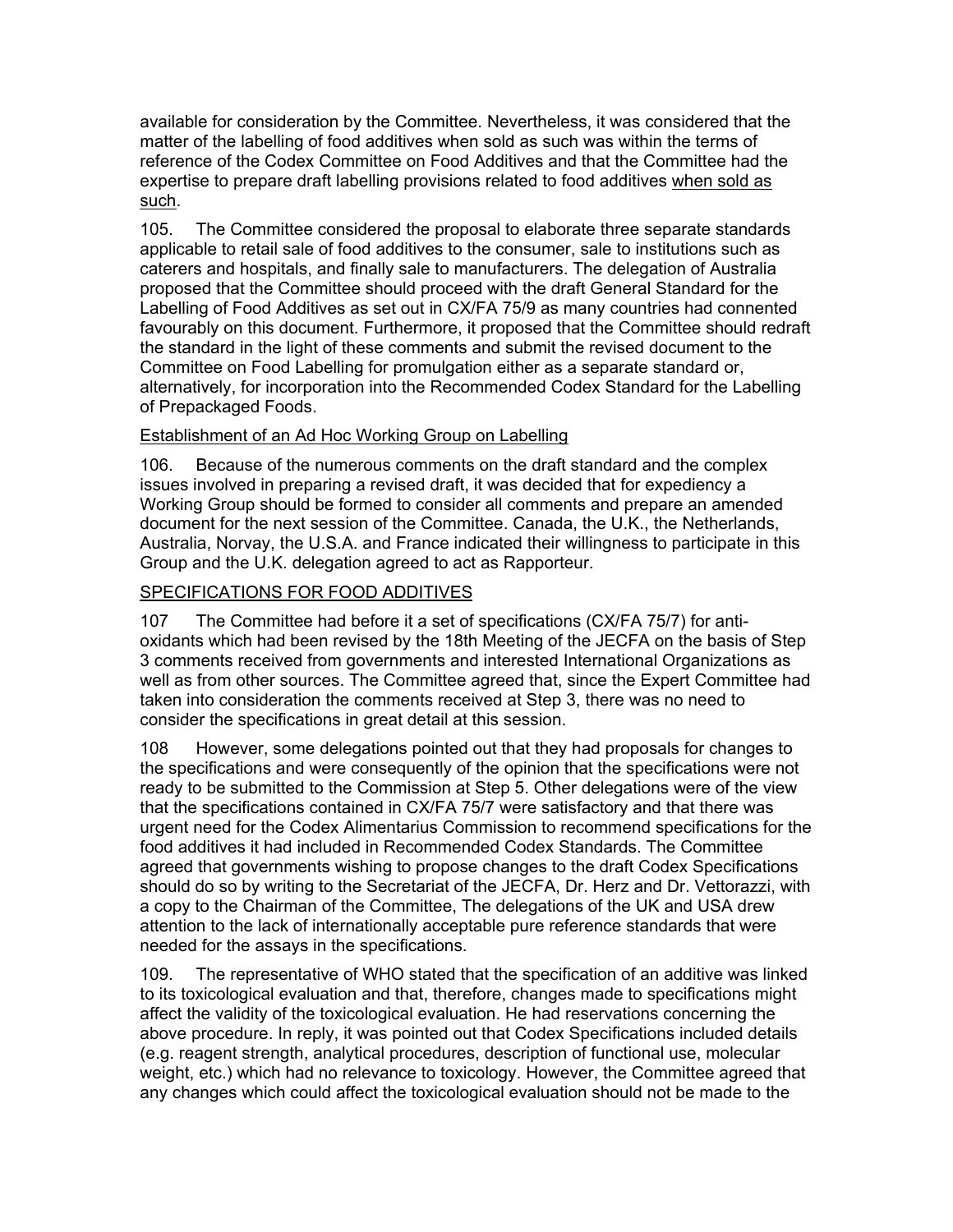available for consideration by the Committee. Nevertheless, it was considered that the matter of the labelling of food additives when sold as such was within the terms of reference of the Codex Committee on Food Additives and that the Committee had the expertise to prepare draft labelling provisions related to food additives <u>when sold as such</u>.

105. The Committee considered the proposal to elaborate three separate standards applicable to retail sale of food additives to the consumer, sale to institutions such as caterers and hospitals, and finally sale to manufacturers. The delegation of Australia proposed that the Committee should proceed with the draft General Standard for the Labelling of Food Additives as set out in CX/FA 75/9 as many countries had connented favourably on this document. Furthermore, it proposed that the Committee should redraft the standard in the light of these comments and submit the revised document to the Committee on Food Labelling for promulgation either as a separate standard or, alternatively, for incorporation into the Recommended Codex Standard for the Labelling of Prepackaged Foods.

<u>Establishment of an Ad Hoc Working Group on Labelling</u>

106. Because of the numerous comments on the draft standard and the complex issues involved in preparing a revised draft, it was decided that for expediency a Working Group should be formed to consider all comments and prepare an amended document for the next session of the Committee. Canada, the U.K., the Netherlands, Australia, Norvay, the U.S.A. and France indicated their willingness to participate in this Group and the U.K. delegation agreed to act as Rapporteur.

<u>SPECIFICATIONS FOR FOOD ADDITIVES</u>

107 The Committee had before it a set of specifications (CX/FA 75/7) for anti-oxidants which had been revised by the 18th Meeting of the JECFA on the basis of Step 3 comments received from governments and interested International Organizations as well as from other sources. The Committee agreed that, since the Expert Committee had taken into consideration the comments received at Step 3, there was no need to consider the specifications in great detail at this session.

108 However, some delegations pointed out that they had proposals for changes to the specifications and were consequently of the opinion that the specifications were not ready to be submitted to the Commission at Step 5. Other delegations were of the view that the specifications contained in CX/FA 75/7 were satisfactory and that there was urgent need for the Codex Alimentarius Commission to recommend specifications for the food additives it had included in Recommended Codex Standards. The Committee agreed that governments wishing to propose changes to the draft Codex Specifications should do so by writing to the Secretariat of the JECFA, Dr. Herz and Dr. Vettorazzi, with a copy to the Chairman of the Committee, The delegations of the UK and USA drew attention to the lack of internationally acceptable pure reference standards that were needed for the assays in the specifications.

109. The representative of WHO stated that the specification of an additive was linked to its toxicological evaluation and that, therefore, changes made to specifications might affect the validity of the toxicological evaluation. He had reservations concerning the above procedure. In reply, it was pointed out that Codex Specifications included details (e.g. reagent strength, analytical procedures, description of functional use, molecular weight, etc.) which had no relevance to toxicology. However, the Committee agreed that any changes which could affect the toxicological evaluation should not be made to the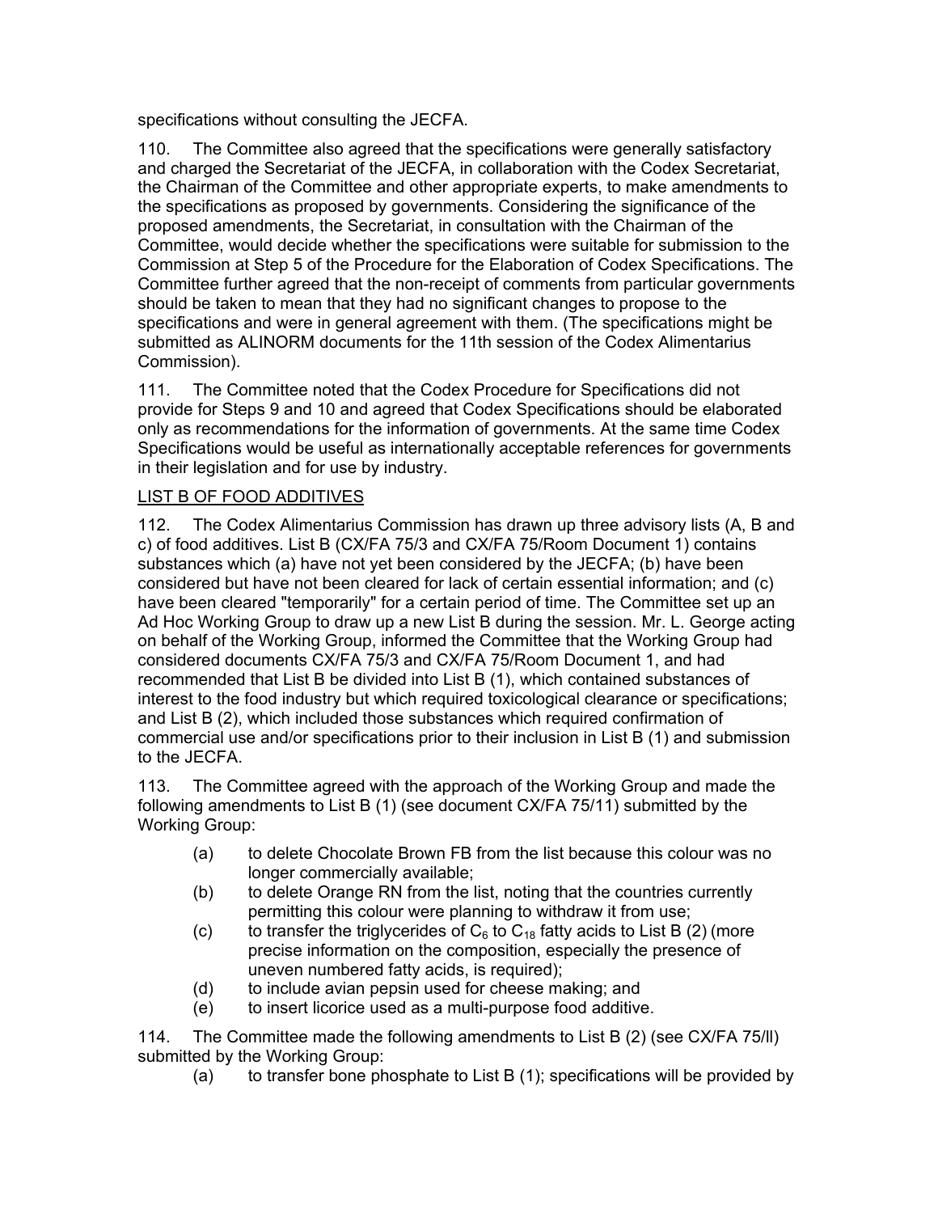specifications without consulting the JECFA.

110. The Committee also agreed that the specifications were generally satisfactory and charged the Secretariat of the JECFA, in collaboration with the Codex Secretariat, the Chairman of the Committee and other appropriate experts, to make amendments to the specifications as proposed by governments. Considering the significance of the proposed amendments, the Secretariat, in consultation with the Chairman of the Committee, would decide whether the specifications were suitable for submission to the Commission at Step 5 of the Procedure for the Elaboration of Codex Specifications. The Committee further agreed that the non-receipt of comments from particular governments should be taken to mean that they had no significant changes to propose to the specifications and were in general agreement with them. (The specifications might be submitted as ALINORM documents for the 11th session of the Codex Alimentarius Commission).

111. The Committee noted that the Codex Procedure for Specifications did not provide for Steps 9 and 10 and agreed that Codex Specifications should be elaborated only as recommendations for the information of governments. At the same time Codex Specifications would be useful as internationally acceptable references for governments in their legislation and for use by industry.

LIST B OF FOOD ADDITIVES

112. The Codex Alimentarius Commission has drawn up three advisory lists (A, B and c) of food additives. List B (CX/FA 75/3 and CX/FA 75/Room Document 1) contains substances which (a) have not yet been considered by the JECFA; (b) have been considered but have not been cleared for lack of certain essential information; and (c) have been cleared "temporarily" for a certain period of time. The Committee set up an Ad Hoc Working Group to draw up a new List B during the session. Mr. L. George acting on behalf of the Working Group, informed the Committee that the Working Group had considered documents CX/FA 75/3 and CX/FA 75/Room Document 1, and had recommended that List B be divided into List B (1), which contained substances of interest to the food industry but which required toxicological clearance or specifications; and List B (2), which included those substances which required confirmation of commercial use and/or specifications prior to their inclusion in List B (1) and submission to the JECFA.

113. The Committee agreed with the approach of the Working Group and made the following amendments to List B (1) (see document CX/FA 75/11) submitted by the Working Group:

- (a) to delete Chocolate Brown FB from the list because this colour was no longer commercially available;
- (b) to delete Orange RN from the list, noting that the countries currently permitting this colour were planning to withdraw it from use;
- (c) to transfer the triglycerides of $C_6$ to $C_{18}$ fatty acids to List B (2) (more precise information on the composition, especially the presence of uneven numbered fatty acids, is required);
- (d) to include avian pepsin used for cheese making; and
- (e) to insert licorice used as a multi-purpose food additive.

114. The Committee made the following amendments to List B (2) (see CX/FA 75/ll) submitted by the Working Group:

- (a) to transfer bone phosphate to List B (1); specifications will be provided by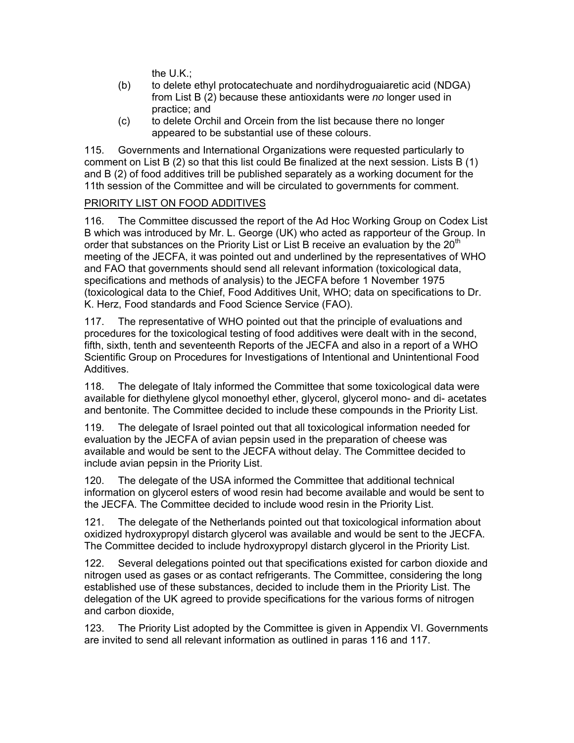the U.K.;

(b) to delete ethyl protocatechuate and nordihydroguaiaretic acid (NDGA) from List B (2) because these antioxidants were *no* longer used in practice; and

(c) to delete Orchil and Orcein from the list because there no longer appeared to be substantial use of these colours.

115. Governments and International Organizations were requested particularly to comment on List B (2) so that this list could Be finalized at the next session. Lists B (1) and B (2) of food additives trill be published separately as a working document for the 11th session of the Committee and will be circulated to governments for comment.

PRIORITY LIST ON FOOD ADDITIVES

116. The Committee discussed the report of the Ad Hoc Working Group on Codex List B which was introduced by Mr. L. George (UK) who acted as rapporteur of the Group. In order that substances on the Priority List or List B receive an evaluation by the 20th meeting of the JECFA, it was pointed out and underlined by the representatives of WHO and FAO that governments should send all relevant information (toxicological data, specifications and methods of analysis) to the JECFA before 1 November 1975 (toxicological data to the Chief, Food Additives Unit, WHO; data on specifications to Dr. K. Herz, Food standards and Food Science Service (FAO).

117. The representative of WHO pointed out that the principle of evaluations and procedures for the toxicological testing of food additives were dealt with in the second, fifth, sixth, tenth and seventeenth Reports of the JECFA and also in a report of a WHO Scientific Group on Procedures for Investigations of Intentional and Unintentional Food Additives.

118. The delegate of Italy informed the Committee that some toxicological data were available for diethylene glycol monoethyl ether, glycerol, glycerol mono- and di- acetates and bentonite. The Committee decided to include these compounds in the Priority List.

119. The delegate of Israel pointed out that all toxicological information needed for evaluation by the JECFA of avian pepsin used in the preparation of cheese was available and would be sent to the JECFA without delay. The Committee decided to include avian pepsin in the Priority List.

120. The delegate of the USA informed the Committee that additional technical information on glycerol esters of wood resin had become available and would be sent to the JECFA. The Committee decided to include wood resin in the Priority List.

121. The delegate of the Netherlands pointed out that toxicological information about oxidized hydroxypropyl distarch glycerol was available and would be sent to the JECFA. The Committee decided to include hydroxypropyl distarch glycerol in the Priority List.

122. Several delegations pointed out that specifications existed for carbon dioxide and nitrogen used as gases or as contact refrigerants. The Committee, considering the long established use of these substances, decided to include them in the Priority List. The delegation of the UK agreed to provide specifications for the various forms of nitrogen and carbon dioxide,

123. The Priority List adopted by the Committee is given in Appendix VI. Governments are invited to send all relevant information as outlined in paras 116 and 117.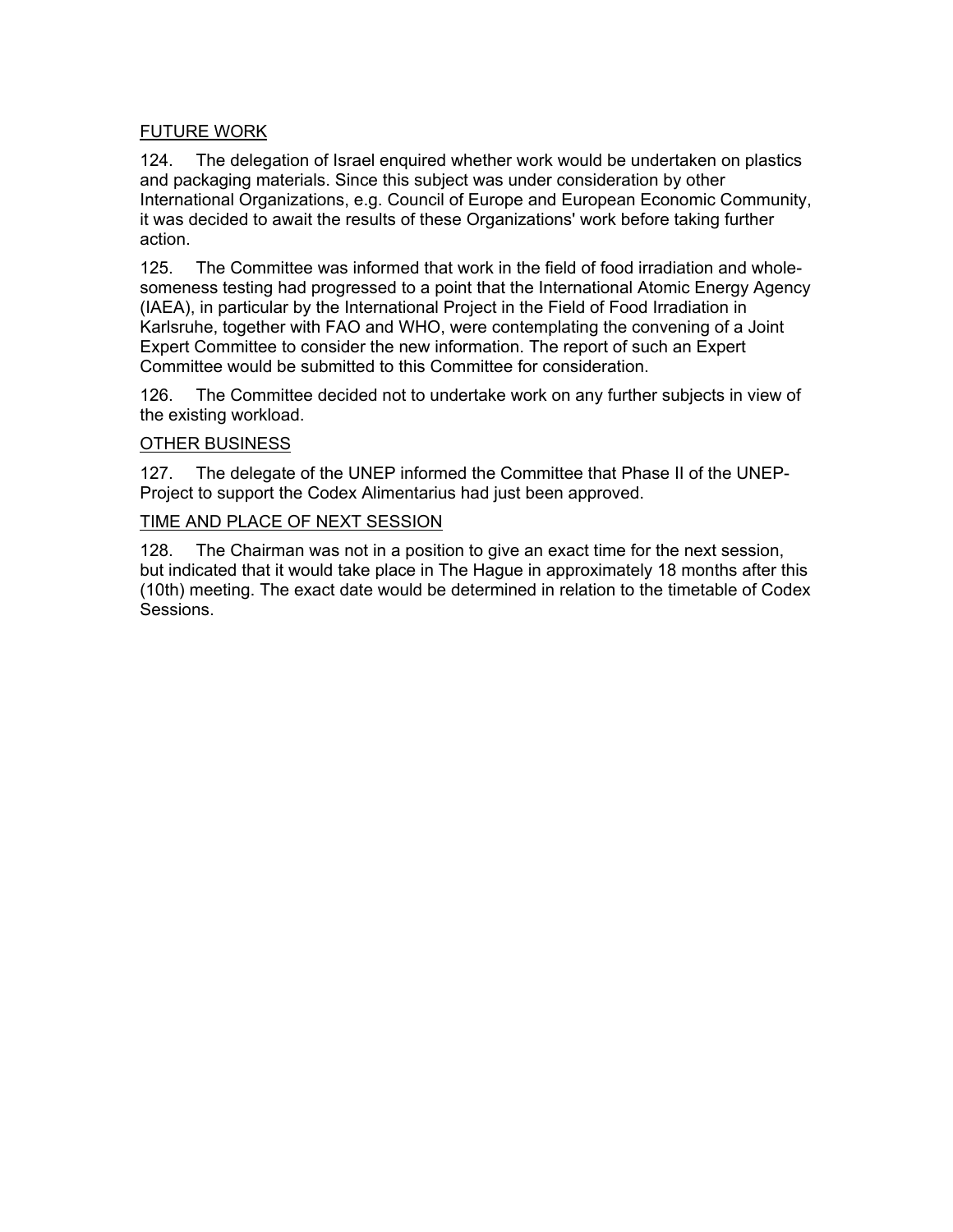<u>FUTURE WORK</u>

124. The delegation of Israel enquired whether work would be undertaken on plastics and packaging materials. Since this subject was under consideration by other International Organizations, e.g. Council of Europe and European Economic Community, it was decided to await the results of these Organizations' work before taking further action.

125. The Committee was informed that work in the field of food irradiation and wholesomeness testing had progressed to a point that the International Atomic Energy Agency (IAEA), in particular by the International Project in the Field of Food Irradiation in Karlsruhe, together with FAO and WHO, were contemplating the convening of a Joint Expert Committee to consider the new information. The report of such an Expert Committee would be submitted to this Committee for consideration.

126. The Committee decided not to undertake work on any further subjects in view of the existing workload.

<u>OTHER BUSINESS</u>

127. The delegate of the UNEP informed the Committee that Phase II of the UNEP-Project to support the Codex Alimentarius had just been approved.

<u>TIME AND PLACE OF NEXT SESSION</u>

128. The Chairman was not in a position to give an exact time for the next session, but indicated that it would take place in The Hague in approximately 18 months after this (10th) meeting. The exact date would be determined in relation to the timetable of Codex Sessions.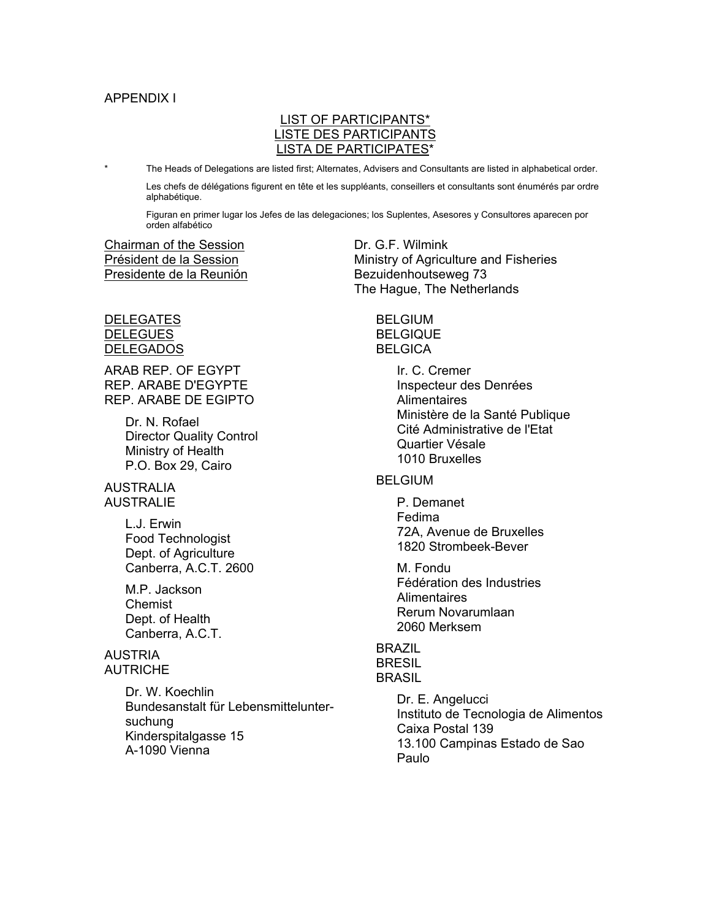APPENDIX I

## LIST OF PARTICIPANTS*
## LISTE DES PARTICIPANTS
## LISTA DE PARTICIPATES*

\* The Heads of Delegations are listed first; Alternates, Advisers and Consultants are listed in alphabetical order.

Les chefs de délégations figurent en tête et les suppléants, conseillers et consultants sont énumérés par ordre alphabétique.

Figuran en primer lugar los Jefes de las delegaciones; los Suplentes, Asesores y Consultores aparecen por orden alfabético

Chairman of the Session
Président de la Session
Presidente de la Reunión

Dr. G.F. Wilmink
Ministry of Agriculture and Fisheries
Bezuidenhoutseweg 73
The Hague, The Netherlands

DELEGATES
DELEGUES
DELEGADOS

ARAB REP. OF EGYPT
REP. ARABE D'EGYPTE
REP. ARABE DE EGIPTO

Dr. N. Rofael
Director Quality Control
Ministry of Health
P.O. Box 29, Cairo

AUSTRALIA
AUSTRALIE

L.J. Erwin
Food Technologist
Dept. of Agriculture
Canberra, A.C.T. 2600

M.P. Jackson
Chemist
Dept. of Health
Canberra, A.C.T.

AUSTRIA
AUTRICHE

Dr. W. Koechlin
Bundesanstalt für Lebensmitteluntersuchung
Kinderspitalgasse 15
A-1090 Vienna

BELGIUM
BELGIQUE
BELGICA

Ir. C. Cremer
Inspecteur des Denrées Alimentaires
Ministère de la Santé Publique
Cité Administrative de l'Etat
Quartier Vésale
1010 Bruxelles

BELGIUM

P. Demanet
Fedima
72A, Avenue de Bruxelles
1820 Strombeek-Bever

M. Fondu
Fédération des Industries Alimentaires
Rerum Novarumlaan
2060 Merksem

BRAZIL
BRESIL
BRASIL

Dr. E. Angelucci
Instituto de Tecnologia de Alimentos
Caixa Postal 139
13.100 Campinas Estado de Sao Paulo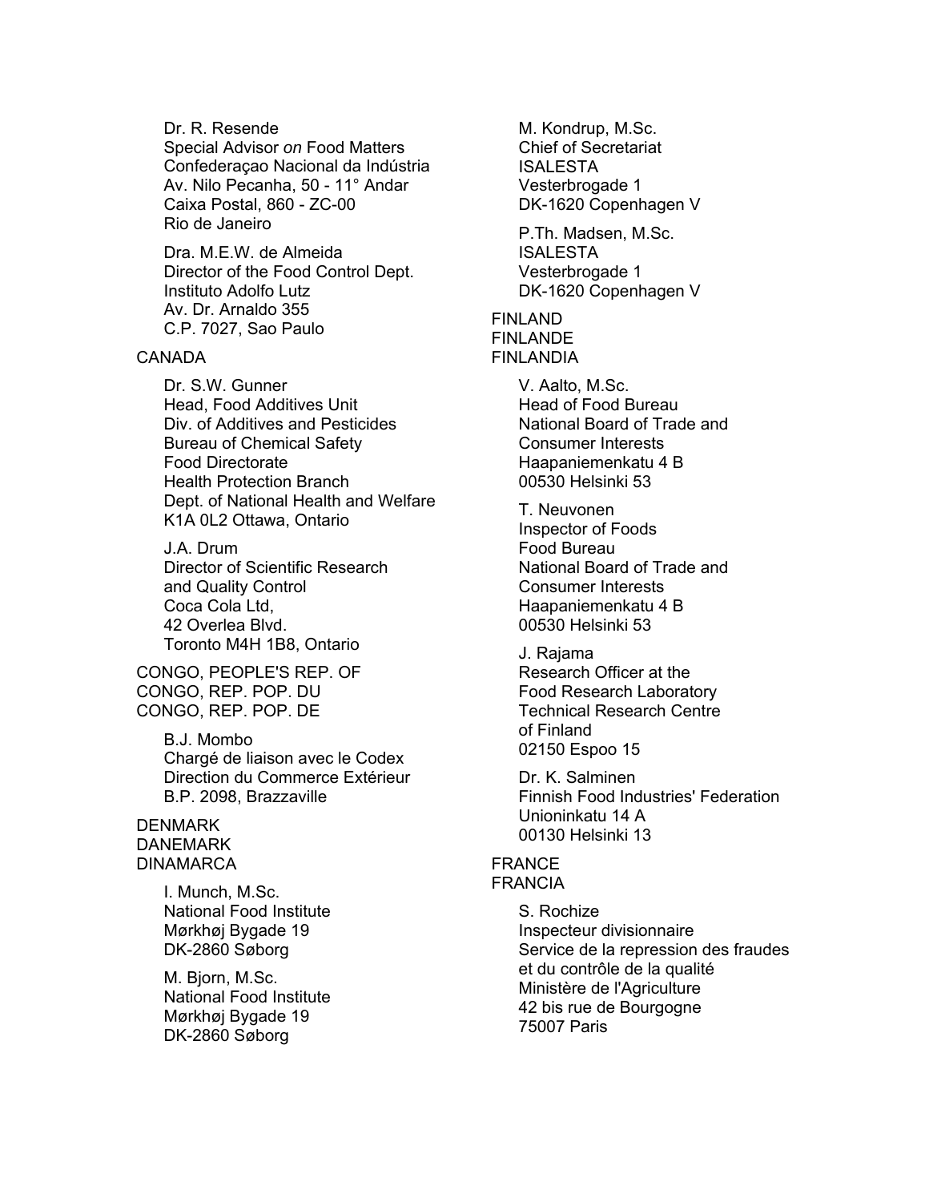Dr. R. Resende
Special Advisor *on* Food Matters
Confederaçao Nacional da Indústria
Av. Nilo Pecanha, 50 - 11° Andar
Caixa Postal, 860 - ZC-00
Rio de Janeiro

Dra. M.E.W. de Almeida
Director of the Food Control Dept.
Instituto Adolfo Lutz
Av. Dr. Arnaldo 355
C.P. 7027, Sao Paulo

CANADA

Dr. S.W. Gunner
Head, Food Additives Unit
Div. of Additives and Pesticides
Bureau of Chemical Safety
Food Directorate
Health Protection Branch
Dept. of National Health and Welfare
K1A 0L2 Ottawa, Ontario

J.A. Drum
Director of Scientific Research
and Quality Control
Coca Cola Ltd,
42 Overlea Blvd.
Toronto M4H 1B8, Ontario

CONGO, PEOPLE'S REP. OF
CONGO, REP. POP. DU
CONGO, REP. POP. DE

B.J. Mombo
Chargé de liaison avec le Codex
Direction du Commerce Extérieur
B.P. 2098, Brazzaville

DENMARK
DANEMARK
DINAMARCA

I. Munch, M.Sc.
National Food Institute
Mørkhøj Bygade 19
DK-2860 Søborg

M. Bjorn, M.Sc.
National Food Institute
Mørkhøj Bygade 19
DK-2860 Søborg

M. Kondrup, M.Sc.
Chief of Secretariat
ISALESTA
Vesterbrogade 1
DK-1620 Copenhagen V

P.Th. Madsen, M.Sc.
ISALESTA
Vesterbrogade 1
DK-1620 Copenhagen V

FINLAND
FINLANDE
FINLANDIA

V. Aalto, M.Sc.
Head of Food Bureau
National Board of Trade and
Consumer Interests
Haapaniemenkatu 4 B
00530 Helsinki 53

T. Neuvonen
Inspector of Foods
Food Bureau
National Board of Trade and
Consumer Interests
Haapaniemenkatu 4 B
00530 Helsinki 53

J. Rajama
Research Officer at the
Food Research Laboratory
Technical Research Centre
of Finland
02150 Espoo 15

Dr. K. Salminen
Finnish Food Industries' Federation
Unioninkatu 14 A
00130 Helsinki 13

FRANCE
FRANCIA

S. Rochize
Inspecteur divisionnaire
Service de la repression des fraudes
et du contrôle de la qualité
Ministère de l'Agriculture
42 bis rue de Bourgogne
75007 Paris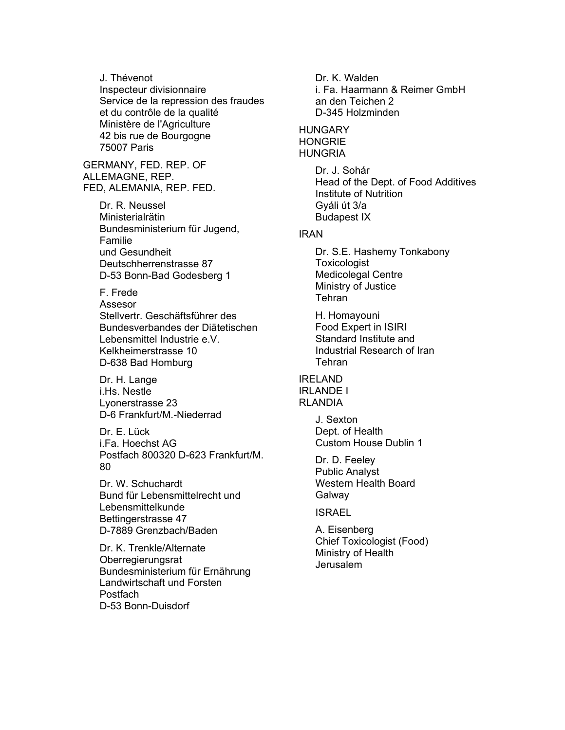J. Thévenot
Inspecteur divisionnaire
Service de la repression des fraudes
et du contrôle de la qualité
Ministère de l'Agriculture
42 bis rue de Bourgogne
75007 Paris

GERMANY, FED. REP. OF
ALLEMAGNE, REP.
FED, ALEMANIA, REP. FED.

Dr. R. Neussel
Ministerialrätin
Bundesministerium für Jugend,
Familie
und Gesundheit
Deutschherrenstrasse 87
D-53 Bonn-Bad Godesberg 1

F. Frede
Assesor
Stellvertr. Geschäftsführer des
Bundesverbandes der Diätetischen
Lebensmittel Industrie e.V.
Kelkheimerstrasse 10
D-638 Bad Homburg

Dr. H. Lange
i.Hs. Nestle
Lyonerstrasse 23
D-6 Frankfurt/M.-Niederrad

Dr. E. Lück
i.Fa. Hoechst AG
Postfach 800320 D-623 Frankfurt/M.
80

Dr. W. Schuchardt
Bund für Lebensmittelrecht und
Lebensmittelkunde
Bettingerstrasse 47
D-7889 Grenzbach/Baden

Dr. K. Trenkle/Alternate
Oberregierungsrat
Bundesministerium für Ernährung
Landwirtschaft und Forsten
Postfach
D-53 Bonn-Duisdorf

Dr. K. Walden
i. Fa. Haarmann & Reimer GmbH
an den Teichen 2
D-345 Holzminden

HUNGARY
HONGRIE
HUNGRIA

Dr. J. Sohár
Head of the Dept. of Food Additives
Institute of Nutrition
Gyáli út 3/a
Budapest IX

IRAN

Dr. S.E. Hashemy Tonkabony
Toxicologist
Medicolegal Centre
Ministry of Justice
Tehran

H. Homayouni
Food Expert in ISIRI
Standard Institute and
Industrial Research of Iran
Tehran

IRELAND
IRLANDE I
RLANDIA

J. Sexton
Dept. of Health
Custom House Dublin 1

Dr. D. Feeley
Public Analyst
Western Health Board
Galway

ISRAEL

A. Eisenberg
Chief Toxicologist (Food)
Ministry of Health
Jerusalem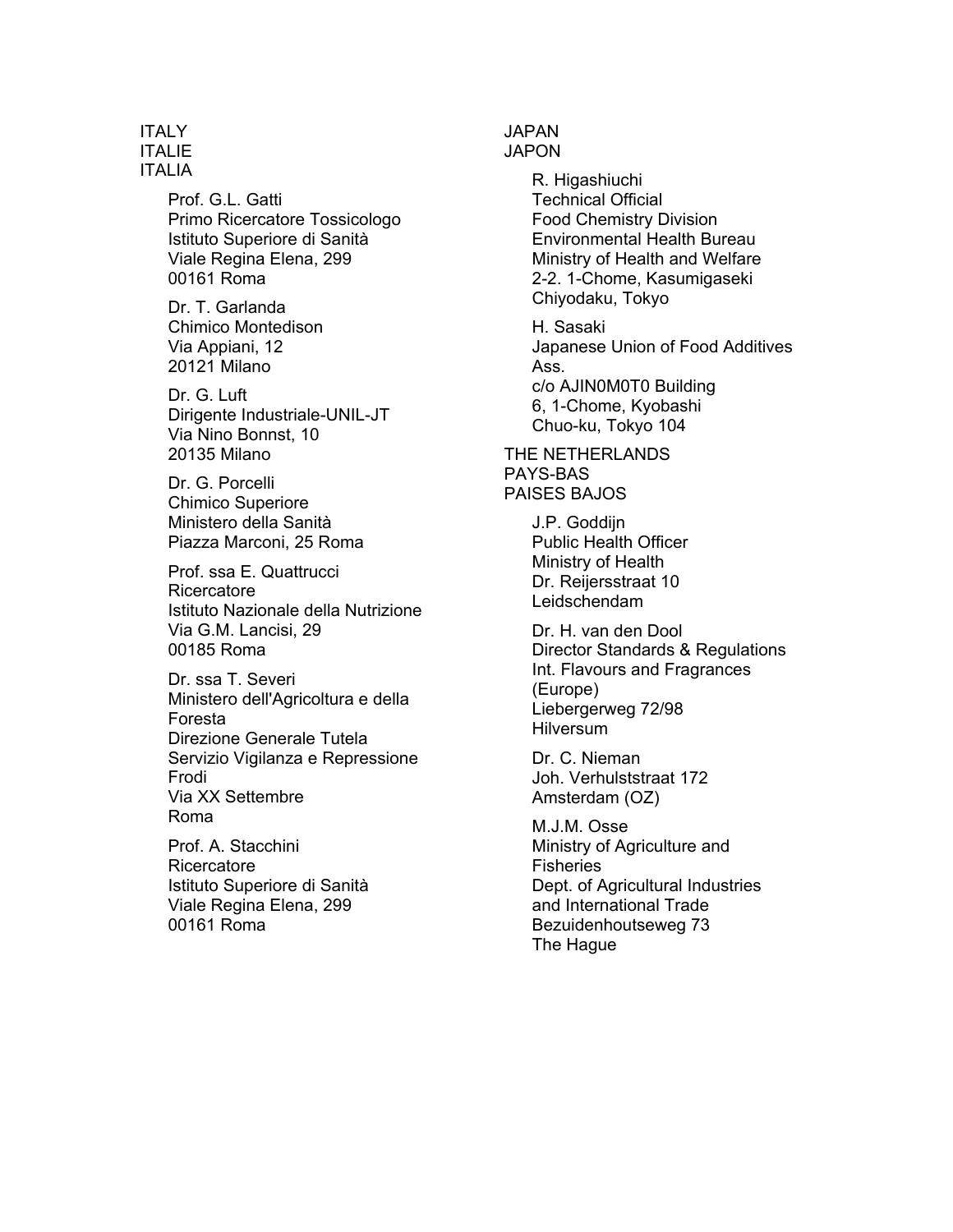ITALY
ITALIE
ITALIA

Prof. G.L. Gatti
Primo Ricercatore Tossicologo
Istituto Superiore di Sanità
Viale Regina Elena, 299
00161 Roma

Dr. T. Garlanda
Chimico Montedison
Via Appiani, 12
20121 Milano

Dr. G. Luft
Dirigente Industriale-UNIL-JT
Via Nino Bonnst, 10
20135 Milano

Dr. G. Porcelli
Chimico Superiore
Ministero della Sanità
Piazza Marconi, 25 Roma

Prof. ssa E. Quattrucci
Ricercatore
Istituto Nazionale della Nutrizione
Via G.M. Lancisi, 29
00185 Roma

Dr. ssa T. Severi
Ministero dell'Agricoltura e della Foresta
Direzione Generale Tutela
Servizio Vigilanza e Repressione Frodi
Via XX Settembre
Roma

Prof. A. Stacchini
Ricercatore
Istituto Superiore di Sanità
Viale Regina Elena, 299
00161 Roma

JAPAN
JAPON

R. Higashiuchi
Technical Official
Food Chemistry Division
Environmental Health Bureau
Ministry of Health and Welfare
2-2. 1-Chome, Kasumigaseki
Chiyodaku, Tokyo

H. Sasaki
Japanese Union of Food Additives Ass.
c/o AJIN0M0T0 Building
6, 1-Chome, Kyobashi
Chuo-ku, Tokyo 104

THE NETHERLANDS
PAYS-BAS
PAISES BAJOS

J.P. Goddijn
Public Health Officer
Ministry of Health
Dr. Reijersstraat 10
Leidschendam

Dr. H. van den Dool
Director Standards & Regulations
Int. Flavours and Fragrances (Europe)
Liebergerweg 72/98
Hilversum

Dr. C. Nieman
Joh. Verhulststraat 172
Amsterdam (OZ)

M.J.M. Osse
Ministry of Agriculture and Fisheries
Dept. of Agricultural Industries and International Trade
Bezuidenhoutseweg 73
The Hague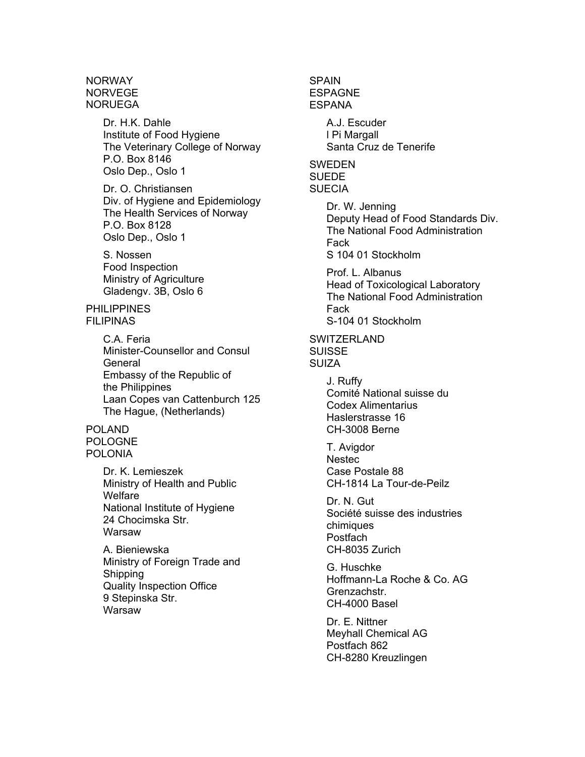NORWAY
NORVEGE
NORUEGA

Dr. H.K. Dahle
Institute of Food Hygiene
The Veterinary College of Norway
P.O. Box 8146
Oslo Dep., Oslo 1

Dr. O. Christiansen
Div. of Hygiene and Epidemiology
The Health Services of Norway
P.O. Box 8128
Oslo Dep., Oslo 1

S. Nossen
Food Inspection
Ministry of Agriculture
Gladengv. 3B, Oslo 6

PHILIPPINES
FILIPINAS

C.A. Feria
Minister-Counsellor and Consul General
Embassy of the Republic of the Philippines
Laan Copes van Cattenburch 125
The Hague, (Netherlands)

POLAND
POLOGNE
POLONIA

Dr. K. Lemieszek
Ministry of Health and Public Welfare
National Institute of Hygiene
24 Chocimska Str.
Warsaw

A. Bieniewska
Ministry of Foreign Trade and Shipping
Quality Inspection Office
9 Stepinska Str.
Warsaw

SPAIN
ESPAGNE
ESPANA

A.J. Escuder
l Pi Margall
Santa Cruz de Tenerife

SWEDEN
SUEDE
SUECIA

Dr. W. Jenning
Deputy Head of Food Standards Div.
The National Food Administration
Fack
S 104 01 Stockholm

Prof. L. Albanus
Head of Toxicological Laboratory
The National Food Administration
Fack
S-104 01 Stockholm

SWITZERLAND
SUISSE
SUIZA

J. Ruffy
Comité National suisse du Codex Alimentarius
Haslerstrasse 16
CH-3008 Berne

T. Avigdor
Nestec
Case Postale 88
CH-1814 La Tour-de-Peilz

Dr. N. Gut
Société suisse des industries chimiques
Postfach
CH-8035 Zurich

G. Huschke
Hoffmann-La Roche & Co. AG
Grenzachstr.
CH-4000 Basel

Dr. E. Nittner
Meyhall Chemical AG
Postfach 862
CH-8280 Kreuzlingen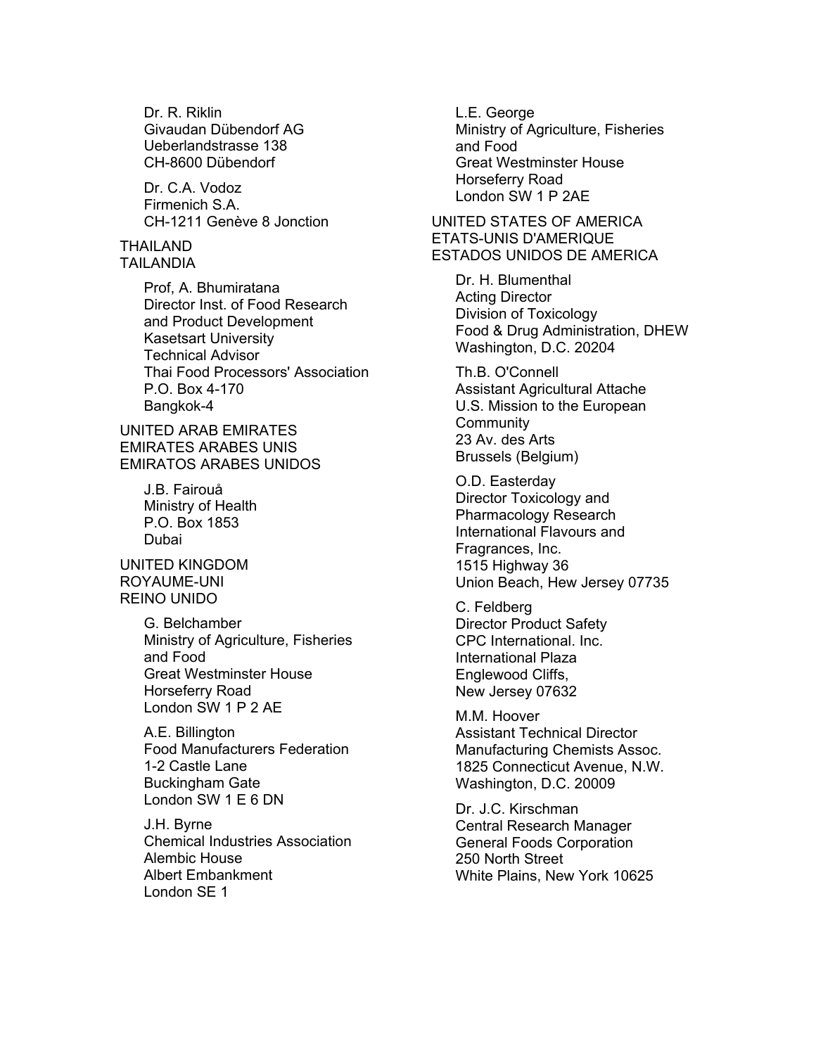Dr. R. Riklin
Givaudan Dübendorf AG
Ueberlandstrasse 138
CH-8600 Dübendorf

Dr. C.A. Vodoz
Firmenich S.A.
CH-1211 Genève 8 Jonction

THAILAND
TAILANDIA

Prof, A. Bhumiratana
Director Inst. of Food Research
and Product Development
Kasetsart University
Technical Advisor
Thai Food Processors' Association
P.O. Box 4-170
Bangkok-4

UNITED ARAB EMIRATES
EMIRATES ARABES UNIS
EMIRATOS ARABES UNIDOS

J.B. Fairouå
Ministry of Health
P.O. Box 1853
Dubai

UNITED KINGDOM
ROYAUME-UNI
REINO UNIDO

G. Belchamber
Ministry of Agriculture, Fisheries
and Food
Great Westminster House
Horseferry Road
London SW 1 P 2 AE

A.E. Billington
Food Manufacturers Federation
1-2 Castle Lane
Buckingham Gate
London SW 1 E 6 DN

J.H. Byrne
Chemical Industries Association
Alembic House
Albert Embankment
London SE 1

L.E. George
Ministry of Agriculture, Fisheries
and Food
Great Westminster House
Horseferry Road
London SW 1 P 2AE

UNITED STATES OF AMERICA
ETATS-UNIS D'AMERIQUE
ESTADOS UNIDOS DE AMERICA

Dr. H. Blumenthal
Acting Director
Division of Toxicology
Food & Drug Administration, DHEW
Washington, D.C. 20204

Th.B. O'Connell
Assistant Agricultural Attache
U.S. Mission to the European
Community
23 Av. des Arts
Brussels (Belgium)

O.D. Easterday
Director Toxicology and
Pharmacology Research
International Flavours and
Fragrances, Inc.
1515 Highway 36
Union Beach, Hew Jersey 07735

C. Feldberg
Director Product Safety
CPC International. Inc.
International Plaza
Englewood Cliffs,
New Jersey 07632

M.M. Hoover
Assistant Technical Director
Manufacturing Chemists Assoc.
1825 Connecticut Avenue, N.W.
Washington, D.C. 20009

Dr. J.C. Kirschman
Central Research Manager
General Foods Corporation
250 North Street
White Plains, New York 10625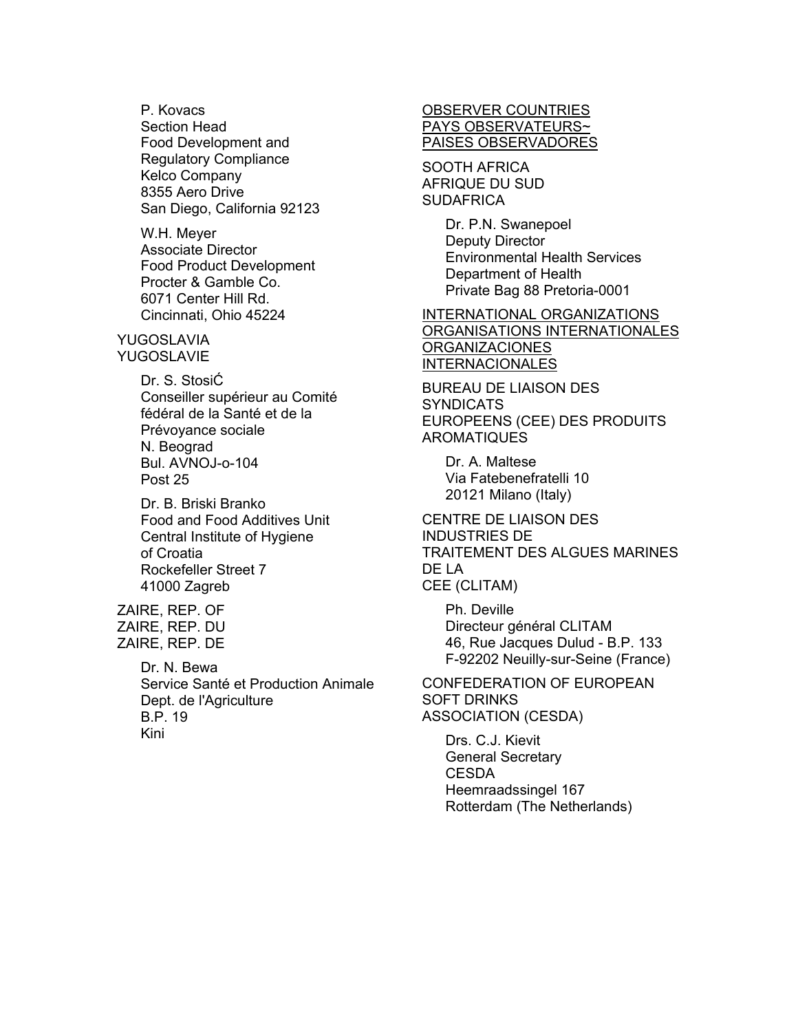P. Kovacs
Section Head
Food Development and
Regulatory Compliance
Kelco Company
8355 Aero Drive
San Diego, California 92123

W.H. Meyer
Associate Director
Food Product Development
Procter & Gamble Co.
6071 Center Hill Rd.
Cincinnati, Ohio 45224

YUGOSLAVIA
YUGOSLAVIE

Dr. S. StosiĆ
Conseiller supérieur au Comité
fédéral de la Santé et de la
Prévoyance sociale
N. Beograd
Bul. AVNOJ-o-104
Post 25

Dr. B. Briski Branko
Food and Food Additives Unit
Central Institute of Hygiene
of Croatia
Rockefeller Street 7
41000 Zagreb

ZAIRE, REP. OF
ZAIRE, REP. DU
ZAIRE, REP. DE

Dr. N. Bewa
Service Santé et Production Animale
Dept. de l'Agriculture
B.P. 19
Kini

<u>OBSERVER COUNTRIES</u>
<u>PAYS OBSERVATEURS~</u>
<u>PAISES OBSERVADORES</u>

SOOTH AFRICA
AFRIQUE DU SUD
SUDAFRICA

Dr. P.N. Swanepoel
Deputy Director
Environmental Health Services
Department of Health
Private Bag 88 Pretoria-0001

<u>INTERNATIONAL ORGANIZATIONS</u>
<u>ORGANISATIONS INTERNATIONALES</u>
<u>ORGANIZACIONES</u>
<u>INTERNACIONALES</u>

BUREAU DE LIAISON DES
SYNDICATS
EUROPEENS (CEE) DES PRODUITS
AROMATIQUES

Dr. A. Maltese
Via Fatebenefratelli 10
20121 Milano (Italy)

CENTRE DE LIAISON DES
INDUSTRIES DE
TRAITEMENT DES ALGUES MARINES
DE LA
CEE (CLITAM)

Ph. Deville
Directeur général CLITAM
46, Rue Jacques Dulud - B.P. 133
F-92202 Neuilly-sur-Seine (France)

CONFEDERATION OF EUROPEAN
SOFT DRINKS
ASSOCIATION (CESDA)

Drs. C.J. Kievit
General Secretary
CESDA
Heemraadssingel 167
Rotterdam (The Netherlands)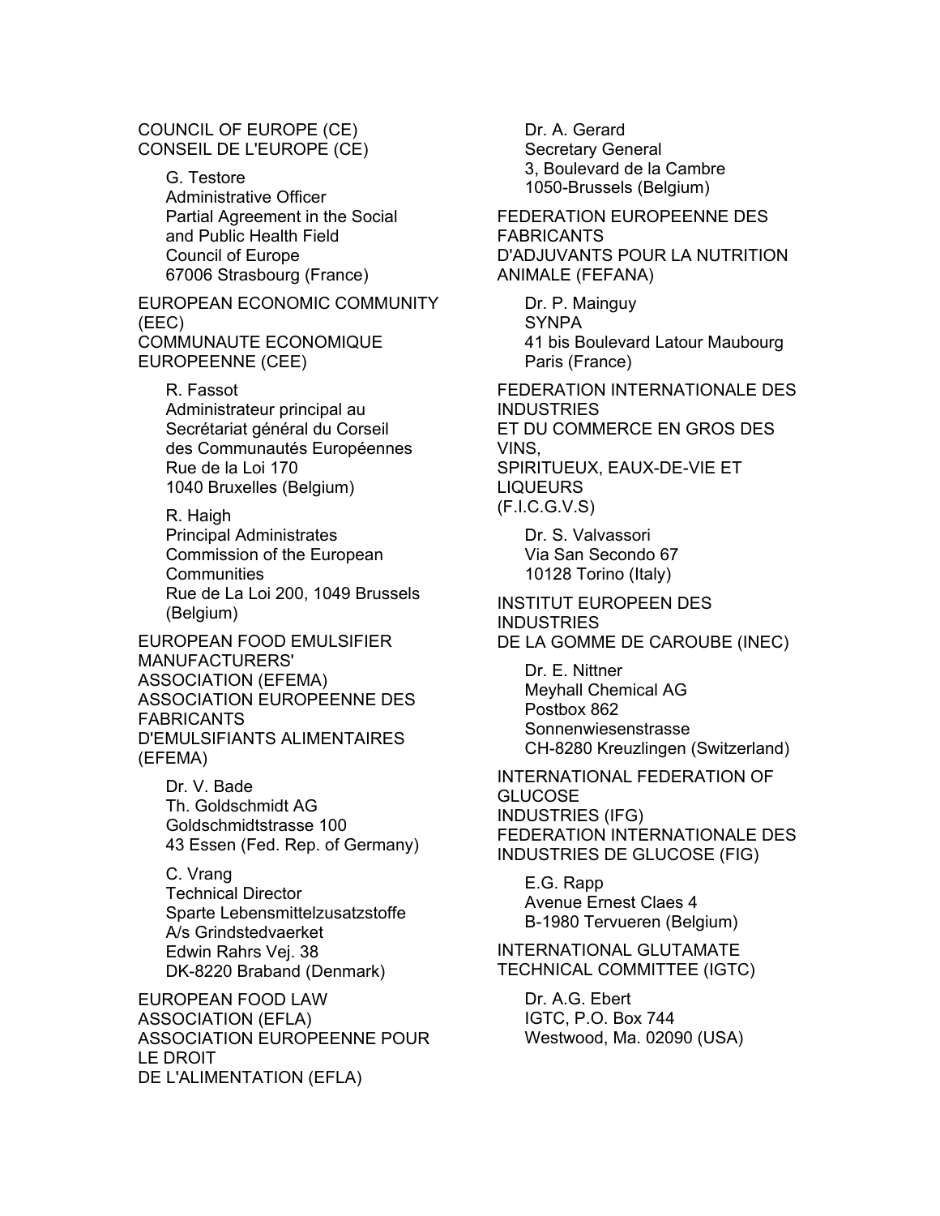COUNCIL OF EUROPE (CE)
CONSEIL DE L'EUROPE (CE)

G. Testore
Administrative Officer
Partial Agreement in the Social and Public Health Field
Council of Europe
67006 Strasbourg (France)

EUROPEAN ECONOMIC COMMUNITY (EEC)
COMMUNAUTE ECONOMIQUE EUROPEENNE (CEE)

R. Fassot
Administrateur principal au Secrétariat général du Corseil des Communautés Européennes
Rue de la Loi 170
1040 Bruxelles (Belgium)

R. Haigh
Principal Administrates
Commission of the European Communities
Rue de La Loi 200, 1049 Brussels (Belgium)

EUROPEAN FOOD EMULSIFIER MANUFACTURERS' ASSOCIATION (EFEMA)
ASSOCIATION EUROPEENNE DES FABRICANTS D'EMULSIFIANTS ALIMENTAIRES (EFEMA)

Dr. V. Bade
Th. Goldschmidt AG
Goldschmidtstrasse 100
43 Essen (Fed. Rep. of Germany)

C. Vrang
Technical Director
Sparte Lebensmittelzusatzstoffe
A/s Grindstedvaerket
Edwin Rahrs Vej. 38
DK-8220 Braband (Denmark)

EUROPEAN FOOD LAW ASSOCIATION (EFLA)
ASSOCIATION EUROPEENNE POUR LE DROIT DE L'ALIMENTATION (EFLA)

Dr. A. Gerard
Secretary General
3, Boulevard de la Cambre
1050-Brussels (Belgium)

FEDERATION EUROPEENNE DES FABRICANTS D'ADJUVANTS POUR LA NUTRITION ANIMALE (FEFANA)

Dr. P. Mainguy
SYNPA
41 bis Boulevard Latour Maubourg
Paris (France)

FEDERATION INTERNATIONALE DES INDUSTRIES ET DU COMMERCE EN GROS DES VINS, SPIRITUEUX, EAUX-DE-VIE ET LIQUEURS (F.I.C.G.V.S)

Dr. S. Valvassori
Via San Secondo 67
10128 Torino (Italy)

INSTITUT EUROPEEN DES INDUSTRIES DE LA GOMME DE CAROUBE (INEC)

Dr. E. Nittner
Meyhall Chemical AG
Postbox 862
Sonnenwiesenstrasse
CH-8280 Kreuzlingen (Switzerland)

INTERNATIONAL FEDERATION OF GLUCOSE INDUSTRIES (IFG)
FEDERATION INTERNATIONALE DES INDUSTRIES DE GLUCOSE (FIG)

E.G. Rapp
Avenue Ernest Claes 4
B-1980 Tervueren (Belgium)

INTERNATIONAL GLUTAMATE TECHNICAL COMMITTEE (IGTC)

Dr. A.G. Ebert
IGTC, P.O. Box 744
Westwood, Ma. 02090 (USA)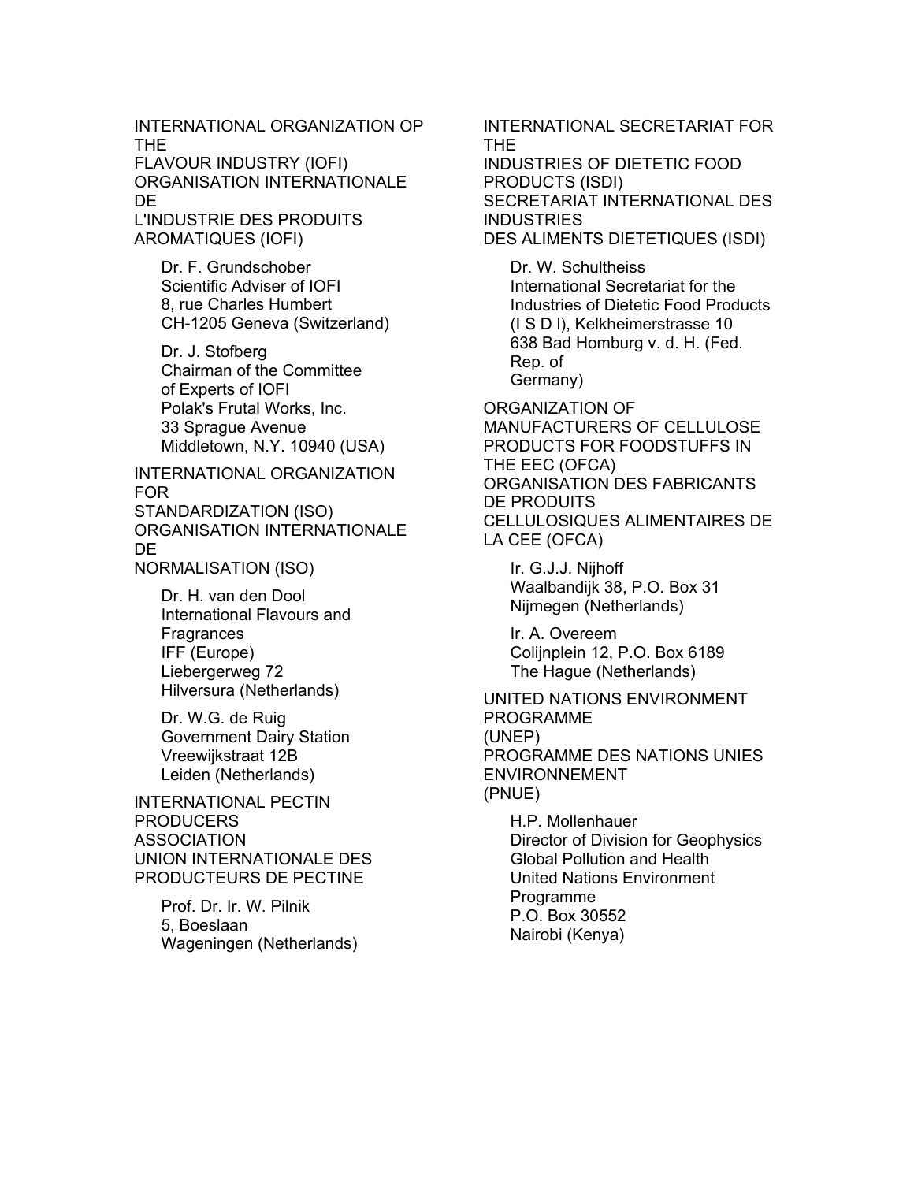INTERNATIONAL ORGANIZATION OP THE
FLAVOUR INDUSTRY (IOFI)
ORGANISATION INTERNATIONALE DE
L'INDUSTRIE DES PRODUITS AROMATIQUES (IOFI)

Dr. F. Grundschober
Scientific Adviser of IOFI
8, rue Charles Humbert
CH-1205 Geneva (Switzerland)

Dr. J. Stofberg
Chairman of the Committee of Experts of IOFI
Polak's Frutal Works, Inc.
33 Sprague Avenue
Middletown, N.Y. 10940 (USA)

INTERNATIONAL ORGANIZATION FOR
STANDARDIZATION (ISO)
ORGANISATION INTERNATIONALE DE
NORMALISATION (ISO)

Dr. H. van den Dool
International Flavours and Fragrances
IFF (Europe)
Liebergerweg 72
Hilversura (Netherlands)

Dr. W.G. de Ruig
Government Dairy Station
Vreewijkstraat 12B
Leiden (Netherlands)

INTERNATIONAL PECTIN PRODUCERS
ASSOCIATION
UNION INTERNATIONALE DES
PRODUCTEURS DE PECTINE

Prof. Dr. Ir. W. Pilnik
5, Boeslaan
Wageningen (Netherlands)

INTERNATIONAL SECRETARIAT FOR THE
INDUSTRIES OF DIETETIC FOOD
PRODUCTS (ISDI)
SECRETARIAT INTERNATIONAL DES INDUSTRIES
DES ALIMENTS DIETETIQUES (ISDI)

Dr. W. Schultheiss
International Secretariat for the Industries of Dietetic Food Products
(I S D I), Kelkheimerstrasse 10
638 Bad Homburg v. d. H. (Fed. Rep. of Germany)

ORGANIZATION OF
MANUFACTURERS OF CELLULOSE
PRODUCTS FOR FOODSTUFFS IN
THE EEC (OFCA)
ORGANISATION DES FABRICANTS DE PRODUITS
CELLULOSIQUES ALIMENTAIRES DE LA CEE (OFCA)

Ir. G.J.J. Nijhoff
Waalbandijk 38, P.O. Box 31
Nijmegen (Netherlands)

Ir. A. Overeem
Colijnplein 12, P.O. Box 6189
The Hague (Netherlands)

UNITED NATIONS ENVIRONMENT PROGRAMME
(UNEP)
PROGRAMME DES NATIONS UNIES ENVIRONNEMENT
(PNUE)

H.P. Mollenhauer
Director of Division for Geophysics
Global Pollution and Health
United Nations Environment Programme
P.O. Box 30552
Nairobi (Kenya)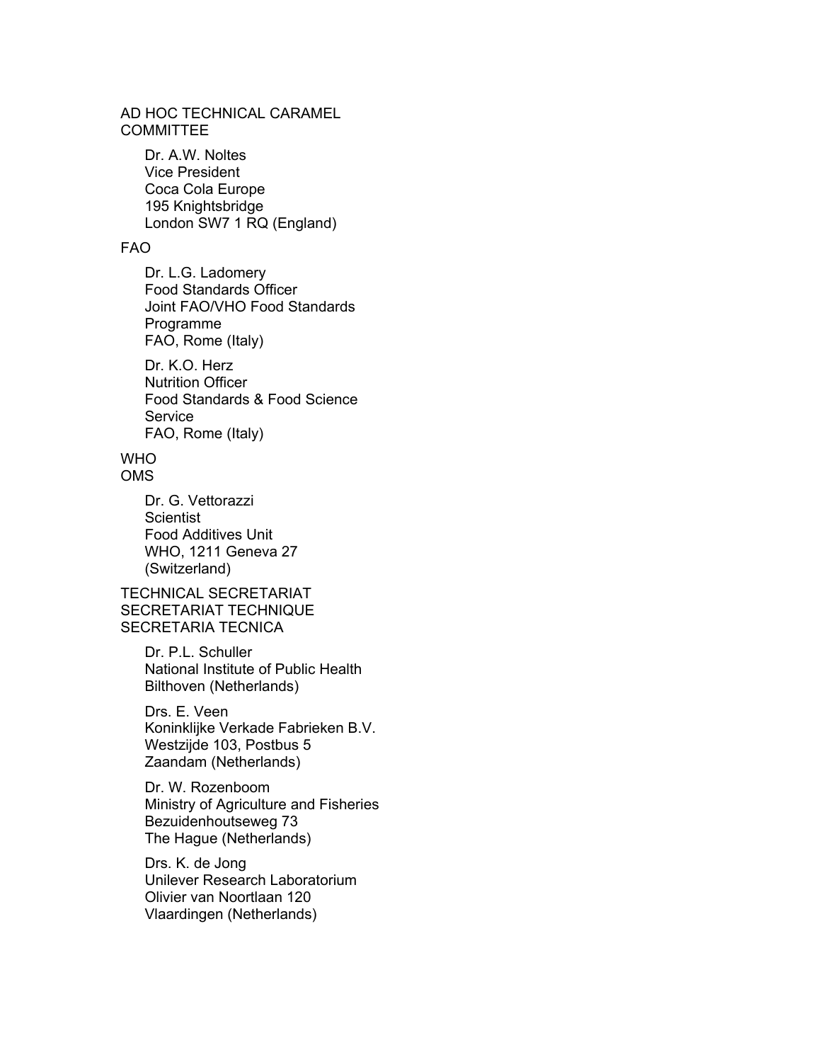AD HOC TECHNICAL CARAMEL COMMITTEE

Dr. A.W. Noltes
Vice President
Coca Cola Europe
195 Knightsbridge
London SW7 1 RQ (England)

FAO

Dr. L.G. Ladomery
Food Standards Officer
Joint FAO/VHO Food Standards Programme
FAO, Rome (Italy)

Dr. K.O. Herz
Nutrition Officer
Food Standards & Food Science Service
FAO, Rome (Italy)

WHO
OMS

Dr. G. Vettorazzi
Scientist
Food Additives Unit
WHO, 1211 Geneva 27
(Switzerland)

TECHNICAL SECRETARIAT
SECRETARIAT TECHNIQUE
SECRETARIA TECNICA

Dr. P.L. Schuller
National Institute of Public Health
Bilthoven (Netherlands)

Drs. E. Veen
Koninklijke Verkade Fabrieken B.V.
Westzijde 103, Postbus 5
Zaandam (Netherlands)

Dr. W. Rozenboom
Ministry of Agriculture and Fisheries
Bezuidenhoutseweg 73
The Hague (Netherlands)

Drs. K. de Jong
Unilever Research Laboratorium
Olivier van Noortlaan 120
Vlaardingen (Netherlands)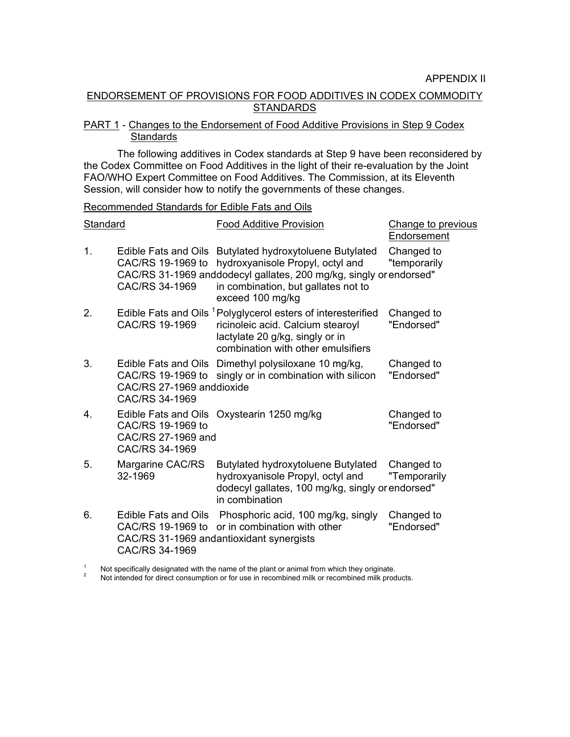APPENDIX II

## ENDORSEMENT OF PROVISIONS FOR FOOD ADDITIVES IN CODEX COMMODITY STANDARDS

### PART 1 - Changes to the Endorsement of Food Additive Provisions in Step 9 Codex Standards

The following additives in Codex standards at Step 9 have been reconsidered by the Codex Committee on Food Additives in the light of their re-evaluation by the Joint FAO/WHO Expert Committee on Food Additives. The Commission, at its Eleventh Session, will consider how to notify the governments of these changes.

Recommended Standards for Edible Fats and Oils

| | Standard | Food Additive Provision | Change to previous Endorsement |
|---|---|---|---|
| 1. | Edible Fats and Oils CAC/RS 19-1969 to CAC/RS 31-1969 and CAC/RS 34-1969 | Butylated hydroxytoluene Butylated hydroxyanisole Propyl, octyl and dodecyl gallates, 200 mg/kg, singly or in combination, but gallates not to exceed 100 mg/kg | Changed to "temporarily endorsed" |
| 2. | Edible Fats and Oils [1] CAC/RS 19-1969 | Polyglycerol esters of interesterified ricinoleic acid. Calcium stearoyl lactylate 20 g/kg, singly or in combination with other emulsifiers | Changed to "Endorsed" |
| 3. | Edible Fats and Oils CAC/RS 19-1969 to CAC/RS 27-1969 and CAC/RS 34-1969 | Dimethyl polysiloxane 10 mg/kg, singly or in combination with silicon dioxide | Changed to "Endorsed" |
| 4. | Edible Fats and Oils CAC/RS 19-1969 to CAC/RS 27-1969 and CAC/RS 34-1969 | Oxystearin 1250 mg/kg | Changed to "Endorsed" |
| 5. | Margarine CAC/RS 32-1969 | Butylated hydroxytoluene Butylated hydroxyanisole Propyl, octyl and dodecyl gallates, 100 mg/kg, singly or in combination | Changed to "Temporarily endorsed" |
| 6. | Edible Fats and Oils CAC/RS 19-1969 to CAC/RS 31-1969 and CAC/RS 34-1969 | Phosphoric acid, 100 mg/kg, singly or in combination with other antioxidant synergists | Changed to "Endorsed" |

[1] Not specifically designated with the name of the plant or animal from which they originate.

[2] Not intended for direct consumption or for use in recombined milk or recombined milk products.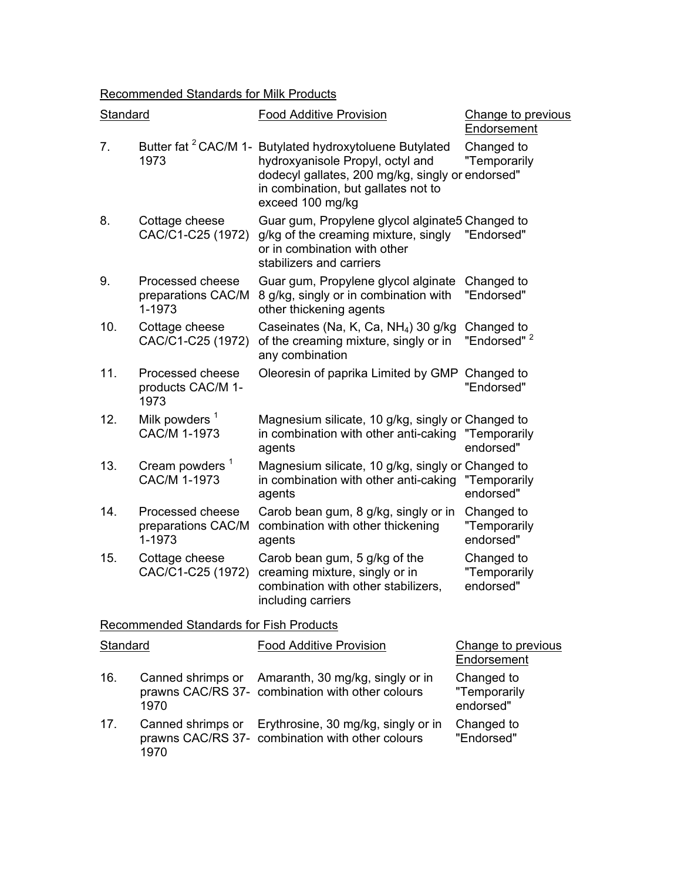Recommended Standards for Milk Products

| | Standard | Food Additive Provision | Change to previous Endorsement |
|---|---|---|---|
| 7. | Butter fat [2] CAC/M 1-1973 | Butylated hydroxytoluene Butylated hydroxyanisole Propyl, octyl and dodecyl gallates, 200 mg/kg, singly or in combination, but gallates not to exceed 100 mg/kg | Changed to "Temporarily endorsed" |
| 8. | Cottage cheese CAC/C1-C25 (1972) | Guar gum, Propylene glycol alginate5 g/kg of the creaming mixture, singly or in combination with other stabilizers and carriers | Changed to "Endorsed" |
| 9. | Processed cheese preparations CAC/M 1-1973 | Guar gum, Propylene glycol alginate 8 g/kg, singly or in combination with other thickening agents | Changed to "Endorsed" |
| 10. | Cottage cheese CAC/C1-C25 (1972) | Caseinates (Na, K, Ca, $NH_4$) 30 g/kg of the creaming mixture, singly or in any combination | Changed to "Endorsed" [2] |
| 11. | Processed cheese products CAC/M 1-1973 | Oleoresin of paprika Limited by GMP | Changed to "Endorsed" |
| 12. | Milk powders [1] CAC/M 1-1973 | Magnesium silicate, 10 g/kg, singly or in combination with other anti-caking agents | Changed to "Temporarily endorsed" |
| 13. | Cream powders [1] CAC/M 1-1973 | Magnesium silicate, 10 g/kg, singly or in combination with other anti-caking agents | Changed to "Temporarily endorsed" |
| 14. | Processed cheese preparations CAC/M 1-1973 | Carob bean gum, 8 g/kg, singly or in combination with other thickening agents | Changed to "Temporarily endorsed" |
| 15. | Cottage cheese CAC/C1-C25 (1972) | Carob bean gum, 5 g/kg of the creaming mixture, singly or in combination with other stabilizers, including carriers | Changed to "Temporarily endorsed" |

Recommended Standards for Fish Products

| | Standard | Food Additive Provision | Change to previous Endorsement |
|---|---|---|---|
| 16. | Canned shrimps or prawns CAC/RS 37-1970 | Amaranth, 30 mg/kg, singly or in combination with other colours | Changed to "Temporarily endorsed" |
| 17. | Canned shrimps or prawns CAC/RS 37-1970 | Erythrosine, 30 mg/kg, singly or in combination with other colours | Changed to "Endorsed" |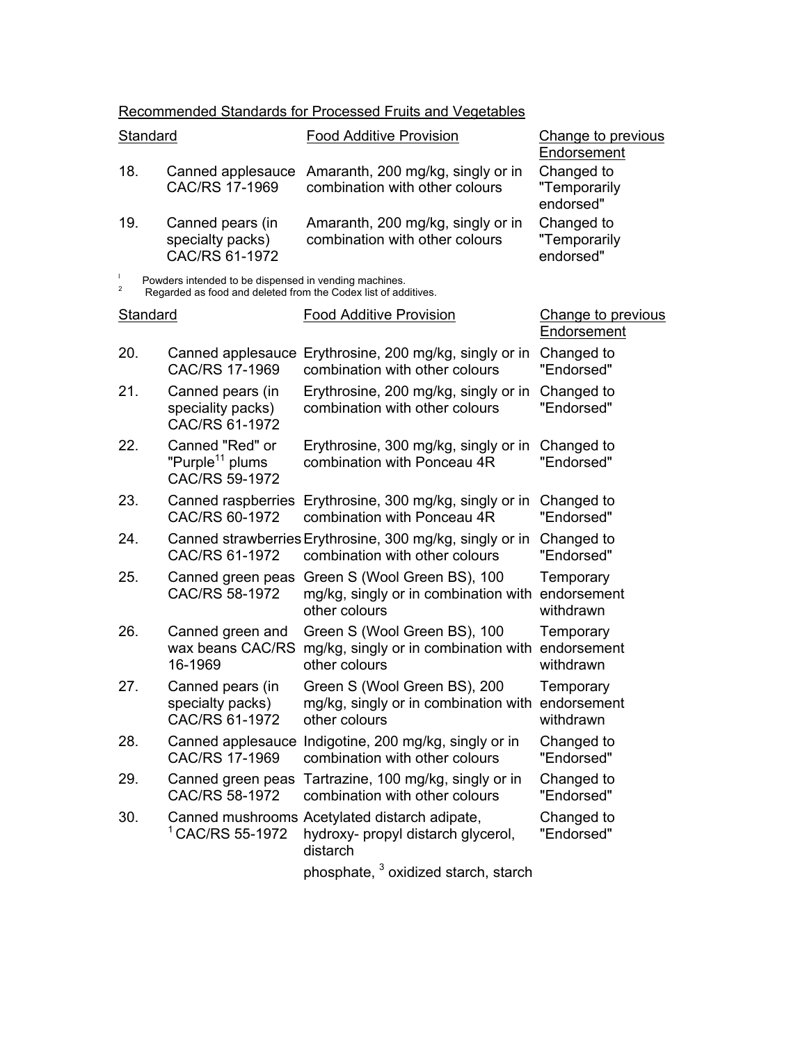Recommended Standards for Processed Fruits and Vegetables

| Standard | | Food Additive Provision | Change to previous Endorsement |
|---|---|---|---|
| 18. | Canned applesauce CAC/RS 17-1969 | Amaranth, 200 mg/kg, singly or in combination with other colours | Changed to "Temporarily endorsed" |
| 19. | Canned pears (in specialty packs) CAC/RS 61-1972 | Amaranth, 200 mg/kg, singly or in combination with other colours | Changed to "Temporarily endorsed" |

[1] Powders intended to be dispensed in vending machines.
[2] Regarded as food and deleted from the Codex list of additives.

| Standard | | Food Additive Provision | Change to previous Endorsement |
|---|---|---|---|
| 20. | Canned applesauce CAC/RS 17-1969 | Erythrosine, 200 mg/kg, singly or in combination with other colours | Changed to "Endorsed" |
| 21. | Canned pears (in speciality packs) CAC/RS 61-1972 | Erythrosine, 200 mg/kg, singly or in combination with other colours | Changed to "Endorsed" |
| 22. | Canned "Red" or "Purple[11] plums CAC/RS 59-1972 | Erythrosine, 300 mg/kg, singly or in combination with Ponceau 4R | Changed to "Endorsed" |
| 23. | Canned raspberries CAC/RS 60-1972 | Erythrosine, 300 mg/kg, singly or in combination with Ponceau 4R | Changed to "Endorsed" |
| 24. | Canned strawberries CAC/RS 61-1972 | Erythrosine, 300 mg/kg, singly or in combination with other colours | Changed to "Endorsed" |
| 25. | Canned green peas CAC/RS 58-1972 | Green S (Wool Green BS), 100 mg/kg, singly or in combination with other colours | Temporary endorsement withdrawn |
| 26. | Canned green and wax beans CAC/RS 16-1969 | Green S (Wool Green BS), 100 mg/kg, singly or in combination with other colours | Temporary endorsement withdrawn |
| 27. | Canned pears (in specialty packs) CAC/RS 61-1972 | Green S (Wool Green BS), 200 mg/kg, singly or in combination with other colours | Temporary endorsement withdrawn |
| 28. | Canned applesauce CAC/RS 17-1969 | Indigotine, 200 mg/kg, singly or in combination with other colours | Changed to "Endorsed" |
| 29. | Canned green peas CAC/RS 58-1972 | Tartrazine, 100 mg/kg, singly or in combination with other colours | Changed to "Endorsed" |
| 30. | Canned mushrooms [1] CAC/RS 55-1972 | Acetylated distarch adipate, hydroxy- propyl distarch glycerol, distarch phosphate, [3] oxidized starch, starch | Changed to "Endorsed" |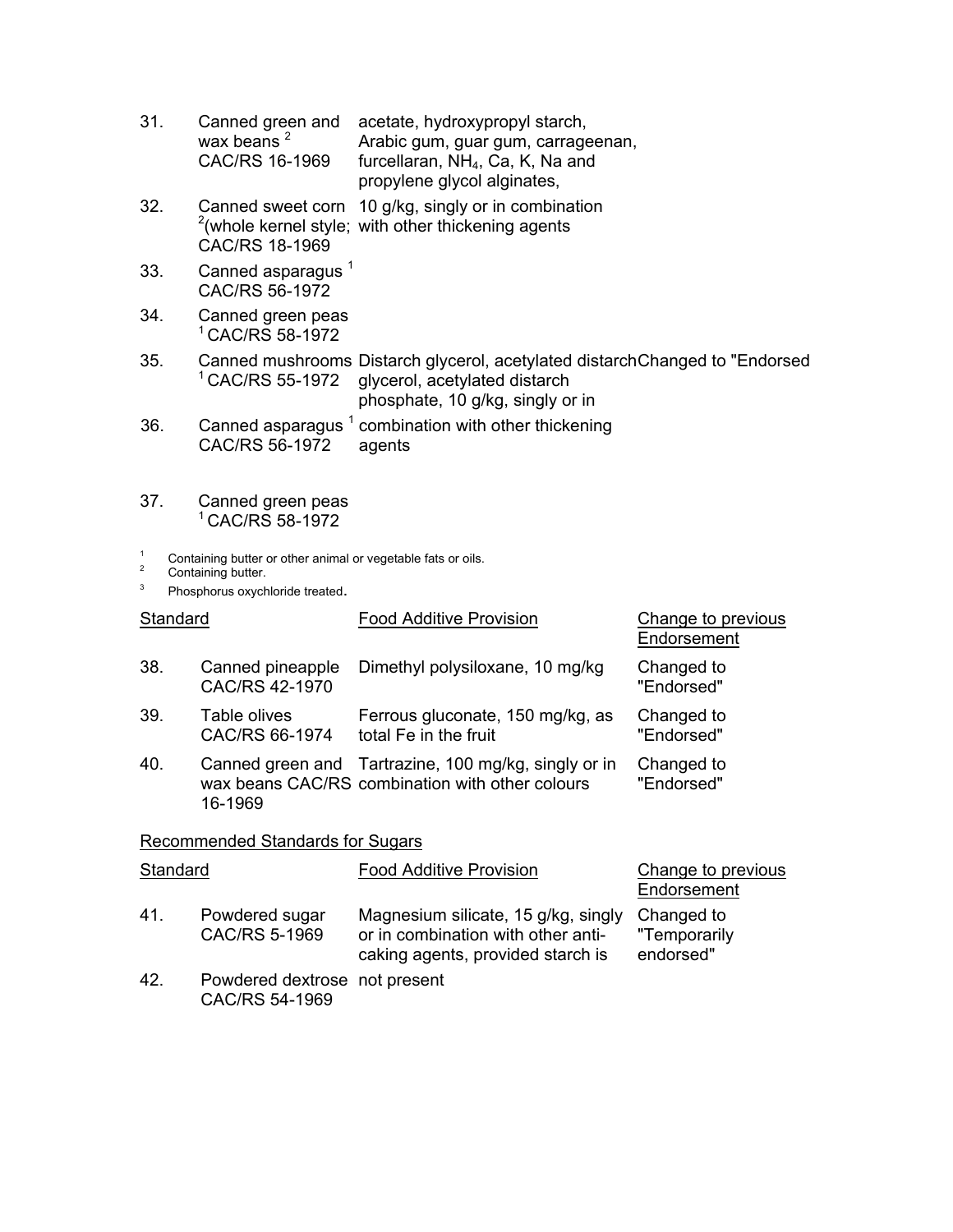| | | | |
|---|---|---|---|
| 31. | Canned green and wax beans [2] CAC/RS 16-1969 | acetate, hydroxypropyl starch, Arabic gum, guar gum, carrageenan, furcellaran, $NH_4$, Ca, K, Na and propylene glycol alginates, | |
| 32. | Canned sweet corn [2](whole kernel style; CAC/RS 18-1969 | 10 g/kg, singly or in combination with other thickening agents | |
| 33. | Canned asparagus [1] CAC/RS 56-1972 | | |
| 34. | Canned green peas [1] CAC/RS 58-1972 | | |
| 35. | Canned mushrooms [1] CAC/RS 55-1972 | Distarch glycerol, acetylated distarch glycerol, acetylated distarch phosphate, 10 g/kg, singly or in | Changed to "Endorsed |
| 36. | Canned asparagus [1] CAC/RS 56-1972 | combination with other thickening agents | |
| 37. | Canned green peas [1] CAC/RS 58-1972 | | |

[1] Containing butter or other animal or vegetable fats or oils.
[2] Containing butter.
[3] Phosphorus oxychloride treated.

| Standard | | Food Additive Provision | Change to previous Endorsement |
|---|---|---|---|
| 38. | Canned pineapple CAC/RS 42-1970 | Dimethyl polysiloxane, 10 mg/kg | Changed to "Endorsed" |
| 39. | Table olives CAC/RS 66-1974 | Ferrous gluconate, 150 mg/kg, as total Fe in the fruit | Changed to "Endorsed" |
| 40. | Canned green and wax beans CAC/RS 16-1969 | Tartrazine, 100 mg/kg, singly or in combination with other colours | Changed to "Endorsed" |

Recommended Standards for Sugars

| Standard | | Food Additive Provision | Change to previous Endorsement |
|---|---|---|---|
| 41. | Powdered sugar CAC/RS 5-1969 | Magnesium silicate, 15 g/kg, singly or in combination with other anti-caking agents, provided starch is | Changed to "Temporarily endorsed" |
| 42. | Powdered dextrose CAC/RS 54-1969 | not present | |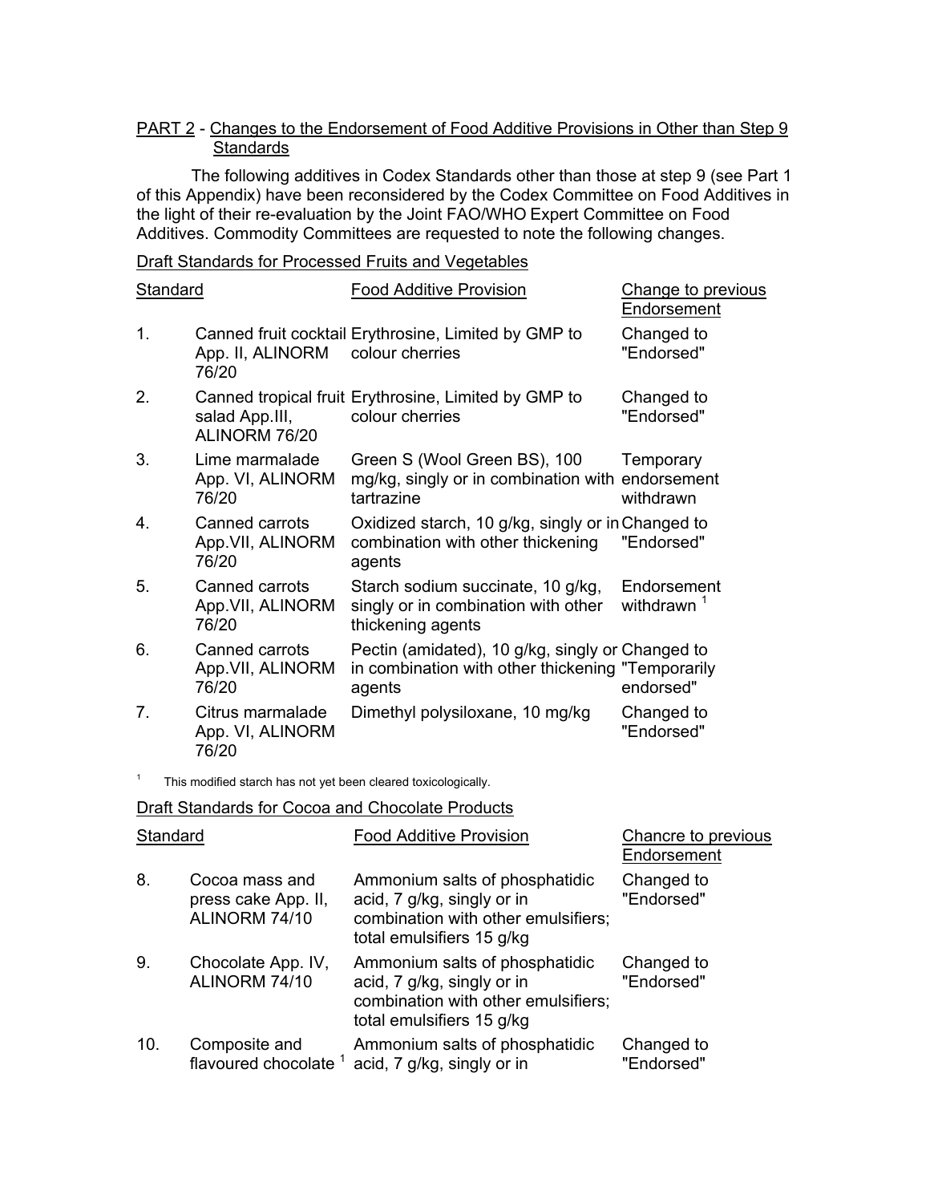PART 2 - Changes to the Endorsement of Food Additive Provisions in Other than Step 9 Standards

The following additives in Codex Standards other than those at step 9 (see Part 1 of this Appendix) have been reconsidered by the Codex Committee on Food Additives in the light of their re-evaluation by the Joint FAO/WHO Expert Committee on Food Additives. Commodity Committees are requested to note the following changes.

Draft Standards for Processed Fruits and Vegetables

| | Standard | Food Additive Provision | Change to previous Endorsement |
|---|---|---|---|
| 1. | Canned fruit cocktail App. II, ALINORM 76/20 | Erythrosine, Limited by GMP to colour cherries | Changed to "Endorsed" |
| 2. | Canned tropical fruit salad App.III, ALINORM 76/20 | Erythrosine, Limited by GMP to colour cherries | Changed to "Endorsed" |
| 3. | Lime marmalade App. VI, ALINORM 76/20 | Green S (Wool Green BS), 100 mg/kg, singly or in combination with tartrazine | Temporary endorsement withdrawn |
| 4. | Canned carrots App.VII, ALINORM 76/20 | Oxidized starch, 10 g/kg, singly or in combination with other thickening agents | Changed to "Endorsed" |
| 5. | Canned carrots App.VII, ALINORM 76/20 | Starch sodium succinate, 10 g/kg, singly or in combination with other thickening agents | Endorsement withdrawn [1] |
| 6. | Canned carrots App.VII, ALINORM 76/20 | Pectin (amidated), 10 g/kg, singly or in combination with other thickening agents | Changed to "Temporarily endorsed" |
| 7. | Citrus marmalade App. VI, ALINORM 76/20 | Dimethyl polysiloxane, 10 mg/kg | Changed to "Endorsed" |

[1] This modified starch has not yet been cleared toxicologically.

Draft Standards for Cocoa and Chocolate Products

| | Standard | Food Additive Provision | Chancre to previous Endorsement |
|---|---|---|---|
| 8. | Cocoa mass and press cake App. II, ALINORM 74/10 | Ammonium salts of phosphatidic acid, 7 g/kg, singly or in combination with other emulsifiers; total emulsifiers 15 g/kg | Changed to "Endorsed" |
| 9. | Chocolate App. IV, ALINORM 74/10 | Ammonium salts of phosphatidic acid, 7 g/kg, singly or in combination with other emulsifiers; total emulsifiers 15 g/kg | Changed to "Endorsed" |
| 10. | Composite and flavoured chocolate [1] | Ammonium salts of phosphatidic acid, 7 g/kg, singly or in | Changed to "Endorsed" |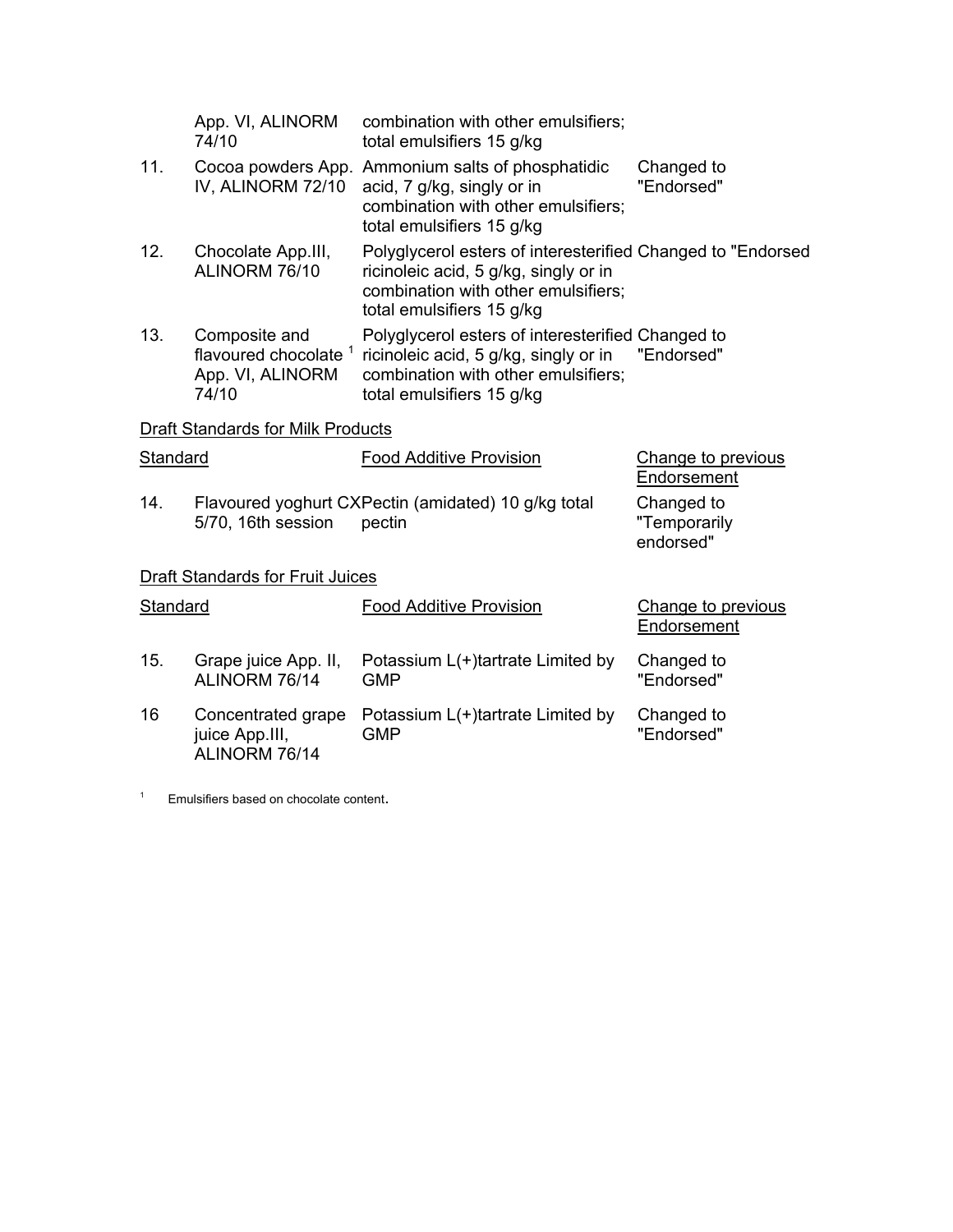| | Standard | Food Additive Provision | Change to previous Endorsement |
|---|---|---|---|
| | App. VI, ALINORM 74/10 | combination with other emulsifiers; total emulsifiers 15 g/kg | |
| 11. | Cocoa powders App. IV, ALINORM 72/10 | Ammonium salts of phosphatidic acid, 7 g/kg, singly or in combination with other emulsifiers; total emulsifiers 15 g/kg | Changed to "Endorsed" |
| 12. | Chocolate App.III, ALINORM 76/10 | Polyglycerol esters of interesterified ricinoleic acid, 5 g/kg, singly or in combination with other emulsifiers; total emulsifiers 15 g/kg | Changed to "Endorsed |
| 13. | Composite and flavoured chocolate [1] App. VI, ALINORM 74/10 | Polyglycerol esters of interesterified ricinoleic acid, 5 g/kg, singly or in combination with other emulsifiers; total emulsifiers 15 g/kg | Changed to "Endorsed" |

Draft Standards for Milk Products

| | Standard | Food Additive Provision | Change to previous Endorsement |
|---|---|---|---|
| 14. | Flavoured yoghurt CX 5/70, 16th session | Pectin (amidated) 10 g/kg total pectin | Changed to "Temporarily endorsed" |

Draft Standards for Fruit Juices

| | Standard | Food Additive Provision | Change to previous Endorsement |
|---|---|---|---|
| 15. | Grape juice App. II, ALINORM 76/14 | Potassium L(+)tartrate Limited by GMP | Changed to "Endorsed" |
| 16 | Concentrated grape juice App.III, ALINORM 76/14 | Potassium L(+)tartrate Limited by GMP | Changed to "Endorsed" |

[1] Emulsifiers based on chocolate content.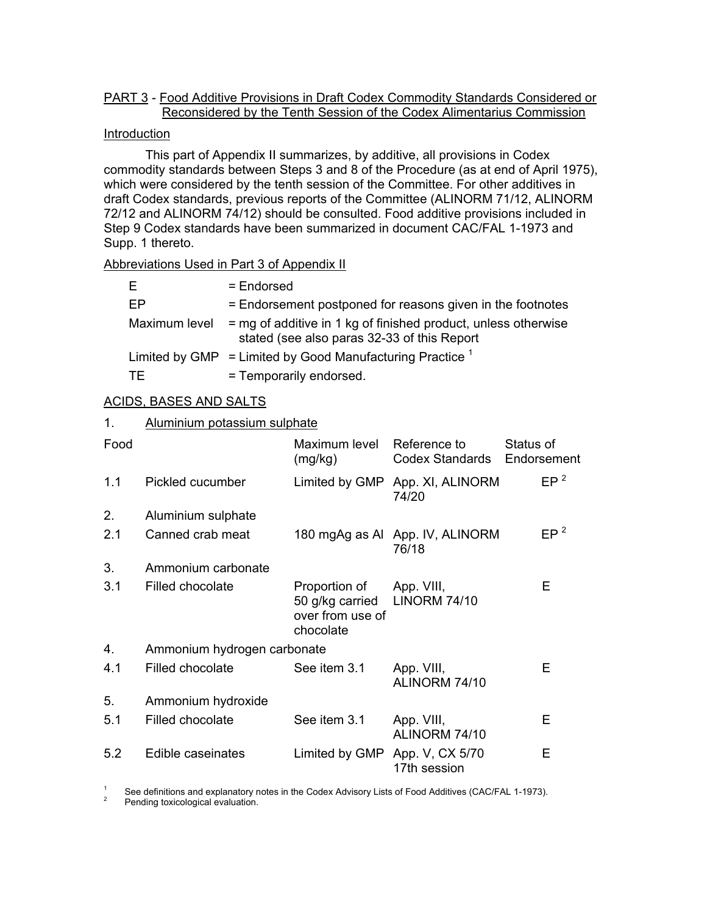PART 3 - Food Additive Provisions in Draft Codex Commodity Standards Considered or Reconsidered by the Tenth Session of the Codex Alimentarius Commission

Introduction

This part of Appendix II summarizes, by additive, all provisions in Codex commodity standards between Steps 3 and 8 of the Procedure (as at end of April 1975), which were considered by the tenth session of the Committee. For other additives in draft Codex standards, previous reports of the Committee (ALINORM 71/12, ALINORM 72/12 and ALINORM 74/12) should be consulted. Food additive provisions included in Step 9 Codex standards have been summarized in document CAC/FAL 1-1973 and Supp. 1 thereto.

Abbreviations Used in Part 3 of Appendix II

| | |
|---|---|
| E | = Endorsed |
| EP | = Endorsement postponed for reasons given in the footnotes |
| Maximum level | = mg of additive in 1 kg of finished product, unless otherwise stated (see also paras 32-33 of this Report |
| Limited by GMP | = Limited by Good Manufacturing Practice [1] |
| TE | = Temporarily endorsed. |

ACIDS, BASES AND SALTS

1. Aluminium potassium sulphate

| Food | | Maximum level (mg/kg) | Reference to Codex Standards | Status of Endorsement |
|---|---|---|---|---|
| 1.1 | Pickled cucumber | Limited by GMP | App. XI, ALINORM 74/20 | EP [2] |
| 2. | Aluminium sulphate | | | |
| 2.1 | Canned crab meat | 180 mgAg as Al | App. IV, ALINORM 76/18 | EP [2] |
| 3. | Ammonium carbonate | | | |
| 3.1 | Filled chocolate | Proportion of 50 g/kg carried over from use of chocolate | App. VIII, LINORM 74/10 | E |
| 4. | Ammonium hydrogen carbonate | | | |
| 4.1 | Filled chocolate | See item 3.1 | App. VIII, ALINORM 74/10 | E |
| 5. | Ammonium hydroxide | | | |
| 5.1 | Filled chocolate | See item 3.1 | App. VIII, ALINORM 74/10 | E |
| 5.2 | Edible caseinates | Limited by GMP | App. V, CX 5/70 17th session | E |

[1] See definitions and explanatory notes in the Codex Advisory Lists of Food Additives (CAC/FAL 1-1973).

[2] Pending toxicological evaluation.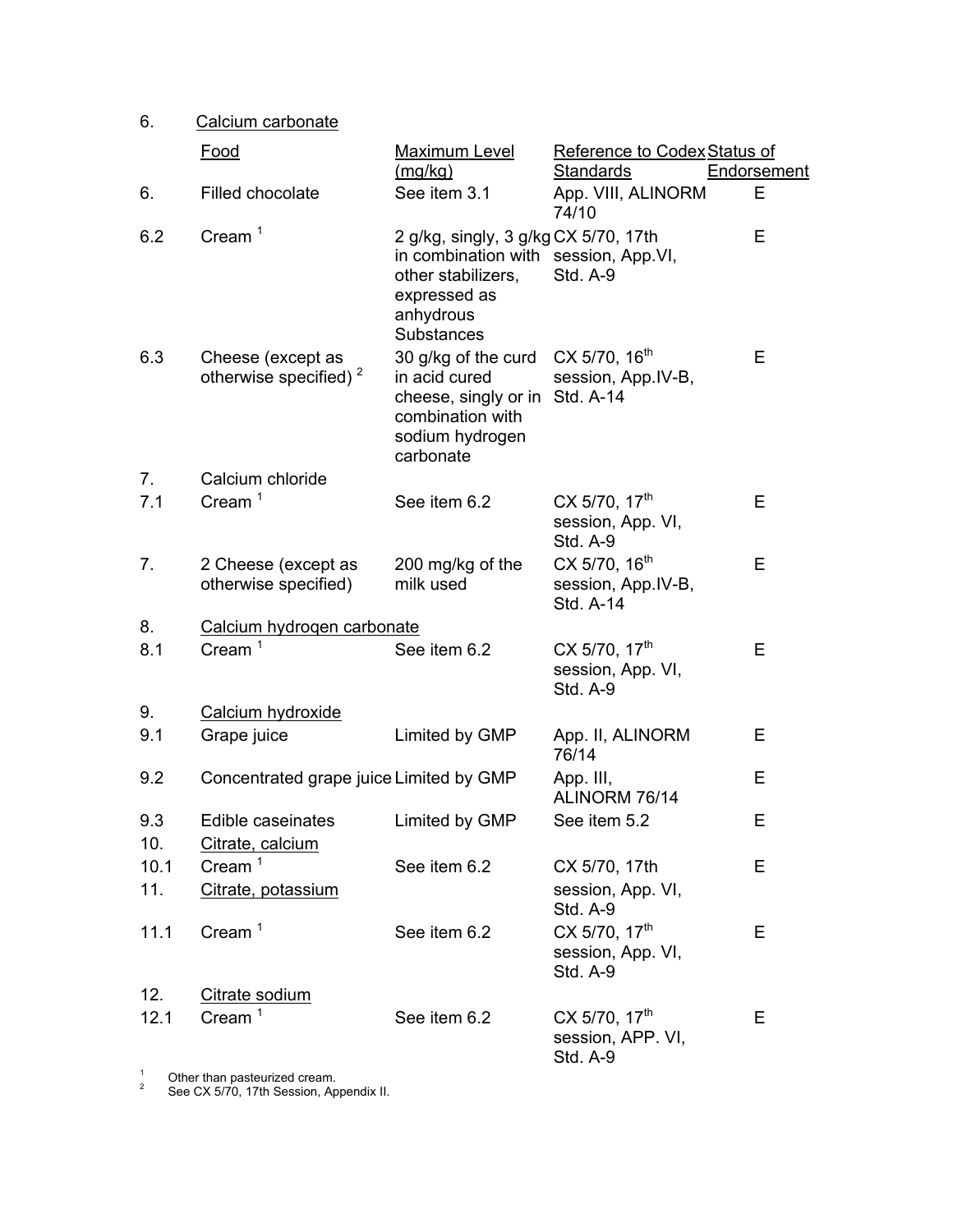6. Calcium carbonate

| | Food | Maximum Level (mg/kg) | Reference to Codex Standards | Status of Endorsement |
|---|---|---|---|---|
| 6. | Filled chocolate | See item 3.1 | App. VIII, ALINORM 74/10 | E |
| 6.2 | Cream [1] | 2 g/kg, singly, 3 g/kg in combination with other stabilizers, expressed as anhydrous Substances | CX 5/70, 17th session, App.VI, Std. A-9 | E |
| 6.3 | Cheese (except as otherwise specified) [2] | 30 g/kg of the curd in acid cured cheese, singly or in combination with sodium hydrogen carbonate | CX 5/70, 16th session, App.IV-B, Std. A-14 | E |
| 7. | Calcium chloride | | | |
| 7.1 | Cream [1] | See item 6.2 | CX 5/70, 17th session, App. VI, Std. A-9 | E |
| 7. | 2 Cheese (except as otherwise specified) | 200 mg/kg of the milk used | CX 5/70, 16th session, App.IV-B, Std. A-14 | E |
| 8. | Calcium hydrogen carbonate | | | |
| 8.1 | Cream [1] | See item 6.2 | CX 5/70, 17th session, App. VI, Std. A-9 | E |
| 9. | Calcium hydroxide | | | |
| 9.1 | Grape juice | Limited by GMP | App. II, ALINORM 76/14 | E |
| 9.2 | Concentrated grape juice | Limited by GMP | App. III, ALINORM 76/14 | E |
| 9.3 | Edible caseinates | Limited by GMP | See item 5.2 | E |
| 10. | Citrate, calcium | | | |
| 10.1 | Cream [1] | See item 6.2 | CX 5/70, 17th | E |
| 11. | Citrate, potassium | | session, App. VI, Std. A-9 | |
| 11.1 | Cream [1] | See item 6.2 | CX 5/70, 17th session, App. VI, Std. A-9 | E |
| 12. | Citrate sodium | | | |
| 12.1 | Cream [1] | See item 6.2 | CX 5/70, 17th session, APP. VI, Std. A-9 | E |

[1] Other than pasteurized cream.
[2] See CX 5/70, 17th Session, Appendix II.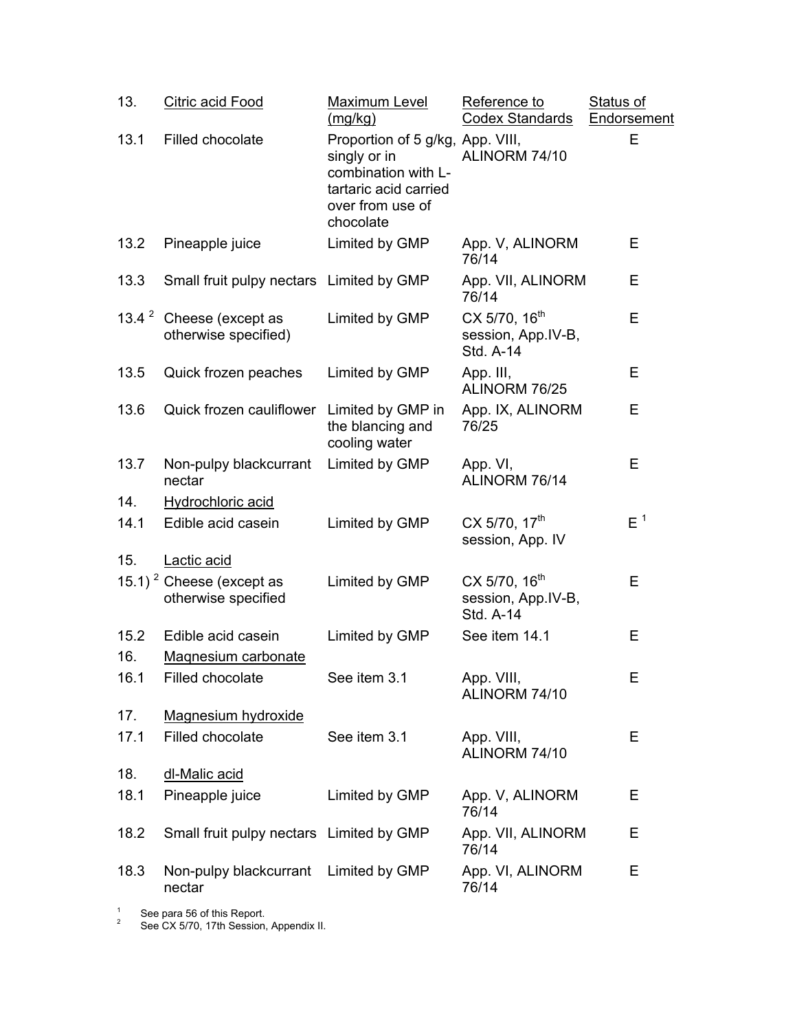| 13. | Citric acid Food | Maximum Level (mg/kg) | Reference to Codex Standards | Status of Endorsement |
|---|---|---|---|---|
| 13.1 | Filled chocolate | Proportion of 5 g/kg, singly or in combination with L-tartaric acid carried over from use of chocolate | App. VIII, ALINORM 74/10 | E |
| 13.2 | Pineapple juice | Limited by GMP | App. V, ALINORM 76/14 | E |
| 13.3 | Small fruit pulpy nectars | Limited by GMP | App. VII, ALINORM 76/14 | E |
| 13.4 [2] | Cheese (except as otherwise specified) | Limited by GMP | CX 5/70, 16th session, App.IV-B, Std. A-14 | E |
| 13.5 | Quick frozen peaches | Limited by GMP | App. III, ALINORM 76/25 | E |
| 13.6 | Quick frozen cauliflower | Limited by GMP in the blancing and cooling water | App. IX, ALINORM 76/25 | E |
| 13.7 | Non-pulpy blackcurrant nectar | Limited by GMP | App. VI, ALINORM 76/14 | E |
| 14. | Hydrochloric acid | | | |
| 14.1 | Edible acid casein | Limited by GMP | CX 5/70, 17th session, App. IV | E [1] |
| 15. | Lactic acid | | | |
| 15.1) [2] | Cheese (except as otherwise specified | Limited by GMP | CX 5/70, 16th session, App.IV-B, Std. A-14 | E |
| 15.2 | Edible acid casein | Limited by GMP | See item 14.1 | E |
| 16. | Magnesium carbonate | | | |
| 16.1 | Filled chocolate | See item 3.1 | App. VIII, ALINORM 74/10 | E |
| 17. | Magnesium hydroxide | | | |
| 17.1 | Filled chocolate | See item 3.1 | App. VIII, ALINORM 74/10 | E |
| 18. | dl-Malic acid | | | |
| 18.1 | Pineapple juice | Limited by GMP | App. V, ALINORM 76/14 | E |
| 18.2 | Small fruit pulpy nectars | Limited by GMP | App. VII, ALINORM 76/14 | E |
| 18.3 | Non-pulpy blackcurrant nectar | Limited by GMP | App. VI, ALINORM 76/14 | E |

[1] See para 56 of this Report.
[2] See CX 5/70, 17th Session, Appendix II.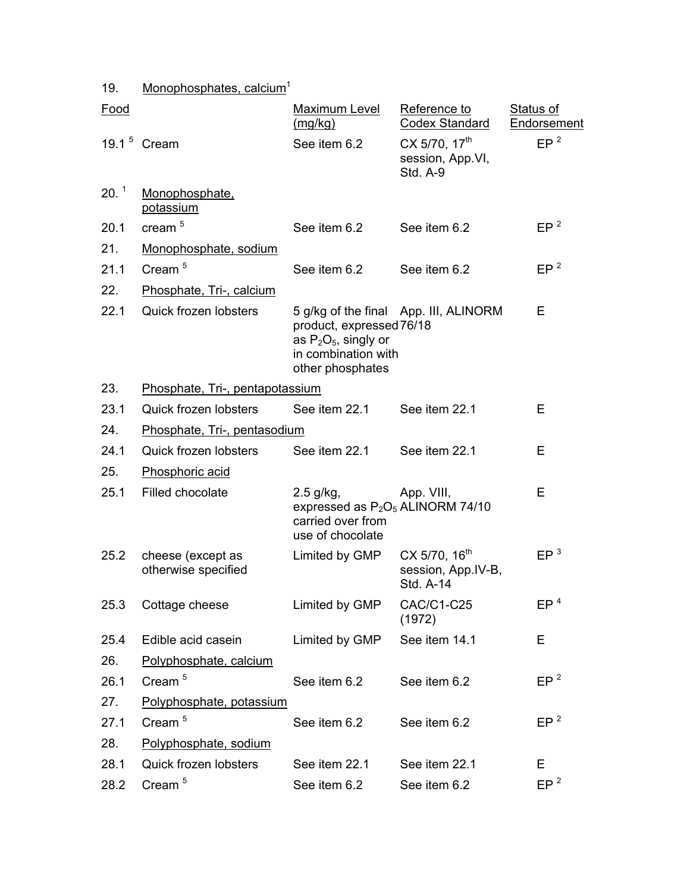19. Monophosphates, calcium[1]

| Food | | Maximum Level (mg/kg) | Reference to Codex Standard | Status of Endorsement |
|---|---|---|---|---|
| 19.1 [5] | Cream | See item 6.2 | CX 5/70, 17th session, App.VI, Std. A-9 | EP [2] |
| 20. [1] | Monophosphate, potassium | | | |
| 20.1 | cream [5] | See item 6.2 | See item 6.2 | EP [2] |
| 21. | Monophosphate, sodium | | | |
| 21.1 | Cream [5] | See item 6.2 | See item 6.2 | EP [2] |
| 22. | Phosphate, Tri-, calcium | | | |
| 22.1 | Quick frozen lobsters | 5 g/kg of the final product, expressed as $P_2O_5$, singly or in combination with other phosphates | App. III, ALINORM 76/18 | E |
| 23. | Phosphate, Tri-, pentapotassium | | | |
| 23.1 | Quick frozen lobsters | See item 22.1 | See item 22.1 | E |
| 24. | Phosphate, Tri-, pentasodium | | | |
| 24.1 | Quick frozen lobsters | See item 22.1 | See item 22.1 | E |
| 25. | Phosphoric acid | | | |
| 25.1 | Filled chocolate | 2.5 g/kg, expressed as $P_2O_5$ carried over from use of chocolate | App. VIII, ALINORM 74/10 | E |
| 25.2 | cheese (except as otherwise specified | Limited by GMP | CX 5/70, 16th session, App.IV-B, Std. A-14 | EP [3] |
| 25.3 | Cottage cheese | Limited by GMP | CAC/C1-C25 (1972) | EP [4] |
| 25.4 | Edible acid casein | Limited by GMP | See item 14.1 | E |
| 26. | Polyphosphate, calcium | | | |
| 26.1 | Cream [5] | See item 6.2 | See item 6.2 | EP [2] |
| 27. | Polyphosphate, potassium | | | |
| 27.1 | Cream [5] | See item 6.2 | See item 6.2 | EP [2] |
| 28. | Polyphosphate, sodium | | | |
| 28.1 | Quick frozen lobsters | See item 22.1 | See item 22.1 | E |
| 28.2 | Cream [5] | See item 6.2 | See item 6.2 | EP [2] |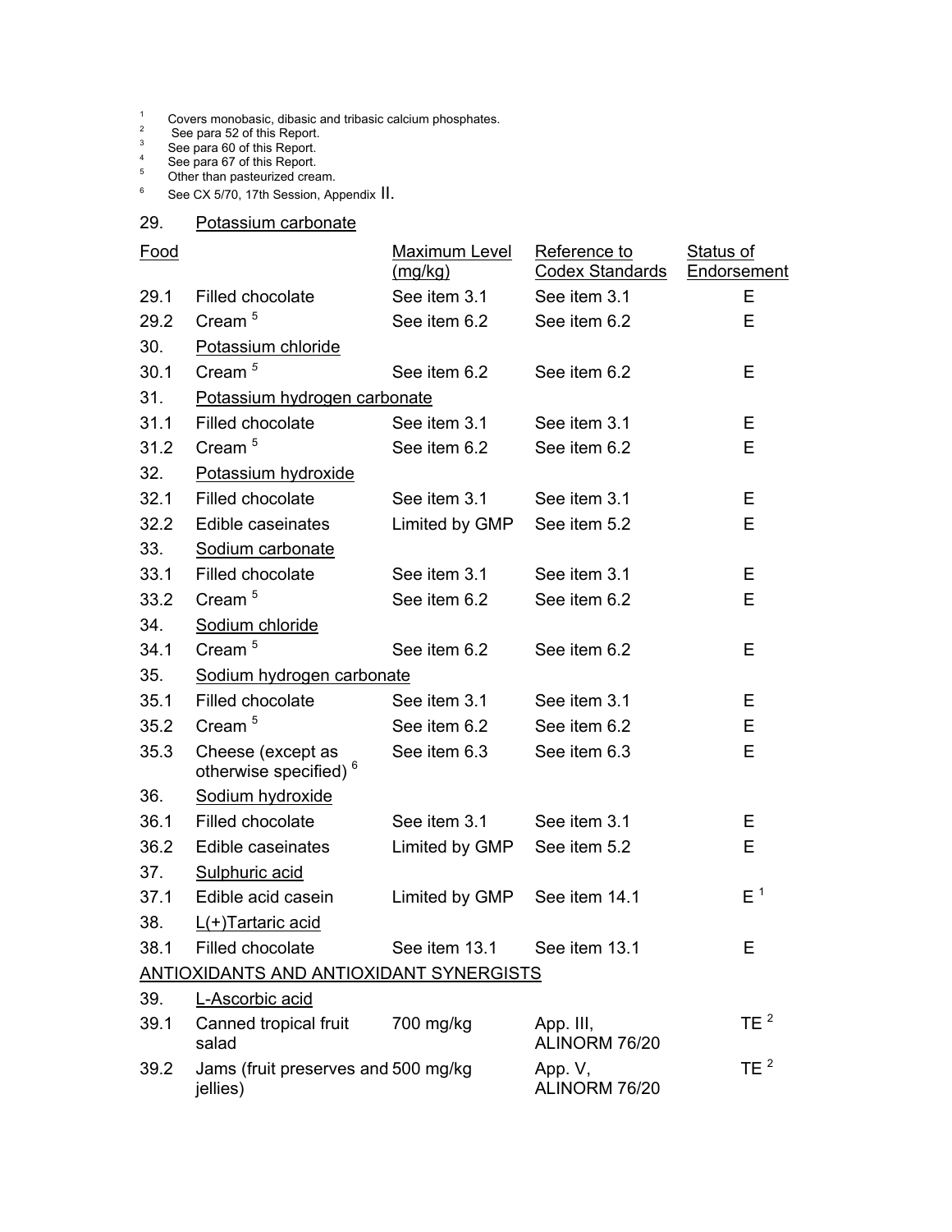[1] Covers monobasic, dibasic and tribasic calcium phosphates.
[2] See para 52 of this Report.
[3] See para 60 of this Report.
[4] See para 67 of this Report.
[5] Other than pasteurized cream.
[6] See CX 5/70, 17th Session, Appendix II.

| Food | | Maximum Level (mg/kg) | Reference to Codex Standards | Status of Endorsement |
|---|---|---|---|---|
| 29. | Potassium carbonate | | | |
| 29.1 | Filled chocolate | See item 3.1 | See item 3.1 | E |
| 29.2 | Cream [5] | See item 6.2 | See item 6.2 | E |
| 30. | Potassium chloride | | | |
| 30.1 | Cream [5] | See item 6.2 | See item 6.2 | E |
| 31. | Potassium hydrogen carbonate | | | |
| 31.1 | Filled chocolate | See item 3.1 | See item 3.1 | E |
| 31.2 | Cream [5] | See item 6.2 | See item 6.2 | E |
| 32. | Potassium hydroxide | | | |
| 32.1 | Filled chocolate | See item 3.1 | See item 3.1 | E |
| 32.2 | Edible caseinates | Limited by GMP | See item 5.2 | E |
| 33. | Sodium carbonate | | | |
| 33.1 | Filled chocolate | See item 3.1 | See item 3.1 | E |
| 33.2 | Cream [5] | See item 6.2 | See item 6.2 | E |
| 34. | Sodium chloride | | | |
| 34.1 | Cream [5] | See item 6.2 | See item 6.2 | E |
| 35. | Sodium hydrogen carbonate | | | |
| 35.1 | Filled chocolate | See item 3.1 | See item 3.1 | E |
| 35.2 | Cream [5] | See item 6.2 | See item 6.2 | E |
| 35.3 | Cheese (except as otherwise specified) [6] | See item 6.3 | See item 6.3 | E |
| 36. | Sodium hydroxide | | | |
| 36.1 | Filled chocolate | See item 3.1 | See item 3.1 | E |
| 36.2 | Edible caseinates | Limited by GMP | See item 5.2 | E |
| 37. | Sulphuric acid | | | |
| 37.1 | Edible acid casein | Limited by GMP | See item 14.1 | E [1] |
| 38. | L(+)Tartaric acid | | | |
| 38.1 | Filled chocolate | See item 13.1 | See item 13.1 | E |
| ANTIOXIDANTS AND ANTIOXIDANT SYNERGISTS | | | | |
| 39. | L-Ascorbic acid | | | |
| 39.1 | Canned tropical fruit salad | 700 mg/kg | App. III, ALINORM 76/20 | TE [2] |
| 39.2 | Jams (fruit preserves and jellies) | 500 mg/kg | App. V, ALINORM 76/20 | TE [2] |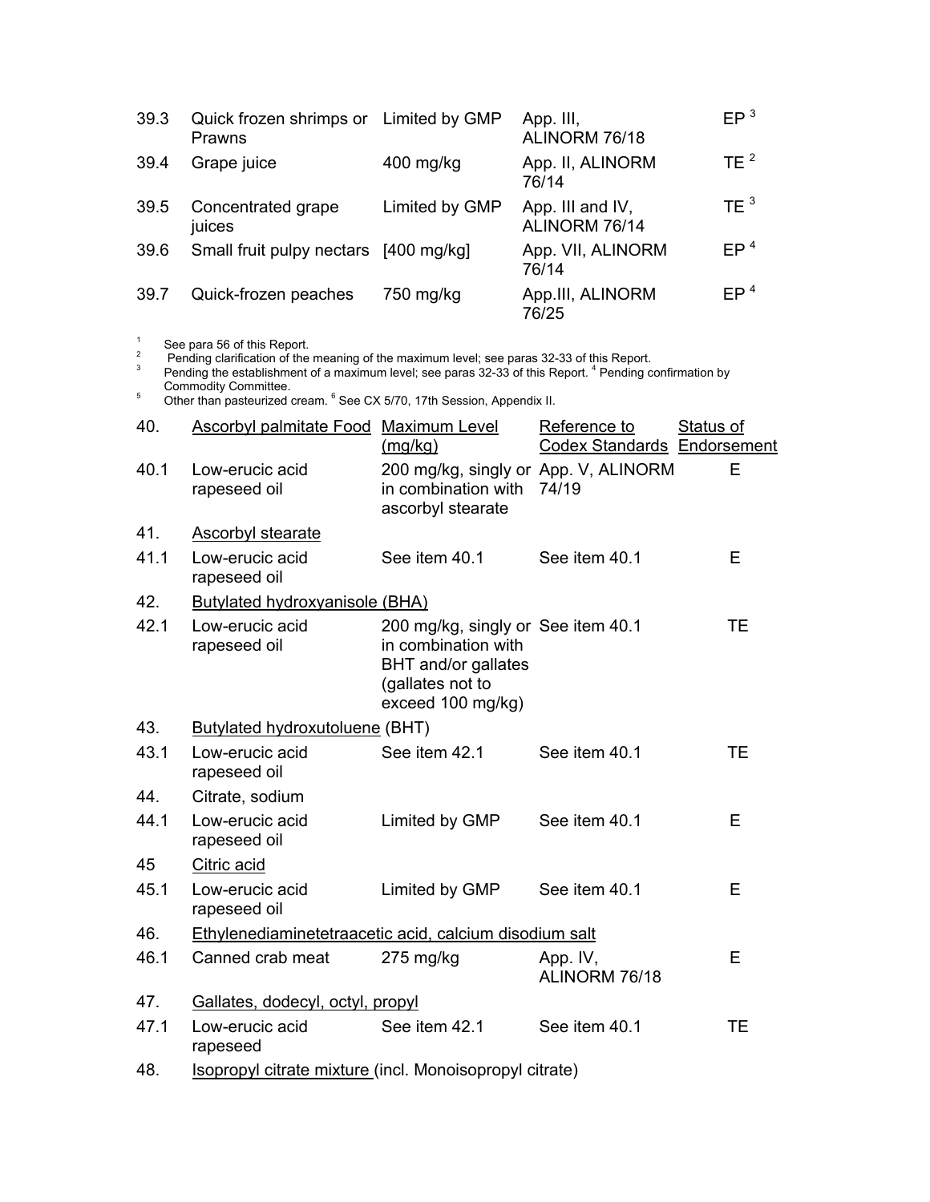| | | | | |
|---|---|---|---|---|
| 39.3 | Quick frozen shrimps or Prawns | Limited by GMP | App. III, ALINORM 76/18 | EP [3] |
| 39.4 | Grape juice | 400 mg/kg | App. II, ALINORM 76/14 | TE [2] |
| 39.5 | Concentrated grape juices | Limited by GMP | App. III and IV, ALINORM 76/14 | TE [3] |
| 39.6 | Small fruit pulpy nectars | [400 mg/kg] | App. VII, ALINORM 76/14 | EP [4] |
| 39.7 | Quick-frozen peaches | 750 mg/kg | App.III, ALINORM 76/25 | EP [4] |

[1] See para 56 of this Report.
[2] Pending clarification of the meaning of the maximum level; see paras 32-33 of this Report.
[3] Pending the establishment of a maximum level; see paras 32-33 of this Report. [4] Pending confirmation by Commodity Committee.
[5] Other than pasteurized cream. [6] See CX 5/70, 17th Session, Appendix II.

| 40. | Ascorbyl palmitate Food | Maximum Level (mg/kg) | Reference to Codex Standards | Status of Endorsement |
|---|---|---|---|---|
| 40.1 | Low-erucic acid rapeseed oil | 200 mg/kg, singly or in combination with ascorbyl stearate | App. V, ALINORM 74/19 | E |
| 41. | Ascorbyl stearate | | | |
| 41.1 | Low-erucic acid rapeseed oil | See item 40.1 | See item 40.1 | E |
| 42. | Butylated hydroxyanisole (BHA) | | | |
| 42.1 | Low-erucic acid rapeseed oil | 200 mg/kg, singly or in combination with BHT and/or gallates (gallates not to exceed 100 mg/kg) | See item 40.1 | TE |
| 43. | Butylated hydroxutoluene (BHT) | | | |
| 43.1 | Low-erucic acid rapeseed oil | See item 42.1 | See item 40.1 | TE |
| 44. | Citrate, sodium | | | |
| 44.1 | Low-erucic acid rapeseed oil | Limited by GMP | See item 40.1 | E |
| 45 | Citric acid | | | |
| 45.1 | Low-erucic acid rapeseed oil | Limited by GMP | See item 40.1 | E |
| 46. | Ethylenediaminetetraacetic acid, calcium disodium salt | | | |
| 46.1 | Canned crab meat | 275 mg/kg | App. IV, ALINORM 76/18 | E |
| 47. | Gallates, dodecyl, octyl, propyl | | | |
| 47.1 | Low-erucic acid rapeseed | See item 42.1 | See item 40.1 | TE |
| 48. | Isopropyl citrate mixture (incl. Monoisopropyl citrate) | | | |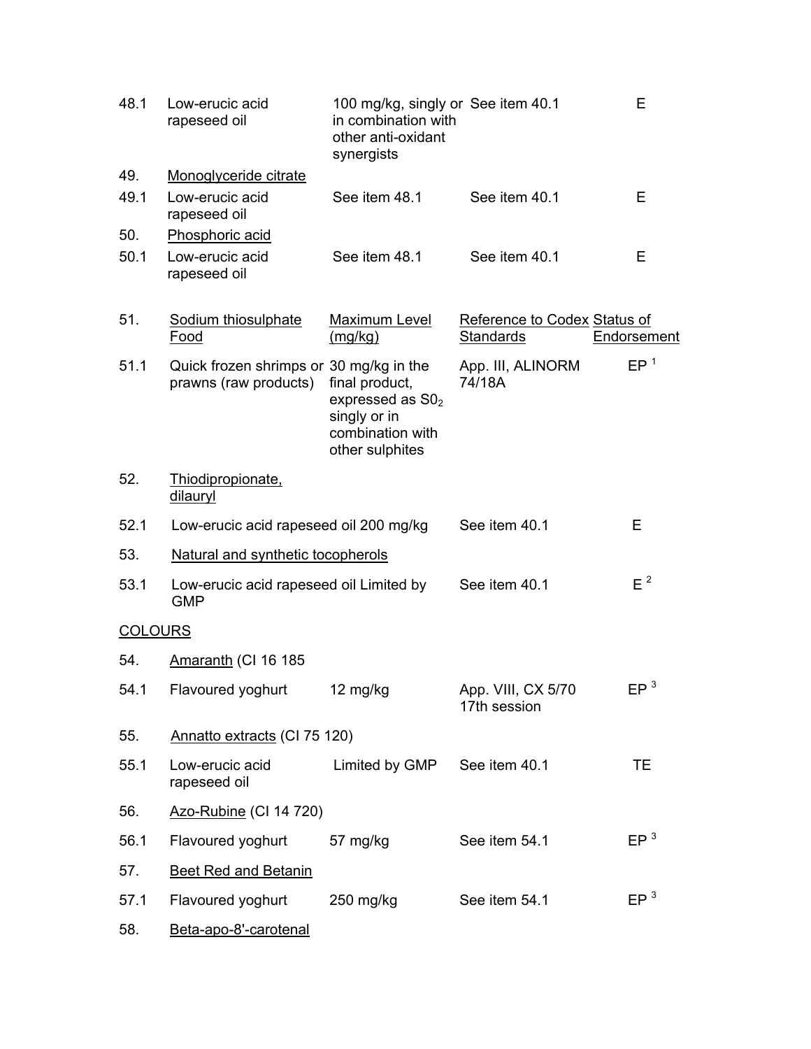| | | | | |
|---|---|---|---|---|
| 48.1 | Low-erucic acid rapeseed oil | 100 mg/kg, singly or in combination with other anti-oxidant synergists | See item 40.1 | E |
| 49. | Monoglyceride citrate | | | |
| 49.1 | Low-erucic acid rapeseed oil | See item 48.1 | See item 40.1 | E |
| 50. | Phosphoric acid | | | |
| 50.1 | Low-erucic acid rapeseed oil | See item 48.1 | See item 40.1 | E |

| 51. | Sodium thiosulphate Food | Maximum Level (mg/kg) | Reference to Codex Standards | Status of Endorsement |
|---|---|---|---|---|
| 51.1 | Quick frozen shrimps or prawns (raw products) | 30 mg/kg in the final product, expressed as $SO_2$ singly or in combination with other sulphites | App. III, ALINORM 74/18A | EP [1] |
| 52. | Thiodipropionate, dilauryl | | | |
| 52.1 | Low-erucic acid rapeseed oil | 200 mg/kg | See item 40.1 | E |
| 53. | Natural and synthetic tocopherols | | | |
| 53.1 | Low-erucic acid rapeseed oil | Limited by GMP | See item 40.1 | E [2] |

COLOURS

| | | | | |
|---|---|---|---|---|
| 54. | Amaranth (CI 16 185 | | | |
| 54.1 | Flavoured yoghurt | 12 mg/kg | App. VIII, CX 5/70 17th session | EP [3] |
| 55. | Annatto extracts (CI 75 120) | | | |
| 55.1 | Low-erucic acid rapeseed oil | Limited by GMP | See item 40.1 | TE |
| 56. | Azo-Rubine (CI 14 720) | | | |
| 56.1 | Flavoured yoghurt | 57 mg/kg | See item 54.1 | EP [3] |
| 57. | Beet Red and Betanin | | | |
| 57.1 | Flavoured yoghurt | 250 mg/kg | See item 54.1 | EP [3] |
| 58. | Beta-apo-8'-carotenal | | | |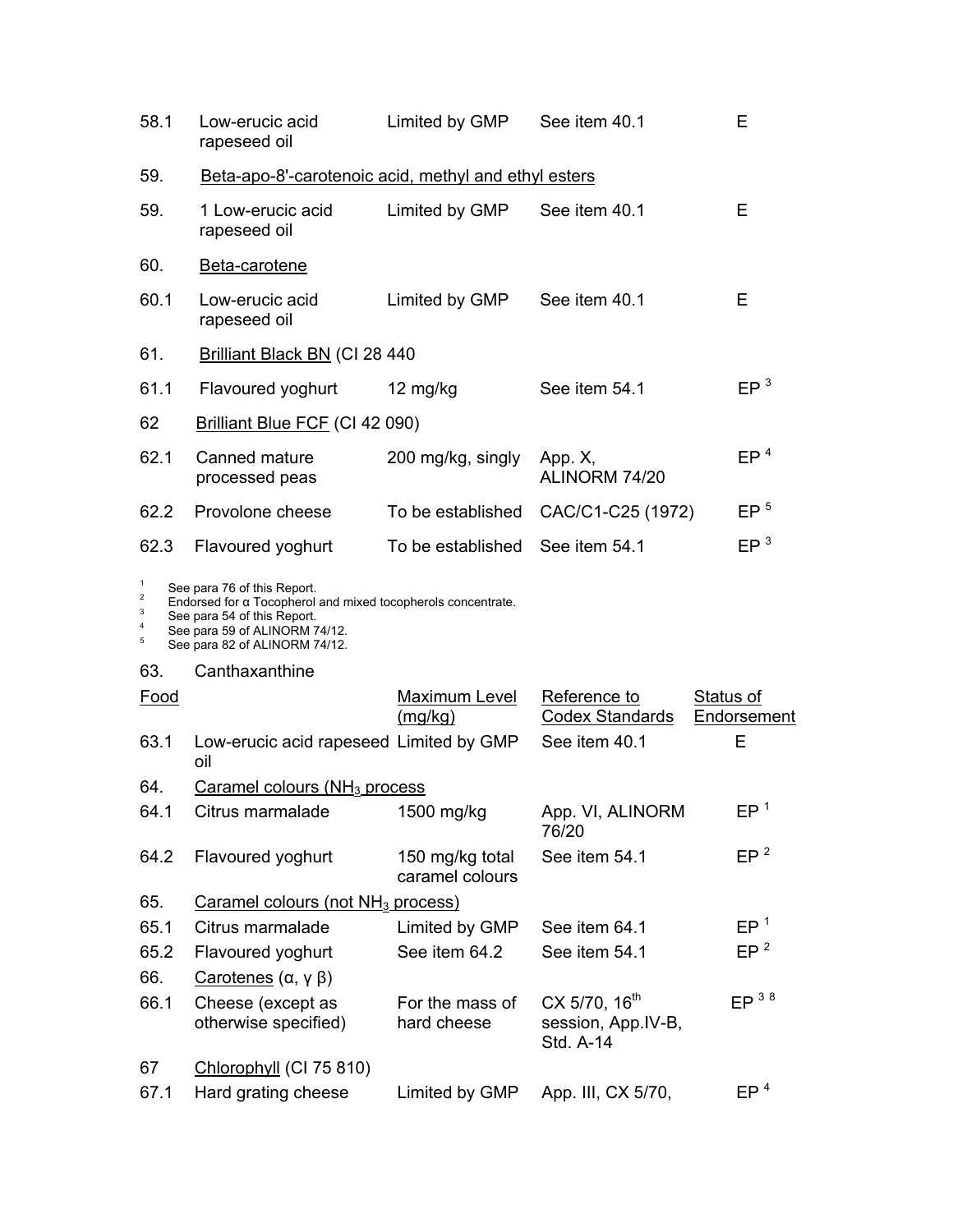| | | | | |
|---|---|---|---|---|
| 58.1 | Low-erucic acid rapeseed oil | Limited by GMP | See item 40.1 | E |
| 59. | Beta-apo-8'-carotenoic acid, methyl and ethyl esters | | | |
| 59. | 1 Low-erucic acid rapeseed oil | Limited by GMP | See item 40.1 | E |
| 60. | Beta-carotene | | | |
| 60.1 | Low-erucic acid rapeseed oil | Limited by GMP | See item 40.1 | E |
| 61. | Brilliant Black BN (CI 28 440 | | | |
| 61.1 | Flavoured yoghurt | 12 mg/kg | See item 54.1 | EP [3] |
| 62 | Brilliant Blue FCF (CI 42 090) | | | |
| 62.1 | Canned mature processed peas | 200 mg/kg, singly | App. X, ALINORM 74/20 | EP [4] |
| 62.2 | Provolone cheese | To be established | CAC/C1-C25 (1972) | EP [5] |
| 62.3 | Flavoured yoghurt | To be established | See item 54.1 | EP [3] |

[1] See para 76 of this Report.
[2] Endorsed for α Tocopherol and mixed tocopherols concentrate.
[3] See para 54 of this Report.
[4] See para 59 of ALINORM 74/12.
[5] See para 82 of ALINORM 74/12.

63. Canthaxanthine

| Food | | Maximum Level (mg/kg) | Reference to Codex Standards | Status of Endorsement |
|---|---|---|---|---|
| 63.1 | Low-erucic acid rapeseed oil | Limited by GMP | See item 40.1 | E |
| 64. | Caramel colours ($NH_3$ process | | | |
| 64.1 | Citrus marmalade | 1500 mg/kg | App. VI, ALINORM 76/20 | EP [1] |
| 64.2 | Flavoured yoghurt | 150 mg/kg total caramel colours | See item 54.1 | EP [2] |
| 65. | Caramel colours (not $NH_3$ process) | | | |
| 65.1 | Citrus marmalade | Limited by GMP | See item 64.1 | EP [1] |
| 65.2 | Flavoured yoghurt | See item 64.2 | See item 54.1 | EP [2] |
| 66. | Carotenes (α, γ β) | | | |
| 66.1 | Cheese (except as otherwise specified) | For the mass of hard cheese | CX 5/70, 16th session, App.IV-B, Std. A-14 | EP [3 8] |
| 67 | Chlorophyll (CI 75 810) | | | |
| 67.1 | Hard grating cheese | Limited by GMP | App. III, CX 5/70, | EP [4] |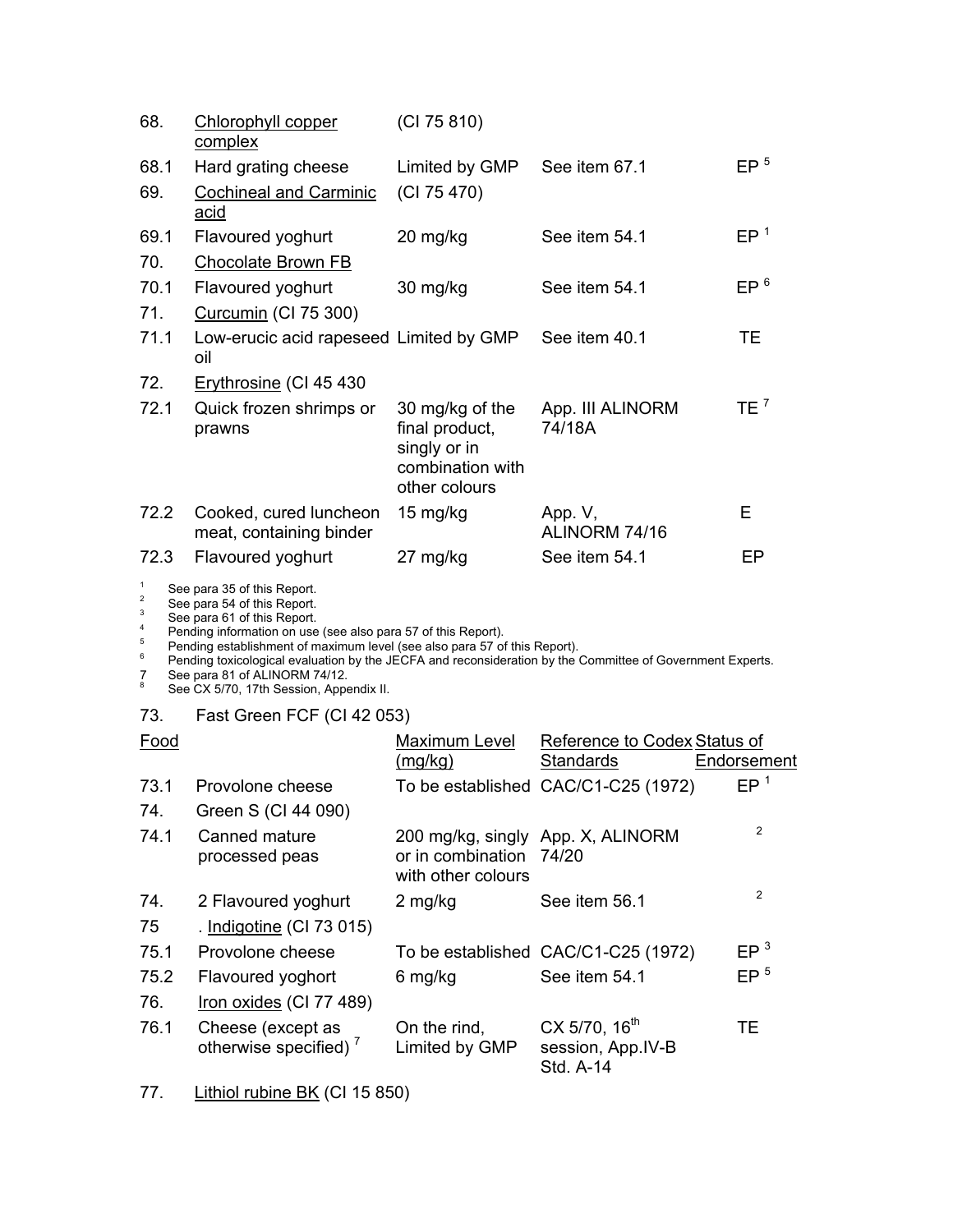| | | | | |
|---|---|---|---|---|
| 68. | Chlorophyll copper complex | (CI 75 810) | | |
| 68.1 | Hard grating cheese | Limited by GMP | See item 67.1 | EP [5] |
| 69. | Cochineal and Carminic acid | (CI 75 470) | | |
| 69.1 | Flavoured yoghurt | 20 mg/kg | See item 54.1 | EP [1] |
| 70. | Chocolate Brown FB | | | |
| 70.1 | Flavoured yoghurt | 30 mg/kg | See item 54.1 | EP [6] |
| 71. | Curcumin (CI 75 300) | | | |
| 71.1 | Low-erucic acid rapeseed oil | Limited by GMP | See item 40.1 | TE |
| 72. | Erythrosine (CI 45 430 | | | |
| 72.1 | Quick frozen shrimps or prawns | 30 mg/kg of the final product, singly or in combination with other colours | App. III ALINORM 74/18A | TE [7] |
| 72.2 | Cooked, cured luncheon meat, containing binder | 15 mg/kg | App. V, ALINORM 74/16 | E |
| 72.3 | Flavoured yoghurt | 27 mg/kg | See item 54.1 | EP |

[1] See para 35 of this Report.
[2] See para 54 of this Report.
[3] See para 61 of this Report.
[4] Pending information on use (see also para 57 of this Report).
[5] Pending establishment of maximum level (see also para 57 of this Report).
[6] Pending toxicological evaluation by the JECFA and reconsideration by the Committee of Government Experts.
[7] See para 81 of ALINORM 74/12.
[8] See CX 5/70, 17th Session, Appendix II.

73. Fast Green FCF (CI 42 053)

| Food | | Maximum Level (mg/kg) | Reference to Codex Standards | Status of Endorsement |
|---|---|---|---|---|
| 73.1 | Provolone cheese | To be established | CAC/C1-C25 (1972) | EP [1] |
| 74. | Green S (CI 44 090) | | | |
| 74.1 | Canned mature processed peas | 200 mg/kg, singly or in combination with other colours | App. X, ALINORM 74/20 | [2] |
| 74. | 2 Flavoured yoghurt | 2 mg/kg | See item 56.1 | [2] |
| 75 | . Indigotine (CI 73 015) | | | |
| 75.1 | Provolone cheese | To be established | CAC/C1-C25 (1972) | EP [3] |
| 75.2 | Flavoured yoghort | 6 mg/kg | See item 54.1 | EP [5] |
| 76. | Iron oxides (CI 77 489) | | | |
| 76.1 | Cheese (except as otherwise specified) [7] | On the rind, Limited by GMP | CX 5/70, 16th session, App.IV-B Std. A-14 | TE |
| 77. | Lithiol rubine BK (CI 15 850) | | | |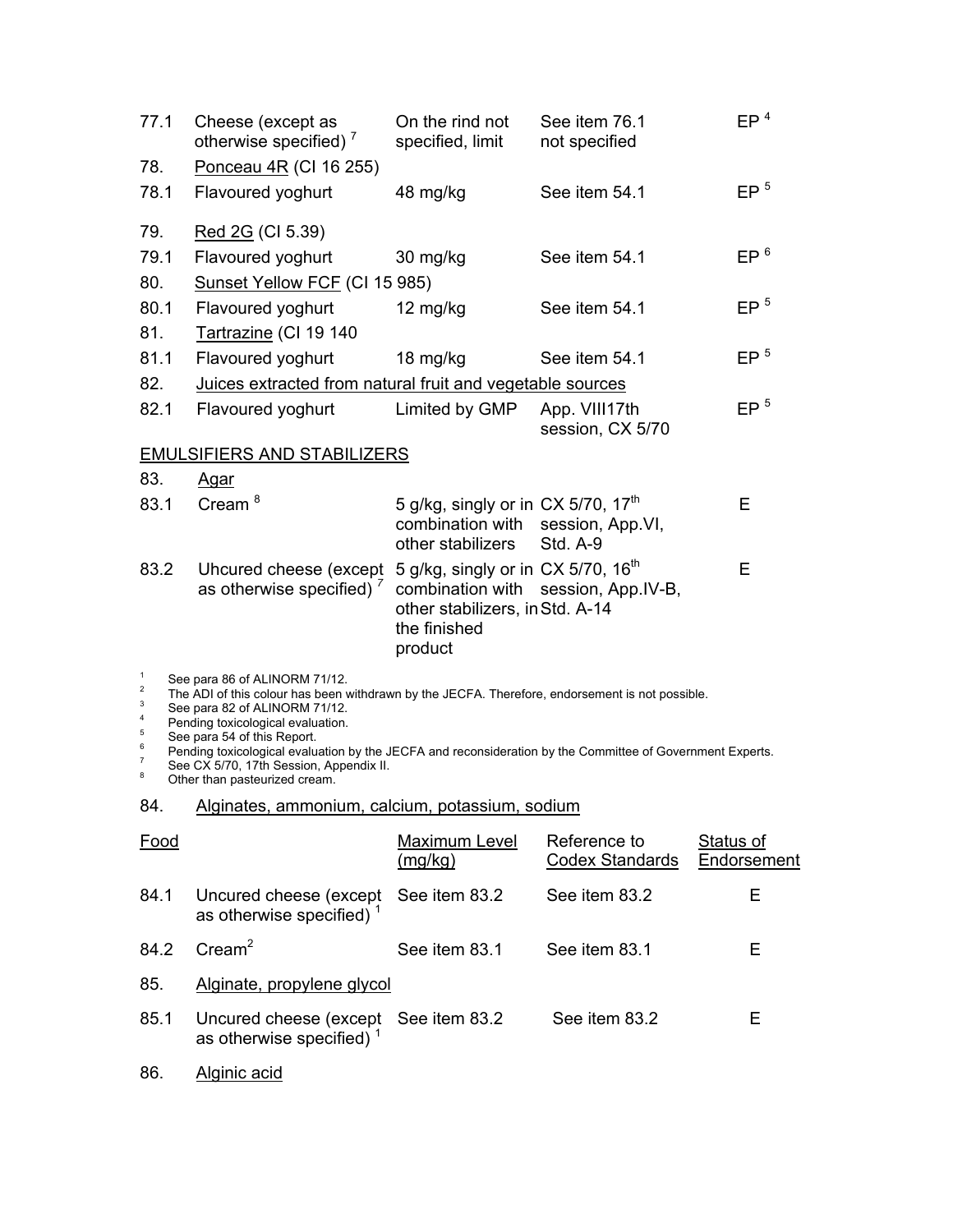| | | | | |
|---|---|---|---|---|
| 77.1 | Cheese (except as otherwise specified) [7] | On the rind not specified, limit | See item 76.1 not specified | EP [4] |
| 78. | Ponceau 4R (CI 16 255) | | | |
| 78.1 | Flavoured yoghurt | 48 mg/kg | See item 54.1 | EP [5] |
| 79. | Red 2G (CI 5.39) | | | |
| 79.1 | Flavoured yoghurt | 30 mg/kg | See item 54.1 | EP [6] |
| 80. | Sunset Yellow FCF (CI 15 985) | | | |
| 80.1 | Flavoured yoghurt | 12 mg/kg | See item 54.1 | EP [5] |
| 81. | Tartrazine (CI 19 140 | | | |
| 81.1 | Flavoured yoghurt | 18 mg/kg | See item 54.1 | EP [5] |
| 82. | Juices extracted from natural fruit and vegetable sources | | | |
| 82.1 | Flavoured yoghurt | Limited by GMP | App. VIII17th session, CX 5/70 | EP [5] |

EMULSIFIERS AND STABILIZERS

| | | | | |
|---|---|---|---|---|
| 83. | Agar | | | |
| 83.1 | Cream [8] | 5 g/kg, singly or in combination with other stabilizers | CX 5/70, 17th session, App.VI, Std. A-9 | E |
| 83.2 | Uhcured cheese (except as otherwise specified) [7] | 5 g/kg, singly or in combination with other stabilizers, in the finished product | CX 5/70, 16th session, App.IV-B, Std. A-14 | E |

[1] See para 86 of ALINORM 71/12.
[2] The ADI of this colour has been withdrawn by the JECFA. Therefore, endorsement is not possible.
[3] See para 82 of ALINORM 71/12.
[4] Pending toxicological evaluation.
[5] See para 54 of this Report.
[6] Pending toxicological evaluation by the JECFA and reconsideration by the Committee of Government Experts.
[7] See CX 5/70, 17th Session, Appendix II.
[8] Other than pasteurized cream.

84. Alginates, ammonium, calcium, potassium, sodium

| Food | | Maximum Level (mg/kg) | Reference to Codex Standards | Status of Endorsement |
|---|---|---|---|---|
| 84.1 | Uncured cheese (except as otherwise specified) [1] | See item 83.2 | See item 83.2 | E |
| 84.2 | Cream[2] | See item 83.1 | See item 83.1 | E |
| 85. | Alginate, propylene glycol | | | |
| 85.1 | Uncured cheese (except as otherwise specified) [1] | See item 83.2 | See item 83.2 | E |
| 86. | Alginic acid | | | |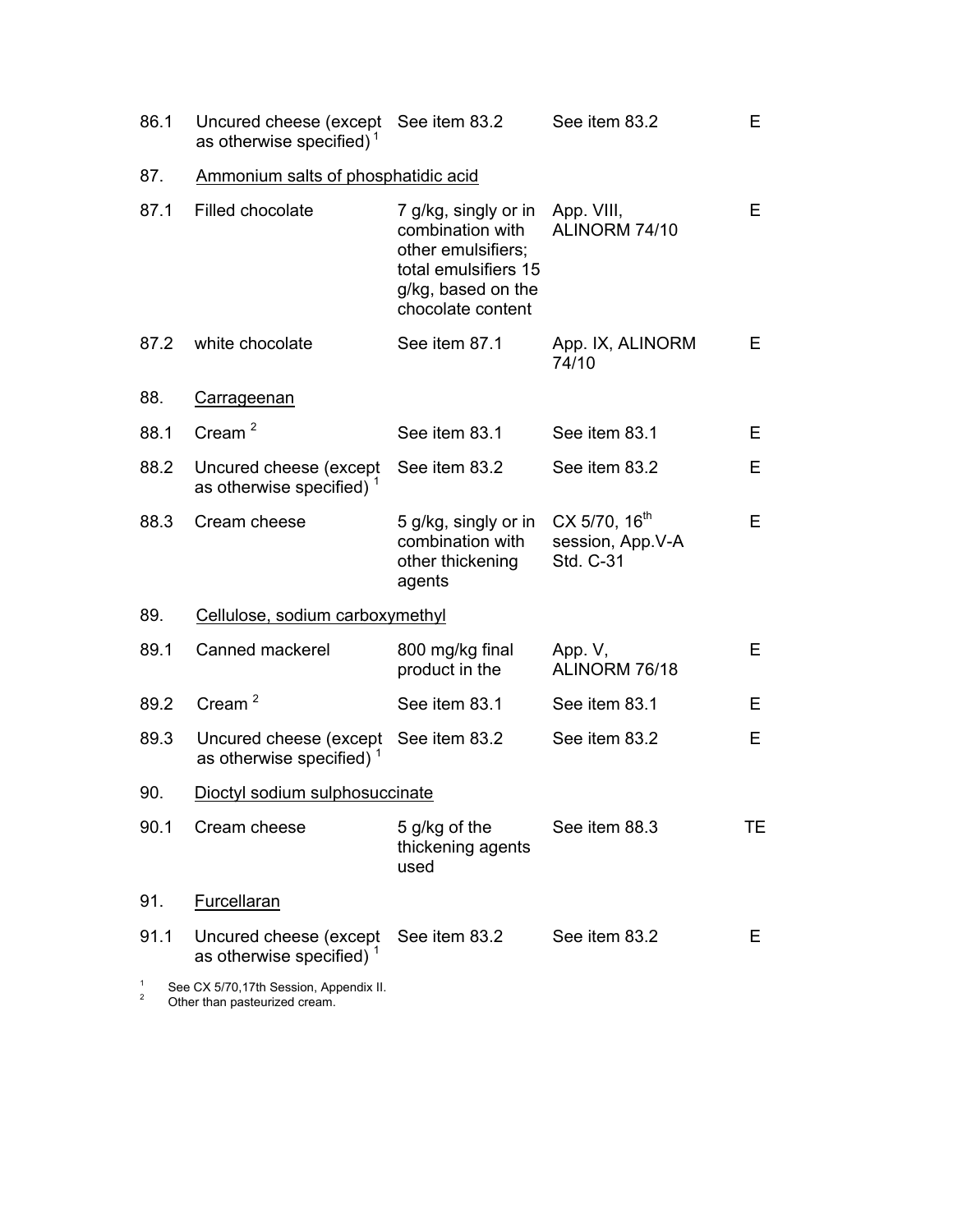| | | | | |
|---|---|---|---|---|
| 86.1 | Uncured cheese (except as otherwise specified) [1] | See item 83.2 | See item 83.2 | E |
| 87. | <u>Ammonium salts of phosphatidic acid</u> | | | |
| 87.1 | Filled chocolate | 7 g/kg, singly or in combination with other emulsifiers; total emulsifiers 15 g/kg, based on the chocolate content | App. VIII, ALINORM 74/10 | E |
| 87.2 | white chocolate | See item 87.1 | App. IX, ALINORM 74/10 | E |
| 88. | <u>Carrageenan</u> | | | |
| 88.1 | Cream [2] | See item 83.1 | See item 83.1 | E |
| 88.2 | Uncured cheese (except as otherwise specified) [1] | See item 83.2 | See item 83.2 | E |
| 88.3 | Cream cheese | 5 g/kg, singly or in combination with other thickening agents | CX 5/70, 16th session, App.V-A Std. C-31 | E |
| 89. | <u>Cellulose, sodium carboxymethyl</u> | | | |
| 89.1 | Canned mackerel | 800 mg/kg final product in the | App. V, ALINORM 76/18 | E |
| 89.2 | Cream [2] | See item 83.1 | See item 83.1 | E |
| 89.3 | Uncured cheese (except as otherwise specified) [1] | See item 83.2 | See item 83.2 | E |
| 90. | <u>Dioctyl sodium sulphosuccinate</u> | | | |
| 90.1 | Cream cheese | 5 g/kg of the thickening agents used | See item 88.3 | TE |
| 91. | <u>Furcellaran</u> | | | |
| 91.1 | Uncured cheese (except as otherwise specified) [1] | See item 83.2 | See item 83.2 | E |

[1] See CX 5/70,17th Session, Appendix II.
[2] Other than pasteurized cream.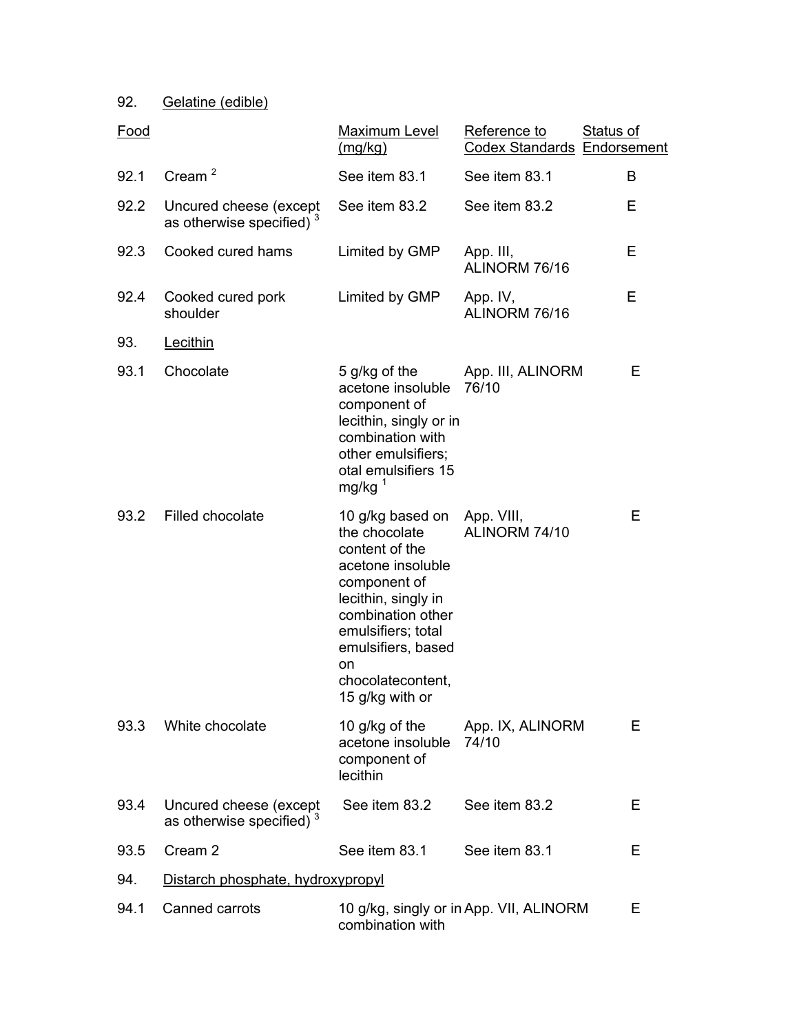92. Gelatine (edible)

| Food | | Maximum Level (mg/kg) | Reference to Codex Standards | Status of Endorsement |
|---|---|---|---|---|
| 92.1 | Cream [2] | See item 83.1 | See item 83.1 | B |
| 92.2 | Uncured cheese (except as otherwise specified) [3] | See item 83.2 | See item 83.2 | E |
| 92.3 | Cooked cured hams | Limited by GMP | App. III, ALINORM 76/16 | E |
| 92.4 | Cooked cured pork shoulder | Limited by GMP | App. IV, ALINORM 76/16 | E |
| 93. | Lecithin | | | |
| 93.1 | Chocolate | 5 g/kg of the acetone insoluble component of lecithin, singly or in combination with other emulsifiers; otal emulsifiers 15 mg/kg [1] | App. III, ALINORM 76/10 | E |
| 93.2 | Filled chocolate | 10 g/kg based on the chocolate content of the acetone insoluble component of lecithin, singly in combination other emulsifiers; total emulsifiers, based on chocolatecontent, 15 g/kg with or | App. VIII, ALINORM 74/10 | E |
| 93.3 | White chocolate | 10 g/kg of the acetone insoluble component of lecithin | App. IX, ALINORM 74/10 | E |
| 93.4 | Uncured cheese (except as otherwise specified) [3] | See item 83.2 | See item 83.2 | E |
| 93.5 | Cream 2 | See item 83.1 | See item 83.1 | E |
| 94. | Distarch phosphate, hydroxypropyl | | | |
| 94.1 | Canned carrots | 10 g/kg, singly or in combination with | App. VII, ALINORM | E |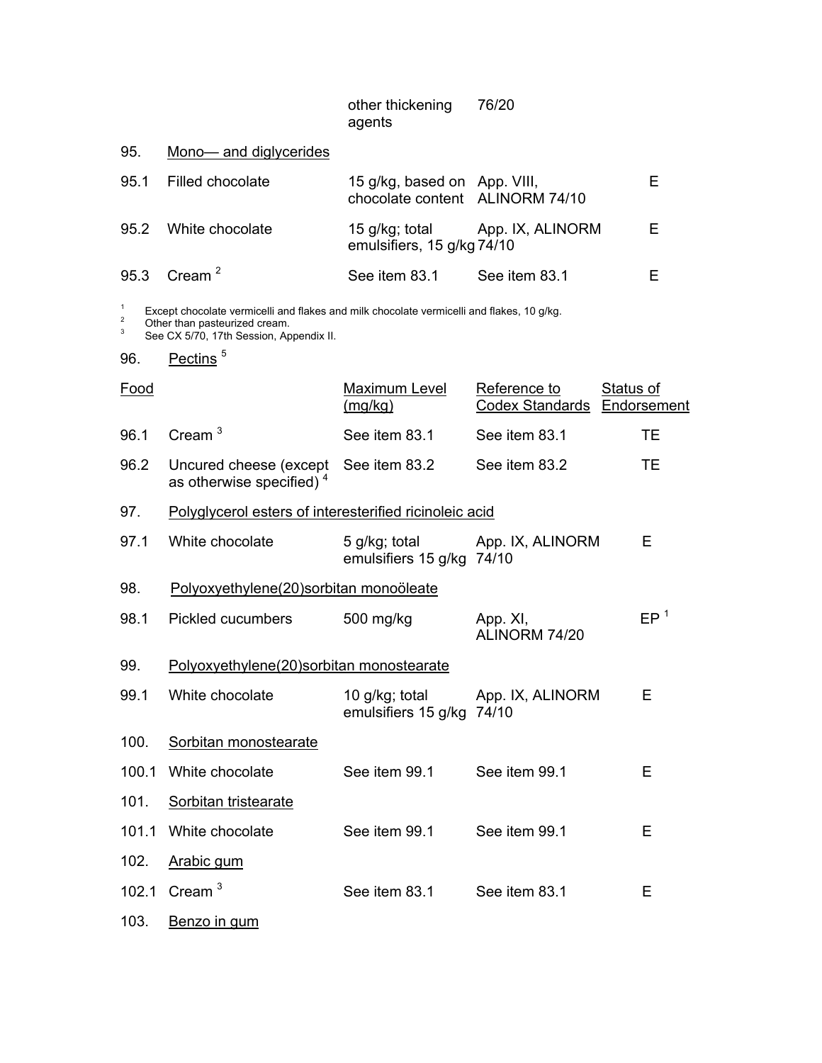| | | | | |
|---|---|---|---|---|
| | | other thickening agents | 76/20 | |
| 95. | Mono— and diglycerides | | | |
| 95.1 | Filled chocolate | 15 g/kg, based on chocolate content | App. VIII, ALINORM 74/10 | E |
| 95.2 | White chocolate | 15 g/kg; total emulsifiers, 15 g/kg | App. IX, ALINORM 74/10 | E |
| 95.3 | Cream [2] | See item 83.1 | See item 83.1 | E |

[1] Except chocolate vermicelli and flakes and milk chocolate vermicelli and flakes, 10 g/kg.
[2] Other than pasteurized cream.
[3] See CX 5/70, 17th Session, Appendix II.

| Food | | Maximum Level (mg/kg) | Reference to Codex Standards | Status of Endorsement |
|---|---|---|---|---|
| 96. | Pectins [5] | | | |
| 96.1 | Cream [3] | See item 83.1 | See item 83.1 | TE |
| 96.2 | Uncured cheese (except as otherwise specified) [4] | See item 83.2 | See item 83.2 | TE |
| 97. | Polyglycerol esters of interesterified ricinoleic acid | | | |
| 97.1 | White chocolate | 5 g/kg; total emulsifiers 15 g/kg | App. IX, ALINORM 74/10 | E |
| 98. | Polyoxyethylene(20)sorbitan monoöleate | | | |
| 98.1 | Pickled cucumbers | 500 mg/kg | App. XI, ALINORM 74/20 | EP [1] |
| 99. | Polyoxyethylene(20)sorbitan monostearate | | | |
| 99.1 | White chocolate | 10 g/kg; total emulsifiers 15 g/kg | App. IX, ALINORM 74/10 | E |
| 100. | Sorbitan monostearate | | | |
| 100.1 | White chocolate | See item 99.1 | See item 99.1 | E |
| 101. | Sorbitan tristearate | | | |
| 101.1 | White chocolate | See item 99.1 | See item 99.1 | E |
| 102. | Arabic gum | | | |
| 102.1 | Cream [3] | See item 83.1 | See item 83.1 | E |
| 103. | Benzo in gum | | | |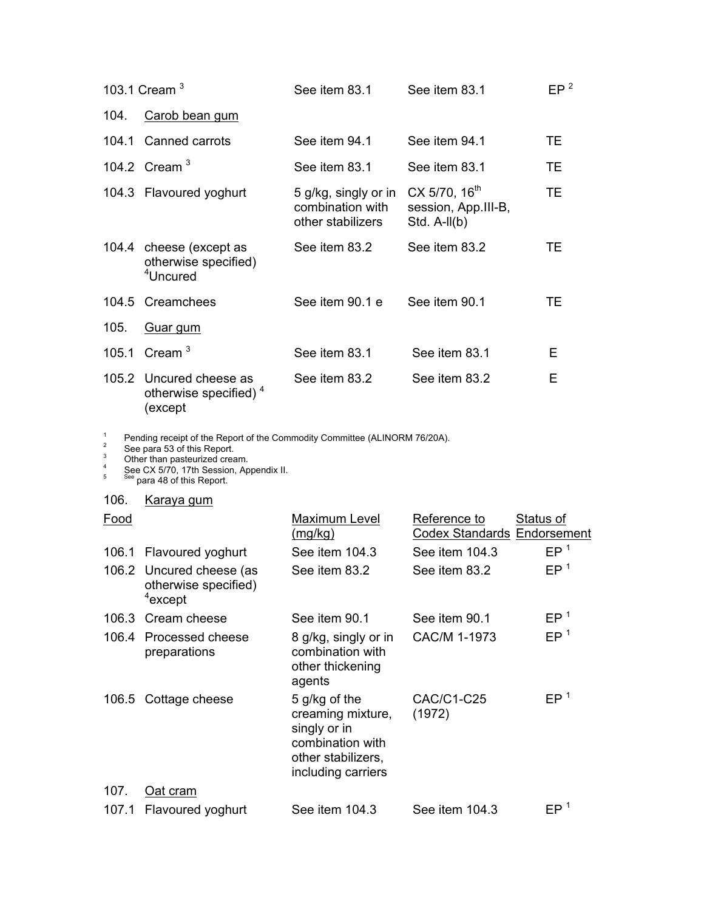| | | | | |
|---|---|---|---|---|
| 103.1 | Cream [3] | See item 83.1 | See item 83.1 | EP [2] |
| 104. | Carob bean gum | | | |
| 104.1 | Canned carrots | See item 94.1 | See item 94.1 | TE |
| 104.2 | Cream [3] | See item 83.1 | See item 83.1 | TE |
| 104.3 | Flavoured yoghurt | 5 g/kg, singly or in combination with other stabilizers | CX 5/70, 16th session, App.III-B, Std. A-ll(b) | TE |
| 104.4 | cheese (except as otherwise specified) [4]Uncured | See item 83.2 | See item 83.2 | TE |
| 104.5 | Creamchees | See item 90.1 e | See item 90.1 | TE |
| 105. | Guar gum | | | |
| 105.1 | Cream [3] | See item 83.1 | See item 83.1 | E |
| 105.2 | Uncured cheese as otherwise specified) [4] (except | See item 83.2 | See item 83.2 | E |

[1] Pending receipt of the Report of the Commodity Committee (ALINORM 76/20A).
[2] See para 53 of this Report.
[3] Other than pasteurized cream.
[4] See CX 5/70, 17th Session, Appendix II.
[5] See para 48 of this Report.

106. Karaya gum

| Food | | Maximum Level (mg/kg) | Reference to Codex Standards | Status of Endorsement |
|---|---|---|---|---|
| 106.1 | Flavoured yoghurt | See item 104.3 | See item 104.3 | EP [1] |
| 106.2 | Uncured cheese (as otherwise specified) [4]except | See item 83.2 | See item 83.2 | EP [1] |
| 106.3 | Cream cheese | See item 90.1 | See item 90.1 | EP [1] |
| 106.4 | Processed cheese preparations | 8 g/kg, singly or in combination with other thickening agents | CAC/M 1-1973 | EP [1] |
| 106.5 | Cottage cheese | 5 g/kg of the creaming mixture, singly or in combination with other stabilizers, including carriers | CAC/C1-C25 (1972) | EP [1] |
| 107. | Oat cram | | | |
| 107.1 | Flavoured yoghurt | See item 104.3 | See item 104.3 | EP [1] |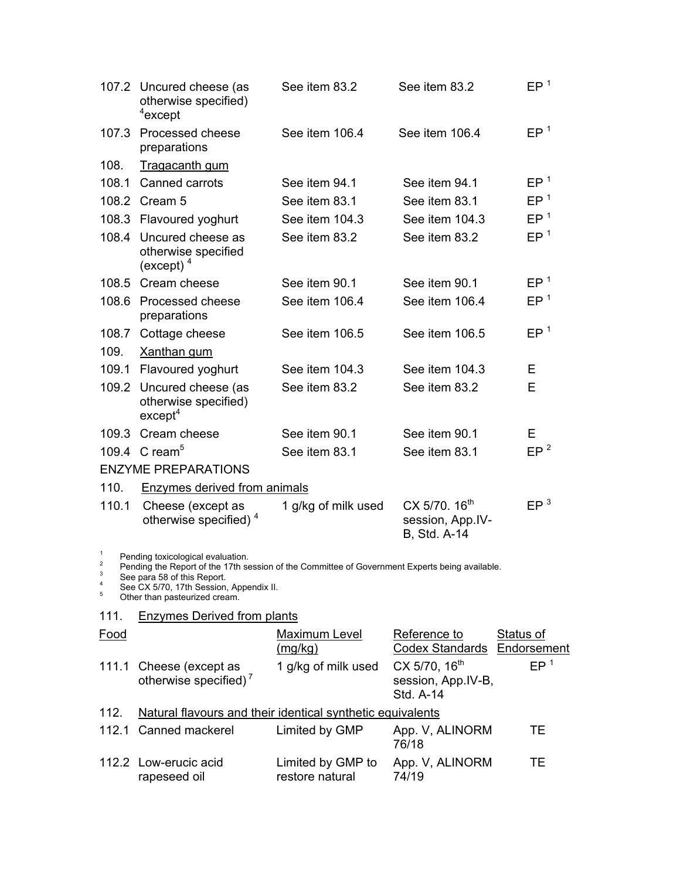| | | | | |
|---|---|---|---|---|
| 107.2 | Uncured cheese (as otherwise specified) [4]except | See item 83.2 | See item 83.2 | EP [1] |
| 107.3 | Processed cheese preparations | See item 106.4 | See item 106.4 | EP [1] |
| 108. | Tragacanth gum | | | |
| 108.1 | Canned carrots | See item 94.1 | See item 94.1 | EP [1] |
| 108.2 | Cream 5 | See item 83.1 | See item 83.1 | EP [1] |
| 108.3 | Flavoured yoghurt | See item 104.3 | See item 104.3 | EP [1] |
| 108.4 | Uncured cheese as otherwise specified (except) [4] | See item 83.2 | See item 83.2 | EP [1] |
| 108.5 | Cream cheese | See item 90.1 | See item 90.1 | EP [1] |
| 108.6 | Processed cheese preparations | See item 106.4 | See item 106.4 | EP [1] |
| 108.7 | Cottage cheese | See item 106.5 | See item 106.5 | EP [1] |
| 109. | Xanthan gum | | | |
| 109.1 | Flavoured yoghurt | See item 104.3 | See item 104.3 | E |
| 109.2 | Uncured cheese (as otherwise specified) except[4] | See item 83.2 | See item 83.2 | E |
| 109.3 | Cream cheese | See item 90.1 | See item 90.1 | E |
| 109.4 | C ream[5] | See item 83.1 | See item 83.1 | EP [2] |
| ENZYME PREPARATIONS | | | | |
| 110. | Enzymes derived from animals | | | |
| 110.1 | Cheese (except as otherwise specified) [4] | 1 g/kg of milk used | CX 5/70. 16th session, App.IV-B, Std. A-14 | EP [3] |

[1] Pending toxicological evaluation.
[2] Pending the Report of the 17th session of the Committee of Government Experts being available.
[3] See para 58 of this Report.
[4] See CX 5/70, 17th Session, Appendix II.
[5] Other than pasteurized cream.

111. Enzymes Derived from plants

| Food | | Maximum Level (mg/kg) | Reference to Codex Standards | Status of Endorsement |
|---|---|---|---|---|
| 111.1 | Cheese (except as otherwise specified) [7] | 1 g/kg of milk used | CX 5/70, 16th session, App.IV-B, Std. A-14 | EP [1] |
| 112. | Natural flavours and their identical synthetic equivalents | | | |
| 112.1 | Canned mackerel | Limited by GMP | App. V, ALINORM 76/18 | TE |
| 112.2 | Low-erucic acid rapeseed oil | Limited by GMP to restore natural | App. V, ALINORM 74/19 | TE |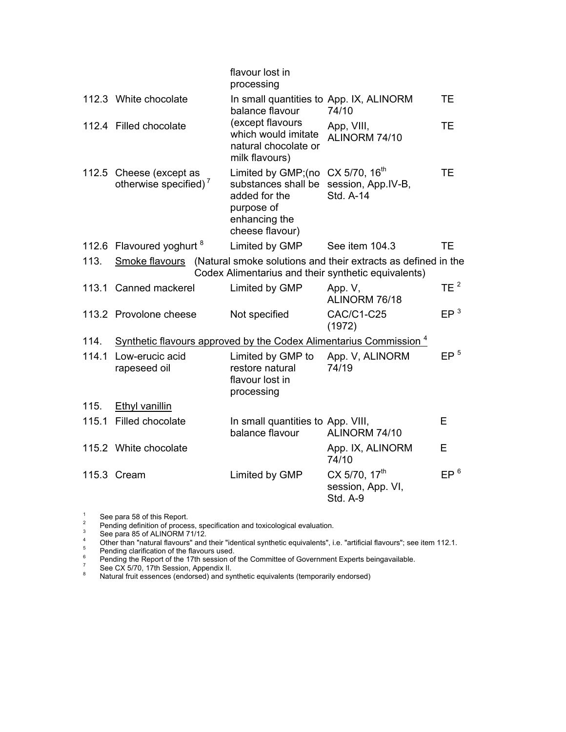| | | | | |
|---|---|---|---|---|
| | | flavour lost in processing | | |
| 112.3 | White chocolate | In small quantities to balance flavour (except flavours which would imitate natural chocolate or milk flavours) | App. IX, ALINORM 74/10 | TE |
| 112.4 | Filled chocolate | | App, VIII, ALINORM 74/10 | TE |
| 112.5 | Cheese (except as otherwise specified) [7] | Limited by GMP;(no substances shall be added for the purpose of enhancing the cheese flavour) | CX 5/70, 16th session, App.IV-B, Std. A-14 | TE |
| 112.6 | Flavoured yoghurt [8] | Limited by GMP | See item 104.3 | TE |
| 113. | Smoke flavours | (Natural smoke solutions and their extracts as defined in the Codex Alimentarius and their synthetic equivalents) | | |
| 113.1 | Canned mackerel | Limited by GMP | App. V, ALINORM 76/18 | TE [2] |
| 113.2 | Provolone cheese | Not specified | CAC/C1-C25 (1972) | EP [3] |
| 114. | Synthetic flavours approved by the Codex Alimentarius Commission [4] | | | |
| 114.1 | Low-erucic acid rapeseed oil | Limited by GMP to restore natural flavour lost in processing | App. V, ALINORM 74/19 | EP [5] |
| 115. | Ethyl vanillin | | | |
| 115.1 | Filled chocolate | In small quantities to balance flavour | App. VIII, ALINORM 74/10 | E |
| 115.2 | White chocolate | | App. IX, ALINORM 74/10 | E |
| 115.3 | Cream | Limited by GMP | CX 5/70, 17th session, App. VI, Std. A-9 | EP [6] |

[1] See para 58 of this Report.
[2] Pending definition of process, specification and toxicological evaluation.
[3] See para 85 of ALINORM 71/12.
[4] Other than "natural flavours" and their "identical synthetic equivalents", i.e. "artificial flavours"; see item 112.1.
[5] Pending clarification of the flavours used.
[6] Pending the Report of the 17th session of the Committee of Government Experts beingavailable.
[7] See CX 5/70, 17th Session, Appendix II.
[8] Natural fruit essences (endorsed) and synthetic equivalents (temporarily endorsed)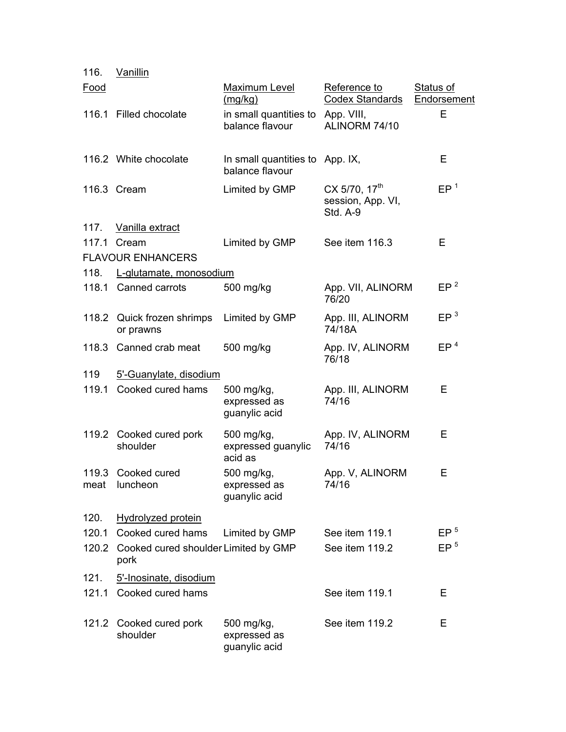| 116. | Vanillin | | | |
|---|---|---|---|---|
| Food | | Maximum Level (mg/kg) | Reference to Codex Standards | Status of Endorsement |
| 116.1 | Filled chocolate | in small quantities to balance flavour | App. VIII, ALINORM 74/10 | E |
| 116.2 | White chocolate | In small quantities to balance flavour | App. IX, | E |
| 116.3 | Cream | Limited by GMP | CX 5/70, 17th session, App. VI, Std. A-9 | EP [1] |
| 117. | Vanilla extract | | | |
| 117.1 | Cream | Limited by GMP | See item 116.3 | E |
| FLAVOUR ENHANCERS | | | | |
| 118. | L-glutamate, monosodium | | | |
| 118.1 | Canned carrots | 500 mg/kg | App. VII, ALINORM 76/20 | EP [2] |
| 118.2 | Quick frozen shrimps or prawns | Limited by GMP | App. III, ALINORM 74/18A | EP [3] |
| 118.3 | Canned crab meat | 500 mg/kg | App. IV, ALINORM 76/18 | EP [4] |
| 119 | 5'-Guanylate, disodium | | | |
| 119.1 | Cooked cured hams | 500 mg/kg, expressed as guanylic acid | App. III, ALINORM 74/16 | E |
| 119.2 | Cooked cured pork shoulder | 500 mg/kg, expressed guanylic acid as | App. IV, ALINORM 74/16 | E |
| 119.3 | Cooked cured meat luncheon | 500 mg/kg, expressed as guanylic acid | App. V, ALINORM 74/16 | E |
| 120. | Hydrolyzed protein | | | |
| 120.1 | Cooked cured hams | Limited by GMP | See item 119.1 | EP [5] |
| 120.2 | Cooked cured shoulder pork | Limited by GMP | See item 119.2 | EP [5] |
| 121. | 5'-Inosinate, disodium | | | |
| 121.1 | Cooked cured hams | | See item 119.1 | E |
| 121.2 | Cooked cured pork shoulder | 500 mg/kg, expressed as guanylic acid | See item 119.2 | E |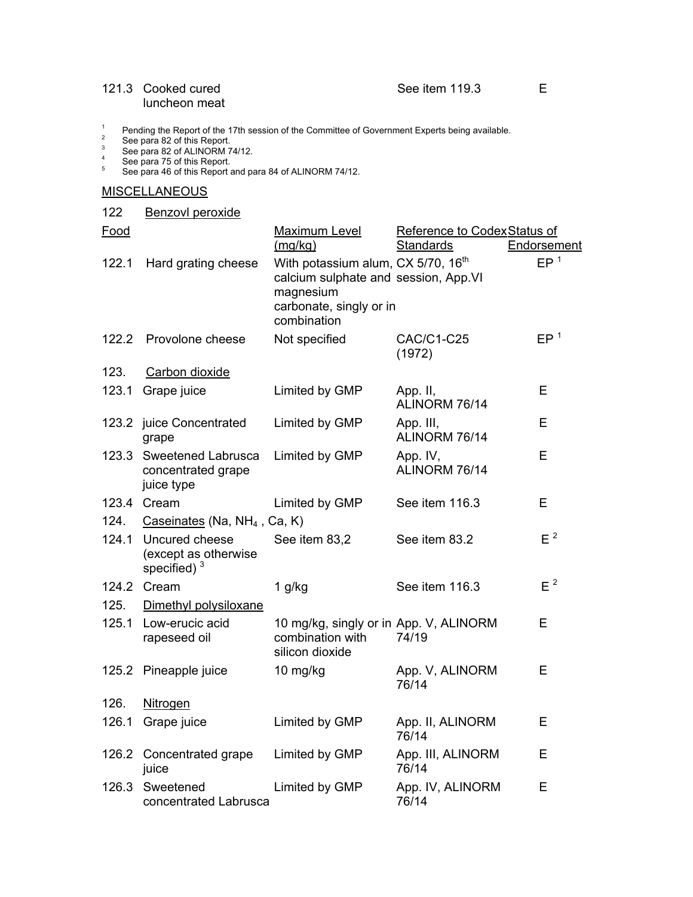| | | | | |
|---|---|---|---|---|
| 121.3 | Cooked cured luncheon meat | | See item 119.3 | E |

[1] Pending the Report of the 17th session of the Committee of Government Experts being available.
[2] See para 82 of this Report.
[3] See para 82 of ALINORM 74/12.
[4] See para 75 of this Report.
[5] See para 46 of this Report and para 84 of ALINORM 74/12.

## MISCELLANEOUS

| Food | | Maximum Level (mg/kg) | Reference to Codex Standards | Status of Endorsement |
|---|---|---|---|---|
| 122 | Benzovl peroxide | | | |
| 122.1 | Hard grating cheese | With potassium alum, calcium sulphate and magnesium carbonate, singly or in combination | CX 5/70, 16th session, App.VI | EP [1] |
| 122.2 | Provolone cheese | Not specified | CAC/C1-C25 (1972) | EP [1] |
| 123. | Carbon dioxide | | | |
| 123.1 | Grape juice | Limited by GMP | App. II, ALINORM 76/14 | E |
| 123.2 | juice Concentrated grape | Limited by GMP | App. III, ALINORM 76/14 | E |
| 123.3 | Sweetened Labrusca concentrated grape juice type | Limited by GMP | App. IV, ALINORM 76/14 | E |
| 123.4 | Cream | Limited by GMP | See item 116.3 | E |
| 124. | Caseinates (Na, $NH_4$, Ca, K) | | | |
| 124.1 | Uncured cheese (except as otherwise specified) [3] | See item 83,2 | See item 83.2 | E [2] |
| 124.2 | Cream | 1 g/kg | See item 116.3 | E [2] |
| 125. | Dimethyl polysiloxane | | | |
| 125.1 | Low-erucic acid rapeseed oil | 10 mg/kg, singly or in combination with silicon dioxide | App. V, ALINORM 74/19 | E |
| 125.2 | Pineapple juice | 10 mg/kg | App. V, ALINORM 76/14 | E |
| 126. | Nitrogen | | | |
| 126.1 | Grape juice | Limited by GMP | App. II, ALINORM 76/14 | E |
| 126.2 | Concentrated grape juice | Limited by GMP | App. III, ALINORM 76/14 | E |
| 126.3 | Sweetened concentrated Labrusca | Limited by GMP | App. IV, ALINORM 76/14 | E |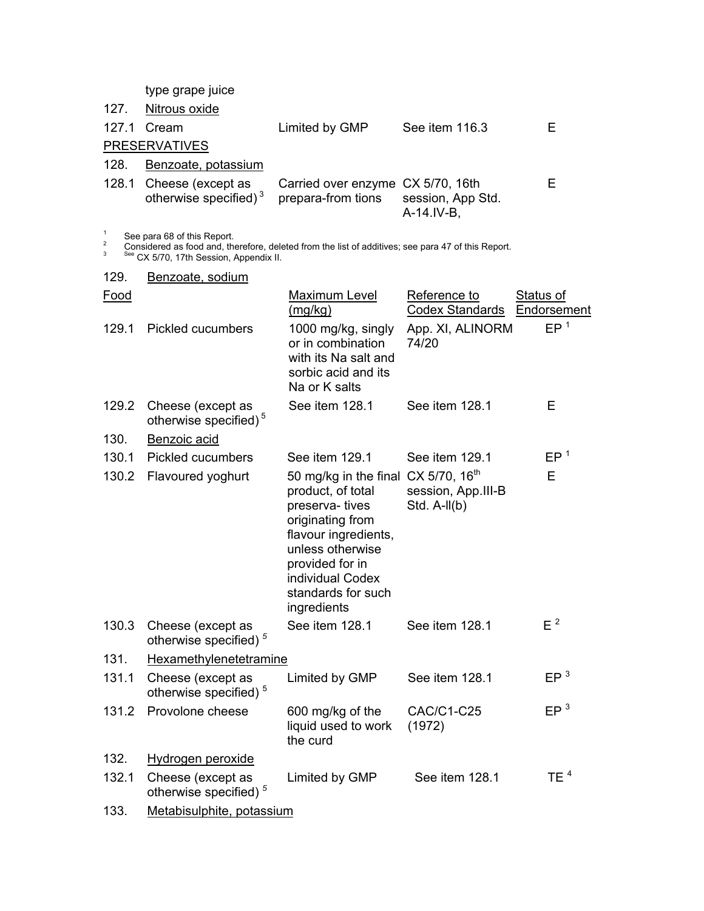| | | | | |
|---|---|---|---|---|
| | type grape juice | | | |
| 127. | Nitrous oxide | | | |
| 127.1 | Cream | Limited by GMP | See item 116.3 | E |
| PRESERVATIVES | | | | |
| 128. | Benzoate, potassium | | | |
| 128.1 | Cheese (except as otherwise specified) [3] | Carried over enzyme prepara-from tions | CX 5/70, 16th session, App Std. A-14.IV-B, | E |

[1] See para 68 of this Report.
[2] Considered as food and, therefore, deleted from the list of additives; see para 47 of this Report.
[3] See CX 5/70, 17th Session, Appendix II.

| Food | | Maximum Level (mg/kg) | Reference to Codex Standards | Status of Endorsement |
|---|---|---|---|---|
| 129. | Benzoate, sodium | | | |
| 129.1 | Pickled cucumbers | 1000 mg/kg, singly or in combination with its Na salt and sorbic acid and its Na or K salts | App. XI, ALINORM 74/20 | EP [1] |
| 129.2 | Cheese (except as otherwise specified) [5] | See item 128.1 | See item 128.1 | E |
| 130. | Benzoic acid | | | |
| 130.1 | Pickled cucumbers | See item 129.1 | See item 129.1 | EP [1] |
| 130.2 | Flavoured yoghurt | 50 mg/kg in the final product, of total preserva- tives originating from flavour ingredients, unless otherwise provided for in individual Codex standards for such ingredients | CX 5/70, 16th session, App.III-B Std. A-ll(b) | E |
| 130.3 | Cheese (except as otherwise specified) [5] | See item 128.1 | See item 128.1 | E [2] |
| 131. | Hexamethylenetetramine | | | |
| 131.1 | Cheese (except as otherwise specified) [5] | Limited by GMP | See item 128.1 | EP [3] |
| 131.2 | Provolone cheese | 600 mg/kg of the liquid used to work the curd | CAC/C1-C25 (1972) | EP [3] |
| 132. | Hydrogen peroxide | | | |
| 132.1 | Cheese (except as otherwise specified) [5] | Limited by GMP | See item 128.1 | TE [4] |
| 133. | Metabisulphite, potassium | | | |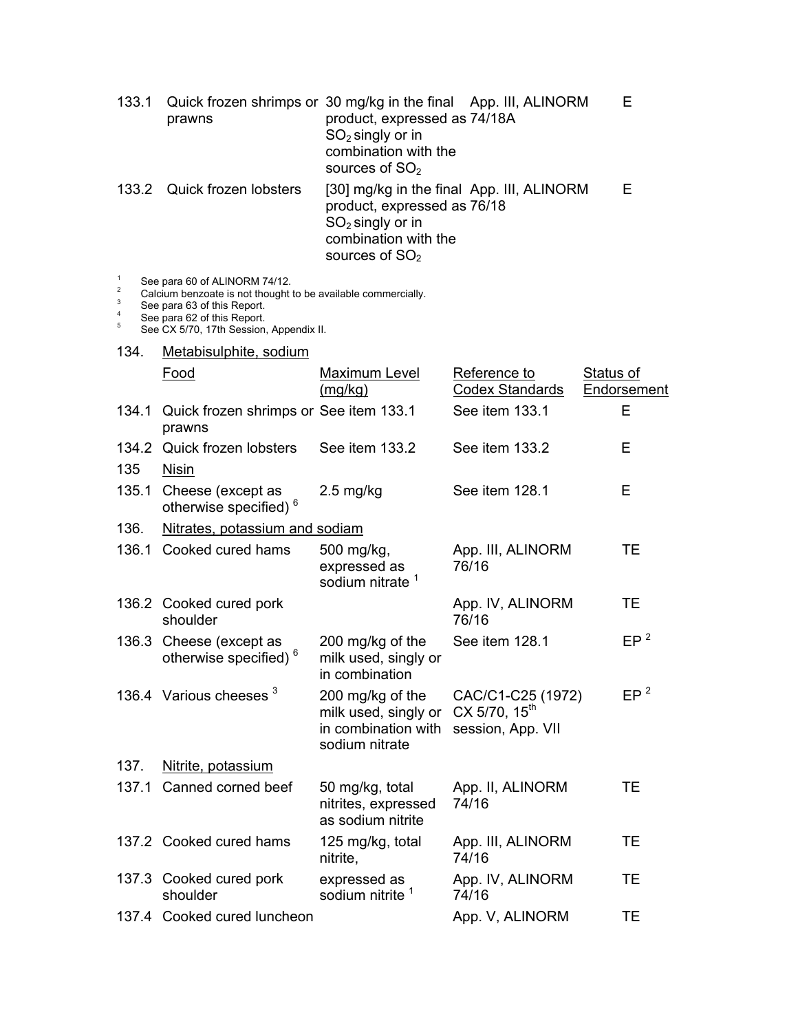| | | | | |
|---|---|---|---|---|
| 133.1 | Quick frozen shrimps or prawns | 30 mg/kg in the final product, expressed as $SO_2$ singly or in combination with the sources of $SO_2$ | App. III, ALINORM 74/18A | E |
| 133.2 | Quick frozen lobsters | [30] mg/kg in the final product, expressed as $SO_2$ singly or in combination with the sources of $SO_2$ | App. III, ALINORM 76/18 | E |

[1] See para 60 of ALINORM 74/12.
[2] Calcium benzoate is not thought to be available commercially.
[3] See para 63 of this Report.
[4] See para 62 of this Report.
[5] See CX 5/70, 17th Session, Appendix II.

| | | | | |
|---|---|---|---|---|
| 134. | Metabisulphite, sodium | | | |
| | Food | Maximum Level (mg/kg) | Reference to Codex Standards | Status of Endorsement |
| 134.1 | Quick frozen shrimps or prawns | See item 133.1 | See item 133.1 | E |
| 134.2 | Quick frozen lobsters | See item 133.2 | See item 133.2 | E |
| 135 | Nisin | | | |
| 135.1 | Cheese (except as otherwise specified) [6] | 2.5 mg/kg | See item 128.1 | E |
| 136. | Nitrates, potassium and sodiam | | | |
| 136.1 | Cooked cured hams | 500 mg/kg, expressed as sodium nitrate [1] | App. III, ALINORM 76/16 | TE |
| 136.2 | Cooked cured pork shoulder | | App. IV, ALINORM 76/16 | TE |
| 136.3 | Cheese (except as otherwise specified) [6] | 200 mg/kg of the milk used, singly or in combination | See item 128.1 | EP [2] |
| 136.4 | Various cheeses [3] | 200 mg/kg of the milk used, singly or in combination with sodium nitrate | CAC/C1-C25 (1972) CX 5/70, 15th session, App. VII | EP [2] |
| 137. | Nitrite, potassium | | | |
| 137.1 | Canned corned beef | 50 mg/kg, total nitrites, expressed as sodium nitrite | App. II, ALINORM 74/16 | TE |
| 137.2 | Cooked cured hams | 125 mg/kg, total nitrite, | App. III, ALINORM 74/16 | TE |
| 137.3 | Cooked cured pork shoulder | expressed as sodium nitrite [1] | App. IV, ALINORM 74/16 | TE |
| 137.4 | Cooked cured luncheon | | App. V, ALINORM | TE |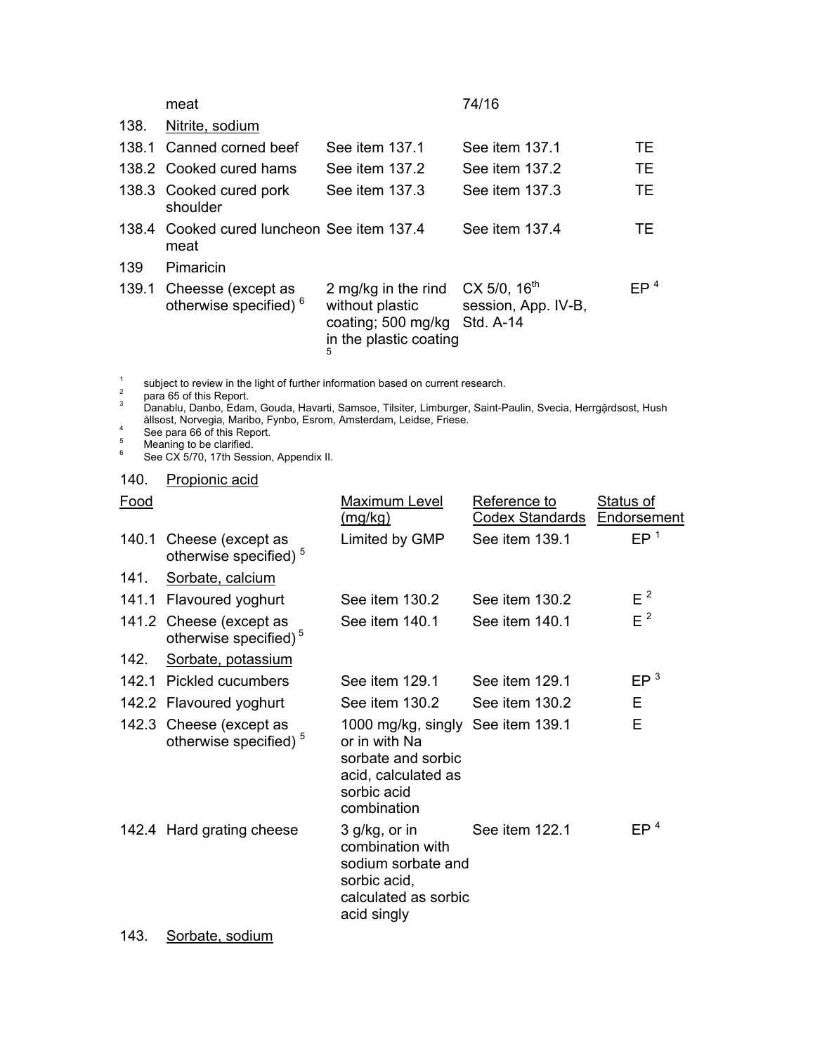| | | | | |
|---|---|---|---|---|
| | meat | | 74/16 | |
| 138. | Nitrite, sodium | | | |
| 138.1 | Canned corned beef | See item 137.1 | See item 137.1 | TE |
| 138.2 | Cooked cured hams | See item 137.2 | See item 137.2 | TE |
| 138.3 | Cooked cured pork shoulder | See item 137.3 | See item 137.3 | TE |
| 138.4 | Cooked cured luncheon meat | See item 137.4 | See item 137.4 | TE |
| 139 | Pimaricin | | | |
| 139.1 | Cheese (except as otherwise specified) [6] | 2 mg/kg in the rind without plastic coating; 500 mg/kg in the plastic coating [5] | CX 5/0, 16th session, App. IV-B, Std. A-14 | EP [4] |

[1] subject to review in the light of further information based on current research.
[2] para 65 of this Report.
[3] Danablu, Danbo, Edam, Gouda, Havarti, Samsoe, Tilsiter, Limburger, Saint-Paulin, Svecia, Herrgărdsost, Hush ållsost, Norvegia, Maribo, Fynbo, Esrom, Amsterdam, Leidse, Friese.
[4] See para 66 of this Report.
[5] Meaning to be clarified.
[6] See CX 5/70, 17th Session, Appendix II.

| Food | | Maximum Level (mg/kg) | Reference to Codex Standards | Status of Endorsement |
|---|---|---|---|---|
| 140. | Propionic acid | | | |
| 140.1 | Cheese (except as otherwise specified) [5] | Limited by GMP | See item 139.1 | EP [1] |
| 141. | Sorbate, calcium | | | |
| 141.1 | Flavoured yoghurt | See item 130.2 | See item 130.2 | E [2] |
| 141.2 | Cheese (except as otherwise specified) [5] | See item 140.1 | See item 140.1 | E [2] |
| 142. | Sorbate, potassium | | | |
| 142.1 | Pickled cucumbers | See item 129.1 | See item 129.1 | EP [3] |
| 142.2 | Flavoured yoghurt | See item 130.2 | See item 130.2 | E |
| 142.3 | Cheese (except as otherwise specified) [5] | 1000 mg/kg, singly or in with Na sorbate and sorbic acid, calculated as sorbic acid combination | See item 139.1 | E |
| 142.4 | Hard grating cheese | 3 g/kg, or in combination with sodium sorbate and sorbic acid, calculated as sorbic acid singly | See item 122.1 | EP [4] |
| 143. | Sorbate, sodium | | | |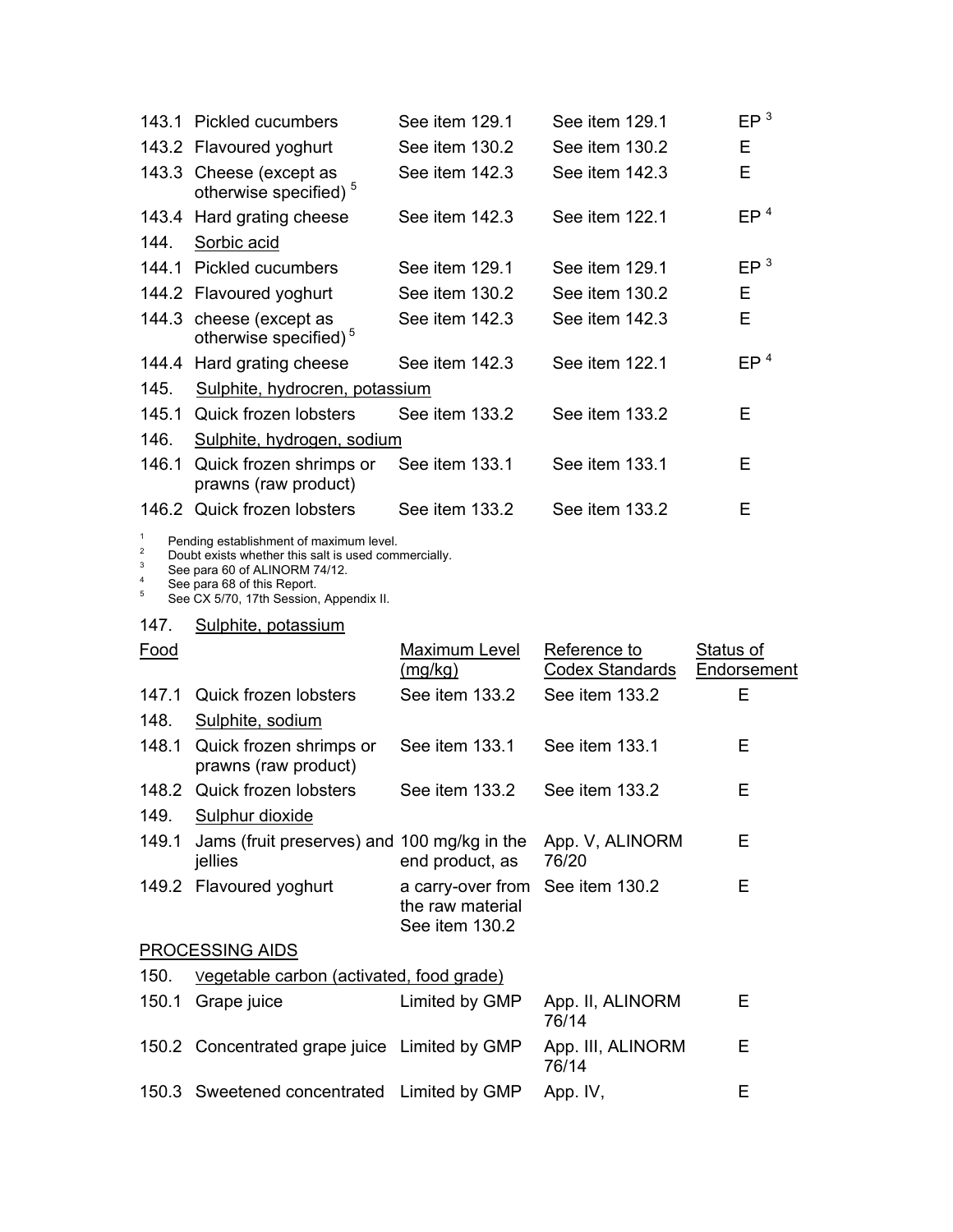| | | | | |
|---|---|---|---|---|
| 143.1 | Pickled cucumbers | See item 129.1 | See item 129.1 | EP [3] |
| 143.2 | Flavoured yoghurt | See item 130.2 | See item 130.2 | E |
| 143.3 | Cheese (except as otherwise specified) [5] | See item 142.3 | See item 142.3 | E |
| 143.4 | Hard grating cheese | See item 142.3 | See item 122.1 | EP [4] |
| 144. | Sorbic acid | | | |
| 144.1 | Pickled cucumbers | See item 129.1 | See item 129.1 | EP [3] |
| 144.2 | Flavoured yoghurt | See item 130.2 | See item 130.2 | E |
| 144.3 | cheese (except as otherwise specified) [5] | See item 142.3 | See item 142.3 | E |
| 144.4 | Hard grating cheese | See item 142.3 | See item 122.1 | EP [4] |
| 145. | Sulphite, hydrocren, potassium | | | |
| 145.1 | Quick frozen lobsters | See item 133.2 | See item 133.2 | E |
| 146. | Sulphite, hydrogen, sodium | | | |
| 146.1 | Quick frozen shrimps or prawns (raw product) | See item 133.1 | See item 133.1 | E |
| 146.2 | Quick frozen lobsters | See item 133.2 | See item 133.2 | E |

[1] Pending establishment of maximum level.
[2] Doubt exists whether this salt is used commercially.
[3] See para 60 of ALINORM 74/12.
[4] See para 68 of this Report.
[5] See CX 5/70, 17th Session, Appendix II.

147. Sulphite, potassium

| Food | | Maximum Level (mg/kg) | Reference to Codex Standards | Status of Endorsement |
|---|---|---|---|---|
| 147.1 | Quick frozen lobsters | See item 133.2 | See item 133.2 | E |
| 148. | Sulphite, sodium | | | |
| 148.1 | Quick frozen shrimps or prawns (raw product) | See item 133.1 | See item 133.1 | E |
| 148.2 | Quick frozen lobsters | See item 133.2 | See item 133.2 | E |
| 149. | Sulphur dioxide | | | |
| 149.1 | Jams (fruit preserves) and jellies | 100 mg/kg in the end product, as a carry-over from the raw material | App. V, ALINORM 76/20 | E |
| 149.2 | Flavoured yoghurt | See item 130.2 | See item 130.2 | E |
| PROCESSING AIDS | | | | |
| 150. | Vegetable carbon (activated, food grade) | | | |
| 150.1 | Grape juice | Limited by GMP | App. II, ALINORM 76/14 | E |
| 150.2 | Concentrated grape juice | Limited by GMP | App. III, ALINORM 76/14 | E |
| 150.3 | Sweetened concentrated | Limited by GMP | App. IV, | E |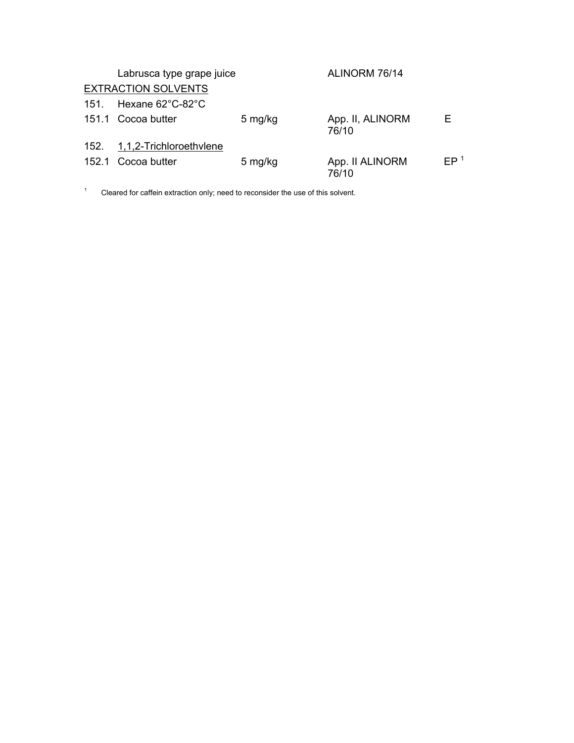| | | | | |
|---|---|---|---|---|
| | Labrusca type grape juice | | ALINORM 76/14 | |
| EXTRACTION SOLVENTS | | | | |
| 151. | Hexane 62°C-82°C | | | |
| 151.1 | Cocoa butter | 5 mg/kg | App. II, ALINORM 76/10 | E |
| 152. | 1,1,2-Trichloroethvlene | | | |
| 152.1 | Cocoa butter | 5 mg/kg | App. II ALINORM 76/10 | EP [1] |

[1] Cleared for caffein extraction only; need to reconsider the use of this solvent.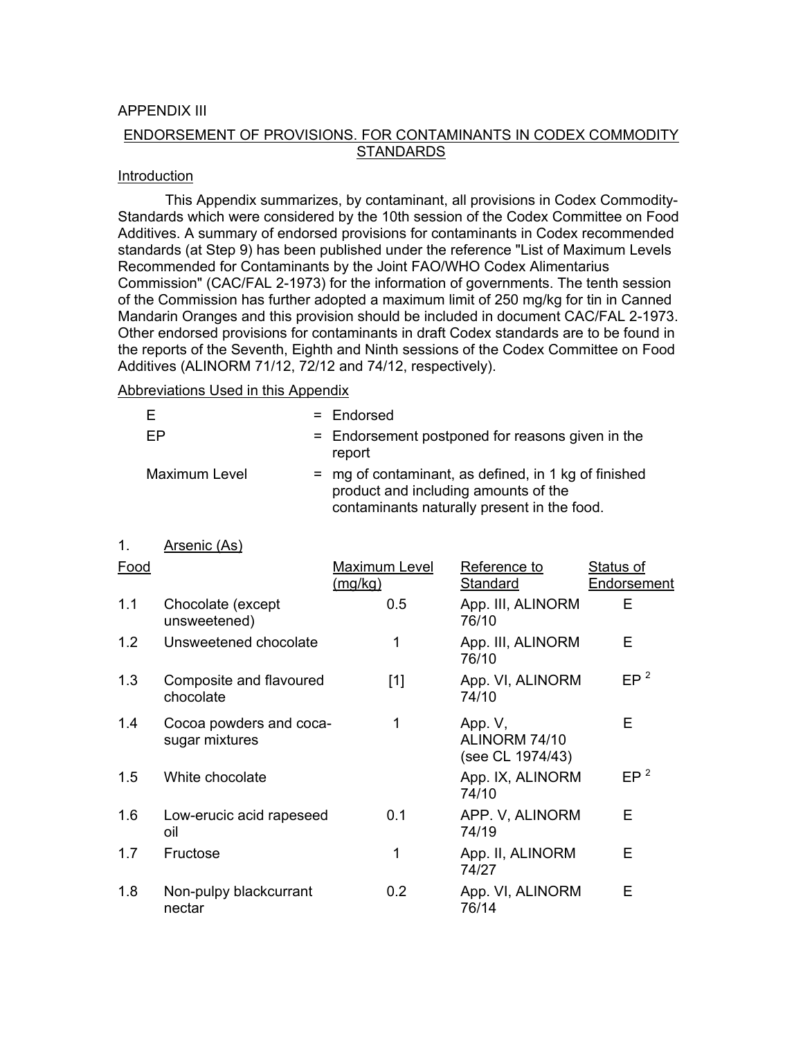APPENDIX III

## ENDORSEMENT OF PROVISIONS. FOR CONTAMINANTS IN CODEX COMMODITY STANDARDS

### Introduction

This Appendix summarizes, by contaminant, all provisions in Codex Commodity-Standards which were considered by the 10th session of the Codex Committee on Food Additives. A summary of endorsed provisions for contaminants in Codex recommended standards (at Step 9) has been published under the reference "List of Maximum Levels Recommended for Contaminants by the Joint FAO/WHO Codex Alimentarius Commission" (CAC/FAL 2-1973) for the information of governments. The tenth session of the Commission has further adopted a maximum limit of 250 mg/kg for tin in Canned Mandarin Oranges and this provision should be included in document CAC/FAL 2-1973. Other endorsed provisions for contaminants in draft Codex standards are to be found in the reports of the Seventh, Eighth and Ninth sessions of the Codex Committee on Food Additives (ALINORM 71/12, 72/12 and 74/12, respectively).

### Abbreviations Used in this Appendix

| | | |
|---|---|---|
| E | = | Endorsed |
| EP | = | Endorsement postponed for reasons given in the report |
| Maximum Level | = | mg of contaminant, as defined, in 1 kg of finished product and including amounts of the contaminants naturally present in the food. |

### 1. Arsenic (As)

| Food | | Maximum Level (mg/kg) | Reference to Standard | Status of Endorsement |
|---|---|---|---|---|
| 1.1 | Chocolate (except unsweetened) | 0.5 | App. III, ALINORM 76/10 | E |
| 1.2 | Unsweetened chocolate | 1 | App. III, ALINORM 76/10 | E |
| 1.3 | Composite and flavoured chocolate | [1] | App. VI, ALINORM 74/10 | EP [2] |
| 1.4 | Cocoa powders and coca-sugar mixtures | 1 | App. V, ALINORM 74/10 (see CL 1974/43) | E |
| 1.5 | White chocolate | | App. IX, ALINORM 74/10 | EP [2] |
| 1.6 | Low-erucic acid rapeseed oil | 0.1 | APP. V, ALINORM 74/19 | E |
| 1.7 | Fructose | 1 | App. II, ALINORM 74/27 | E |
| 1.8 | Non-pulpy blackcurrant nectar | 0.2 | App. VI, ALINORM 76/14 | E |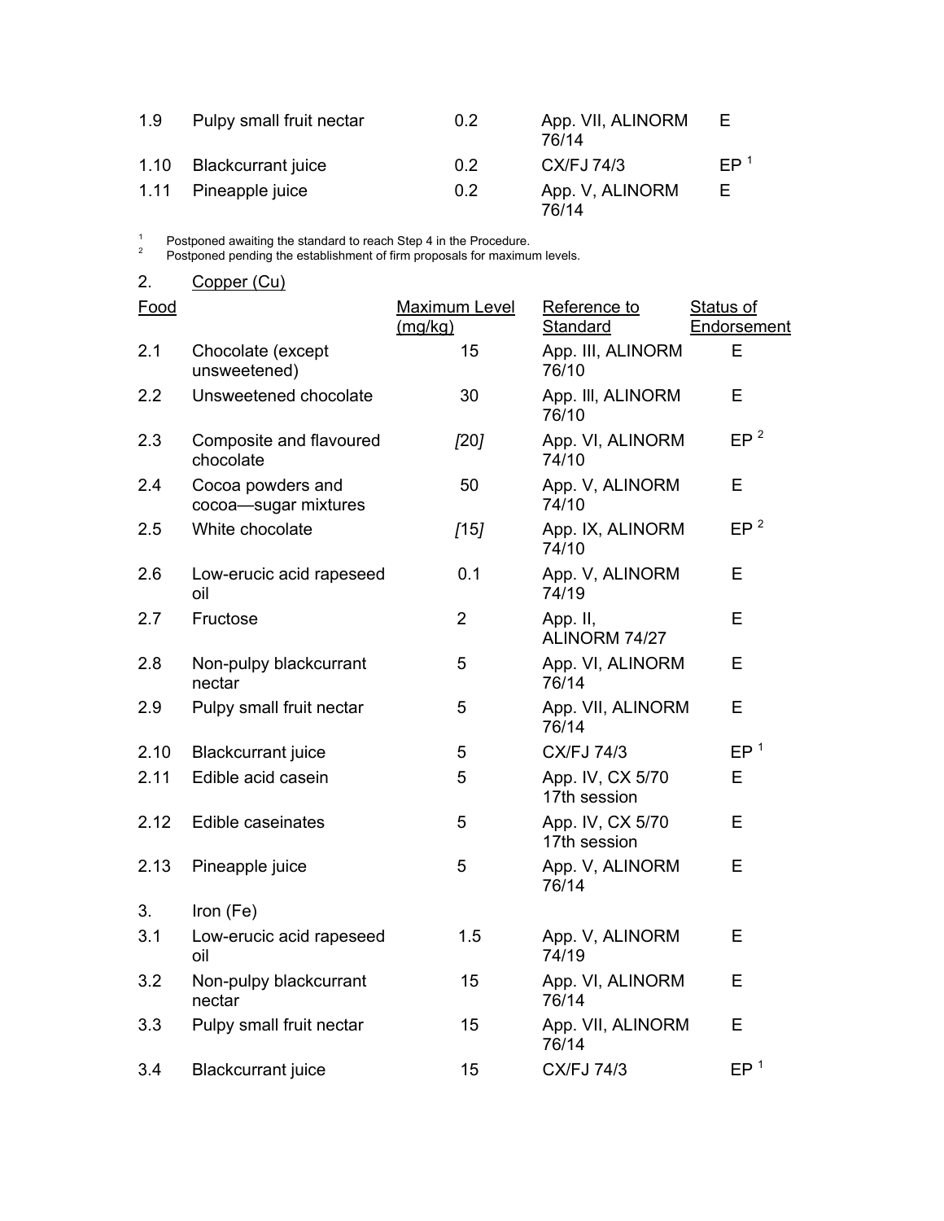| | | | | |
|---|---|---|---|---|
| 1.9 | Pulpy small fruit nectar | 0.2 | App. VII, ALINORM 76/14 | E |
| 1.10 | Blackcurrant juice | 0.2 | CX/FJ 74/3 | EP [1] |
| 1.11 | Pineapple juice | 0.2 | App. V, ALINORM 76/14 | E |

[1] Postponed awaiting the standard to reach Step 4 in the Procedure.
[2] Postponed pending the establishment of firm proposals for maximum levels.

2. Copper (Cu)

| Food | | Maximum Level (mg/kg) | Reference to Standard | Status of Endorsement |
|---|---|---|---|---|
| 2.1 | Chocolate (except unsweetened) | 15 | App. III, ALINORM 76/10 | E |
| 2.2 | Unsweetened chocolate | 30 | App. III, ALINORM 76/10 | E |
| 2.3 | Composite and flavoured chocolate | *[20]* | App. VI, ALINORM 74/10 | EP [2] |
| 2.4 | Cocoa powders and cocoa—sugar mixtures | 50 | App. V, ALINORM 74/10 | E |
| 2.5 | White chocolate | *[15]* | App. IX, ALINORM 74/10 | EP [2] |
| 2.6 | Low-erucic acid rapeseed oil | 0.1 | App. V, ALINORM 74/19 | E |
| 2.7 | Fructose | 2 | App. II, ALINORM 74/27 | E |
| 2.8 | Non-pulpy blackcurrant nectar | 5 | App. VI, ALINORM 76/14 | E |
| 2.9 | Pulpy small fruit nectar | 5 | App. VII, ALINORM 76/14 | E |
| 2.10 | Blackcurrant juice | 5 | CX/FJ 74/3 | EP [1] |
| 2.11 | Edible acid casein | 5 | App. IV, CX 5/70 17th session | E |
| 2.12 | Edible caseinates | 5 | App. IV, CX 5/70 17th session | E |
| 2.13 | Pineapple juice | 5 | App. V, ALINORM 76/14 | E |
| 3. | Iron (Fe) | | | |
| 3.1 | Low-erucic acid rapeseed oil | 1.5 | App. V, ALINORM 74/19 | E |
| 3.2 | Non-pulpy blackcurrant nectar | 15 | App. VI, ALINORM 76/14 | E |
| 3.3 | Pulpy small fruit nectar | 15 | App. VII, ALINORM 76/14 | E |
| 3.4 | Blackcurrant juice | 15 | CX/FJ 74/3 | EP [1] |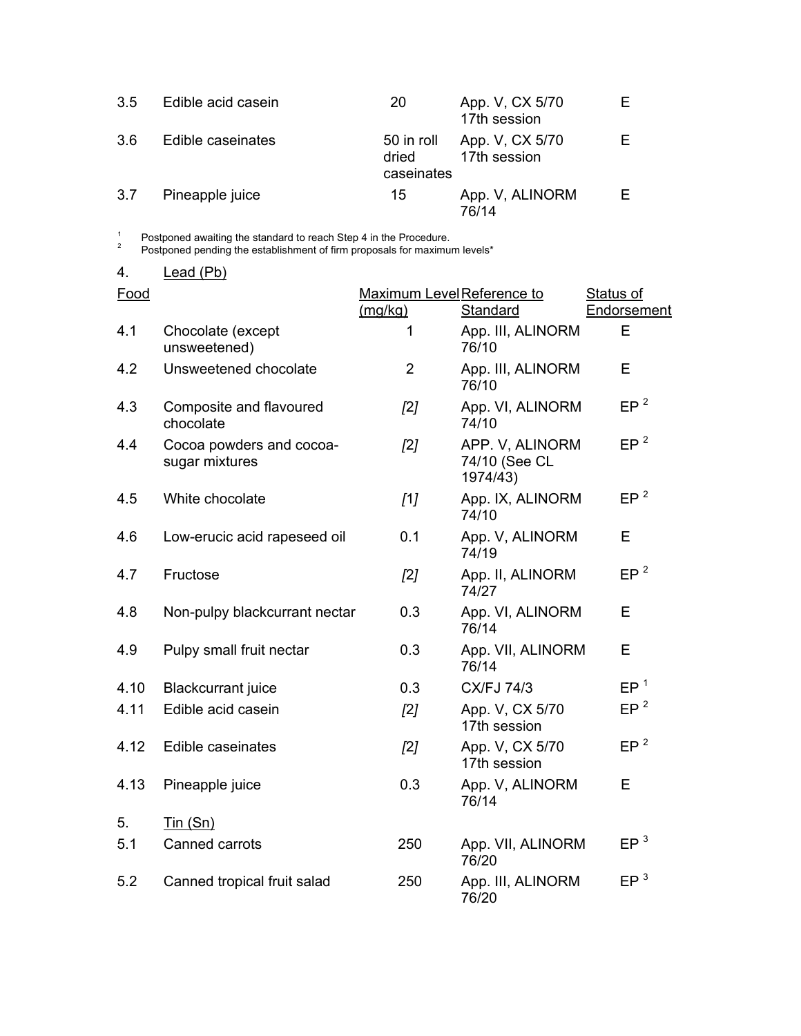| | | | | |
|---|---|---|---|---|
| 3.5 | Edible acid casein | 20 | App. V, CX 5/70 17th session | E |
| 3.6 | Edible caseinates | 50 in roll dried caseinates | App. V, CX 5/70 17th session | E |
| 3.7 | Pineapple juice | 15 | App. V, ALINORM 76/14 | E |

[1] Postponed awaiting the standard to reach Step 4 in the Procedure.
[2] Postponed pending the establishment of firm proposals for maximum levels*

4. Lead (Pb)

| Food | | Maximum Level (mg/kg) | Reference to Standard | Status of Endorsement |
|---|---|---|---|---|
| 4.1 | Chocolate (except unsweetened) | 1 | App. III, ALINORM 76/10 | E |
| 4.2 | Unsweetened chocolate | 2 | App. III, ALINORM 76/10 | E |
| 4.3 | Composite and flavoured chocolate | *[2]* | App. VI, ALINORM 74/10 | EP [2] |
| 4.4 | Cocoa powders and cocoa-sugar mixtures | *[2]* | APP. V, ALINORM 74/10 (See CL 1974/43) | EP [2] |
| 4.5 | White chocolate | *[1]* | App. IX, ALINORM 74/10 | EP [2] |
| 4.6 | Low-erucic acid rapeseed oil | 0.1 | App. V, ALINORM 74/19 | E |
| 4.7 | Fructose | *[2]* | App. II, ALINORM 74/27 | EP [2] |
| 4.8 | Non-pulpy blackcurrant nectar | 0.3 | App. VI, ALINORM 76/14 | E |
| 4.9 | Pulpy small fruit nectar | 0.3 | App. VII, ALINORM 76/14 | E |
| 4.10 | Blackcurrant juice | 0.3 | CX/FJ 74/3 | EP [1] |
| 4.11 | Edible acid casein | *[2]* | App. V, CX 5/70 17th session | EP [2] |
| 4.12 | Edible caseinates | *[2]* | App. V, CX 5/70 17th session | EP [2] |
| 4.13 | Pineapple juice | 0.3 | App. V, ALINORM 76/14 | E |
| 5. | Tin (Sn) | | | |
| 5.1 | Canned carrots | 250 | App. VII, ALINORM 76/20 | EP [3] |
| 5.2 | Canned tropical fruit salad | 250 | App. III, ALINORM 76/20 | EP [3] |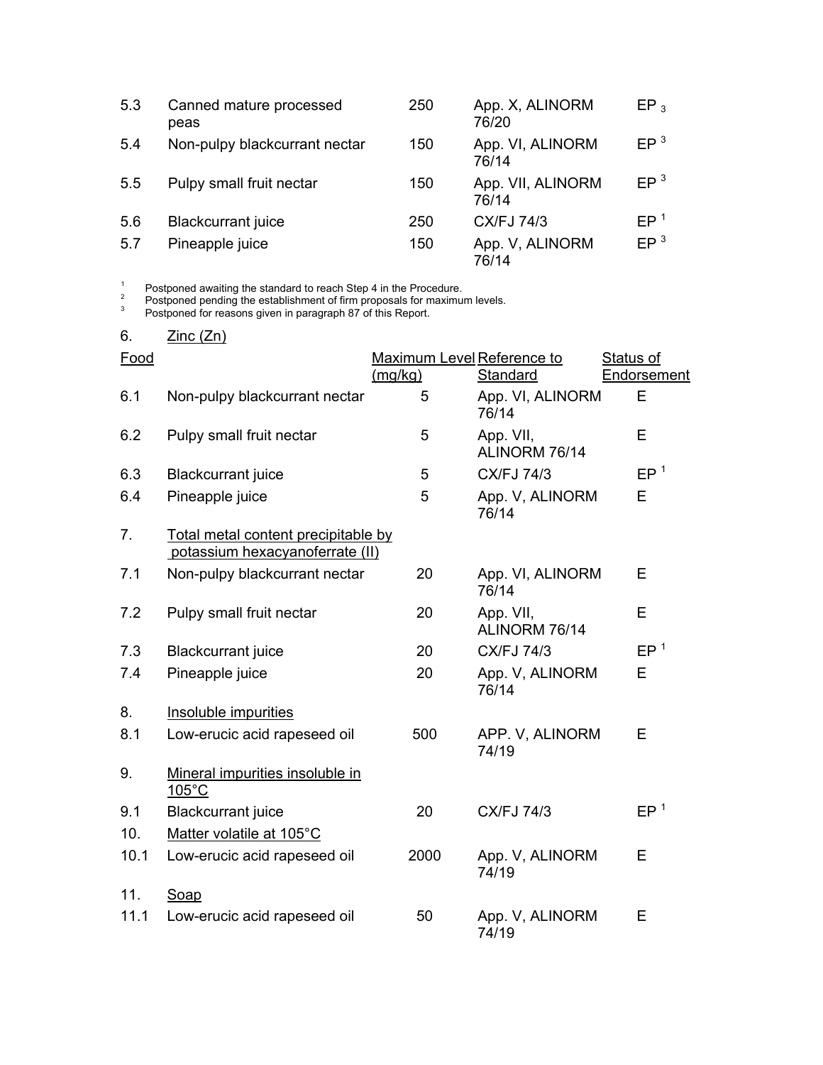| | | | | |
|---|---|---|---|---|
| 5.3 | Canned mature processed peas | 250 | App. X, ALINORM 76/20 | EP [3] |
| 5.4 | Non-pulpy blackcurrant nectar | 150 | App. VI, ALINORM 76/14 | EP [3] |
| 5.5 | Pulpy small fruit nectar | 150 | App. VII, ALINORM 76/14 | EP [3] |
| 5.6 | Blackcurrant juice | 250 | CX/FJ 74/3 | EP [1] |
| 5.7 | Pineapple juice | 150 | App. V, ALINORM 76/14 | EP [3] |

[1] Postponed awaiting the standard to reach Step 4 in the Procedure.
[2] Postponed pending the establishment of firm proposals for maximum levels.
[3] Postponed for reasons given in paragraph 87 of this Report.

| | Food | Maximum Level (mg/kg) | Reference to Standard | Status of Endorsement |
|---|---|---|---|---|
| 6. | Zinc (Zn) | | | |
| 6.1 | Non-pulpy blackcurrant nectar | 5 | App. VI, ALINORM 76/14 | E |
| 6.2 | Pulpy small fruit nectar | 5 | App. VII, ALINORM 76/14 | E |
| 6.3 | Blackcurrant juice | 5 | CX/FJ 74/3 | EP [1] |
| 6.4 | Pineapple juice | 5 | App. V, ALINORM 76/14 | E |
| 7. | Total metal content precipitable by potassium hexacyanoferrate (II) | | | |
| 7.1 | Non-pulpy blackcurrant nectar | 20 | App. VI, ALINORM 76/14 | E |
| 7.2 | Pulpy small fruit nectar | 20 | App. VII, ALINORM 76/14 | E |
| 7.3 | Blackcurrant juice | 20 | CX/FJ 74/3 | EP [1] |
| 7.4 | Pineapple juice | 20 | App. V, ALINORM 76/14 | E |
| 8. | Insoluble impurities | | | |
| 8.1 | Low-erucic acid rapeseed oil | 500 | APP. V, ALINORM 74/19 | E |
| 9. | Mineral impurities insoluble in 105°C | | | |
| 9.1 | Blackcurrant juice | 20 | CX/FJ 74/3 | EP [1] |
| 10. | Matter volatile at 105°C | | | |
| 10.1 | Low-erucic acid rapeseed oil | 2000 | App. V, ALINORM 74/19 | E |
| 11. | Soap | | | |
| 11.1 | Low-erucic acid rapeseed oil | 50 | App. V, ALINORM 74/19 | E |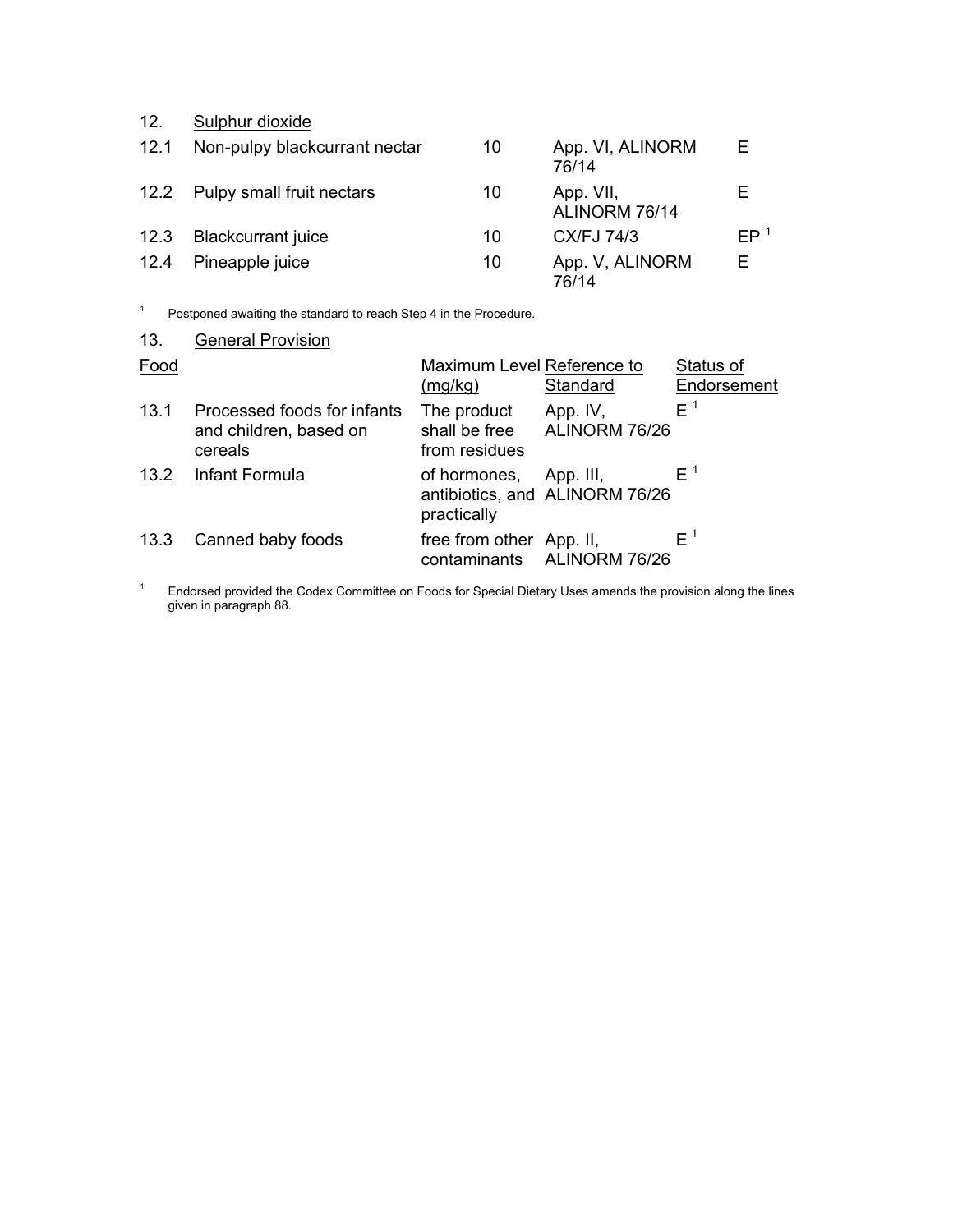12. Sulphur dioxide

| | | | | |
|---|---|---|---|---|
| 12.1 | Non-pulpy blackcurrant nectar | 10 | App. VI, ALINORM 76/14 | E |
| 12.2 | Pulpy small fruit nectars | 10 | App. VII, ALINORM 76/14 | E |
| 12.3 | Blackcurrant juice | 10 | CX/FJ 74/3 | EP [1] |
| 12.4 | Pineapple juice | 10 | App. V, ALINORM 76/14 | E |

[1] Postponed awaiting the standard to reach Step 4 in the Procedure.

13. General Provision

| Food | | Maximum Level (mg/kg) | Reference to Standard | Status of Endorsement |
|---|---|---|---|---|
| 13.1 | Processed foods for infants and children, based on cereals | The product shall be free from residues | App. IV, ALINORM 76/26 | E [1] |
| 13.2 | Infant Formula | of hormones, antibiotics, and practically | App. III, ALINORM 76/26 | E [1] |
| 13.3 | Canned baby foods | free from other contaminants | App. II, ALINORM 76/26 | E [1] |

[1] Endorsed provided the Codex Committee on Foods for Special Dietary Uses amends the provision along the lines given in paragraph 88.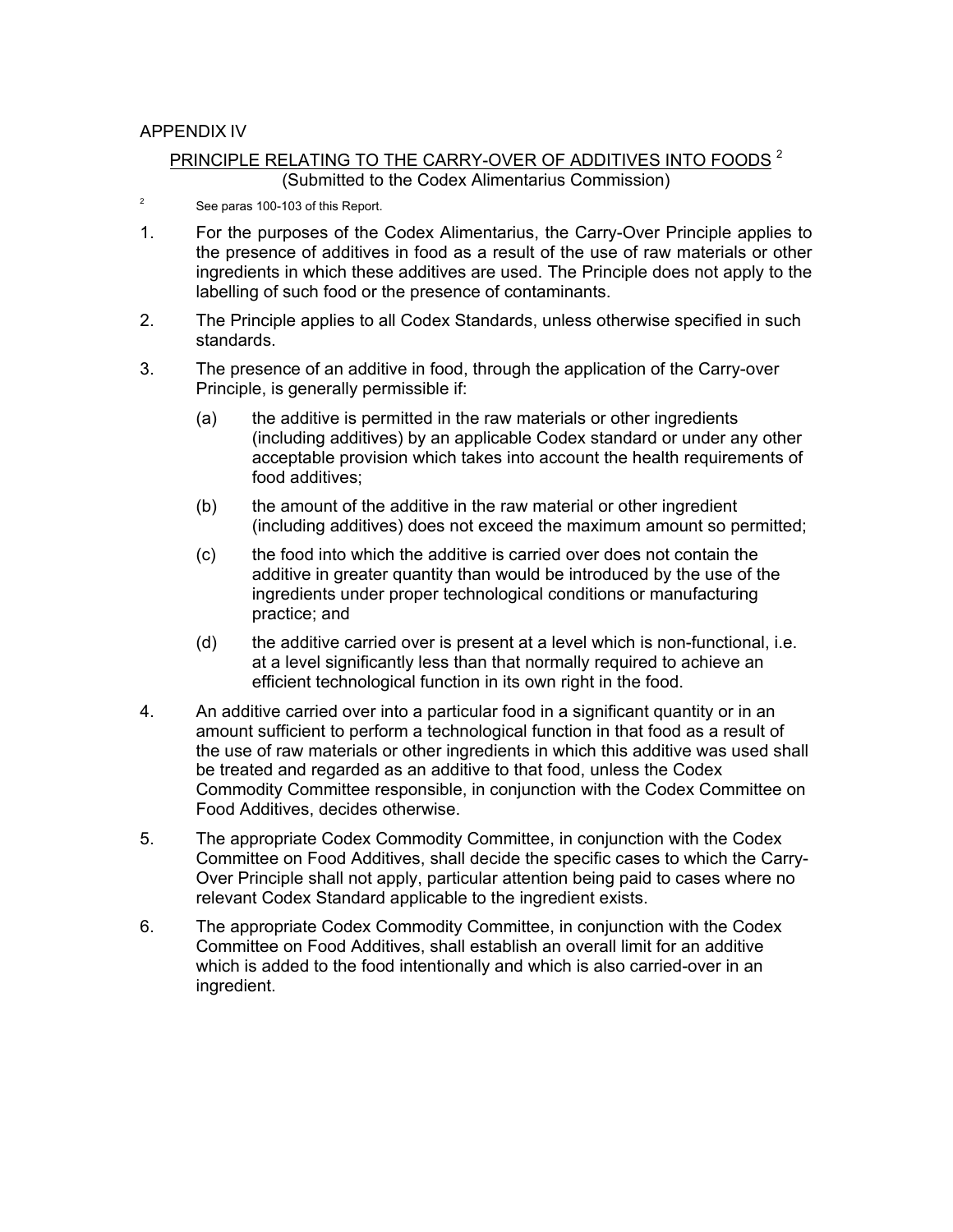## APPENDIX IV

### PRINCIPLE RELATING TO THE CARRY-OVER OF ADDITIVES INTO FOODS [2]

(Submitted to the Codex Alimentarius Commission)

[2] See paras 100-103 of this Report.

1. For the purposes of the Codex Alimentarius, the Carry-Over Principle applies to the presence of additives in food as a result of the use of raw materials or other ingredients in which these additives are used. The Principle does not apply to the labelling of such food or the presence of contaminants.

2. The Principle applies to all Codex Standards, unless otherwise specified in such standards.

3. The presence of an additive in food, through the application of the Carry-over Principle, is generally permissible if:

   (a) the additive is permitted in the raw materials or other ingredients (including additives) by an applicable Codex standard or under any other acceptable provision which takes into account the health requirements of food additives;

   (b) the amount of the additive in the raw material or other ingredient (including additives) does not exceed the maximum amount so permitted;

   (c) the food into which the additive is carried over does not contain the additive in greater quantity than would be introduced by the use of the ingredients under proper technological conditions or manufacturing practice; and

   (d) the additive carried over is present at a level which is non-functional, i.e. at a level significantly less than that normally required to achieve an efficient technological function in its own right in the food.

4. An additive carried over into a particular food in a significant quantity or in an amount sufficient to perform a technological function in that food as a result of the use of raw materials or other ingredients in which this additive was used shall be treated and regarded as an additive to that food, unless the Codex Commodity Committee responsible, in conjunction with the Codex Committee on Food Additives, decides otherwise.

5. The appropriate Codex Commodity Committee, in conjunction with the Codex Committee on Food Additives, shall decide the specific cases to which the Carry-Over Principle shall not apply, particular attention being paid to cases where no relevant Codex Standard applicable to the ingredient exists.

6. The appropriate Codex Commodity Committee, in conjunction with the Codex Committee on Food Additives, shall establish an overall limit for an additive which is added to the food intentionally and which is also carried-over in an ingredient.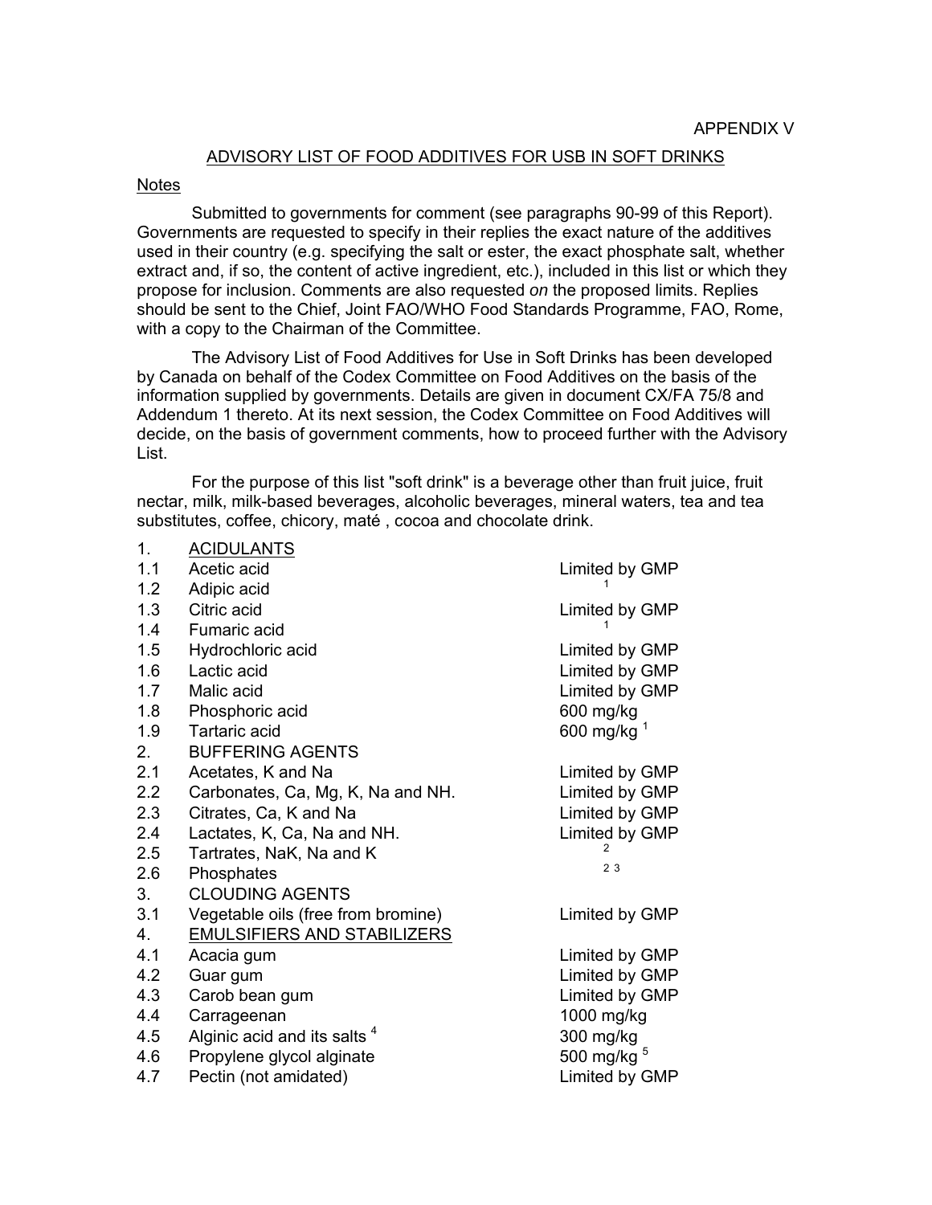APPENDIX V

## ADVISORY LIST OF FOOD ADDITIVES FOR USB IN SOFT DRINKS

### Notes

Submitted to governments for comment (see paragraphs 90-99 of this Report). Governments are requested to specify in their replies the exact nature of the additives used in their country (e.g. specifying the salt or ester, the exact phosphate salt, whether extract and, if so, the content of active ingredient, etc.), included in this list or which they propose for inclusion. Comments are also requested *on* the proposed limits. Replies should be sent to the Chief, Joint FAO/WHO Food Standards Programme, FAO, Rome, with a copy to the Chairman of the Committee.

The Advisory List of Food Additives for Use in Soft Drinks has been developed by Canada on behalf of the Codex Committee on Food Additives on the basis of the information supplied by governments. Details are given in document CX/FA 75/8 and Addendum 1 thereto. At its next session, the Codex Committee on Food Additives will decide, on the basis of government comments, how to proceed further with the Advisory List.

For the purpose of this list "soft drink" is a beverage other than fruit juice, fruit nectar, milk, milk-based beverages, alcoholic beverages, mineral waters, tea and tea substitutes, coffee, chicory, maté , cocoa and chocolate drink.

| | | |
|---|---|---|
| 1. | ACIDULANTS | |
| 1.1 | Acetic acid | Limited by GMP |
| 1.2 | Adipic acid | [1] |
| 1.3 | Citric acid | Limited by GMP |
| 1.4 | Fumaric acid | [1] |
| 1.5 | Hydrochloric acid | Limited by GMP |
| 1.6 | Lactic acid | Limited by GMP |
| 1.7 | Malic acid | Limited by GMP |
| 1.8 | Phosphoric acid | 600 mg/kg |
| 1.9 | Tartaric acid | 600 mg/kg [1] |
| 2. | BUFFERING AGENTS | |
| 2.1 | Acetates, K and Na | Limited by GMP |
| 2.2 | Carbonates, Ca, Mg, K, Na and NH. | Limited by GMP |
| 2.3 | Citrates, Ca, K and Na | Limited by GMP |
| 2.4 | Lactates, K, Ca, Na and NH. | Limited by GMP |
| 2.5 | Tartrates, NaK, Na and K | [2] |
| 2.6 | Phosphates | [2 3] |
| 3. | CLOUDING AGENTS | |
| 3.1 | Vegetable oils (free from bromine) | Limited by GMP |
| 4. | EMULSIFIERS AND STABILIZERS | |
| 4.1 | Acacia gum | Limited by GMP |
| 4.2 | Guar gum | Limited by GMP |
| 4.3 | Carob bean gum | Limited by GMP |
| 4.4 | Carrageenan | 1000 mg/kg |
| 4.5 | Alginic acid and its salts [4] | 300 mg/kg |
| 4.6 | Propylene glycol alginate | 500 mg/kg [5] |
| 4.7 | Pectin (not amidated) | Limited by GMP |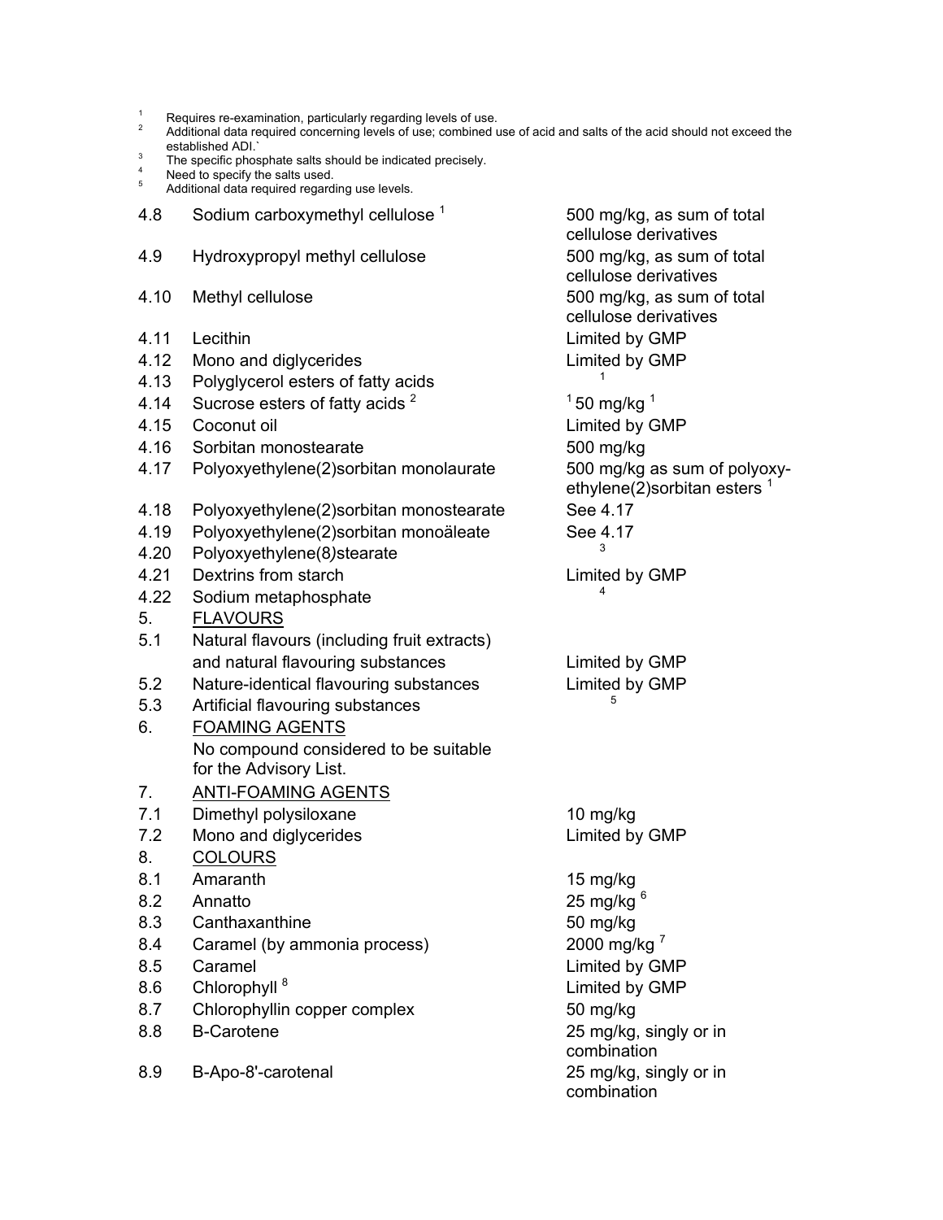[1] Requires re-examination, particularly regarding levels of use.
[2] Additional data required concerning levels of use; combined use of acid and salts of the acid should not exceed the established ADI.`
[3] The specific phosphate salts should be indicated precisely.
[4] Need to specify the salts used.
[5] Additional data required regarding use levels.

| | | |
|---|---|---|
| 4.8 | Sodium carboxymethyl cellulose [1] | 500 mg/kg, as sum of total cellulose derivatives |
| 4.9 | Hydroxypropyl methyl cellulose | 500 mg/kg, as sum of total cellulose derivatives |
| 4.10 | Methyl cellulose | 500 mg/kg, as sum of total cellulose derivatives |
| 4.11 | Lecithin | Limited by GMP |
| 4.12 | Mono and diglycerides | Limited by GMP |
| 4.13 | Polyglycerol esters of fatty acids | [1] |
| 4.14 | Sucrose esters of fatty acids [2] | [1] 50 mg/kg [1] |
| 4.15 | Coconut oil | Limited by GMP |
| 4.16 | Sorbitan monostearate | 500 mg/kg |
| 4.17 | Polyoxyethylene(2)sorbitan monolaurate | 500 mg/kg as sum of polyoxy-ethylene(2)sorbitan esters [1] |
| 4.18 | Polyoxyethylene(2)sorbitan monostearate | See 4.17 |
| 4.19 | Polyoxyethylene(2)sorbitan monoäleate | See 4.17 |
| 4.20 | Polyoxyethylene(8)stearate | [3] |
| 4.21 | Dextrins from starch | Limited by GMP |
| 4.22 | Sodium metaphosphate | [4] |
| 5. | FLAVOURS | |
| 5.1 | Natural flavours (including fruit extracts) and natural flavouring substances | Limited by GMP |
| 5.2 | Nature-identical flavouring substances | Limited by GMP |
| 5.3 | Artificial flavouring substances | [5] |
| 6. | FOAMING AGENTS | |
| | No compound considered to be suitable for the Advisory List. | |
| 7. | ANTI-FOAMING AGENTS | |
| 7.1 | Dimethyl polysiloxane | 10 mg/kg |
| 7.2 | Mono and diglycerides | Limited by GMP |
| 8. | COLOURS | |
| 8.1 | Amaranth | 15 mg/kg |
| 8.2 | Annatto | 25 mg/kg [6] |
| 8.3 | Canthaxanthine | 50 mg/kg |
| 8.4 | Caramel (by ammonia process) | 2000 mg/kg [7] |
| 8.5 | Caramel | Limited by GMP |
| 8.6 | Chlorophyll [8] | Limited by GMP |
| 8.7 | Chlorophyllin copper complex | 50 mg/kg |
| 8.8 | B-Carotene | 25 mg/kg, singly or in combination |
| 8.9 | B-Apo-8'-carotenal | 25 mg/kg, singly or in combination |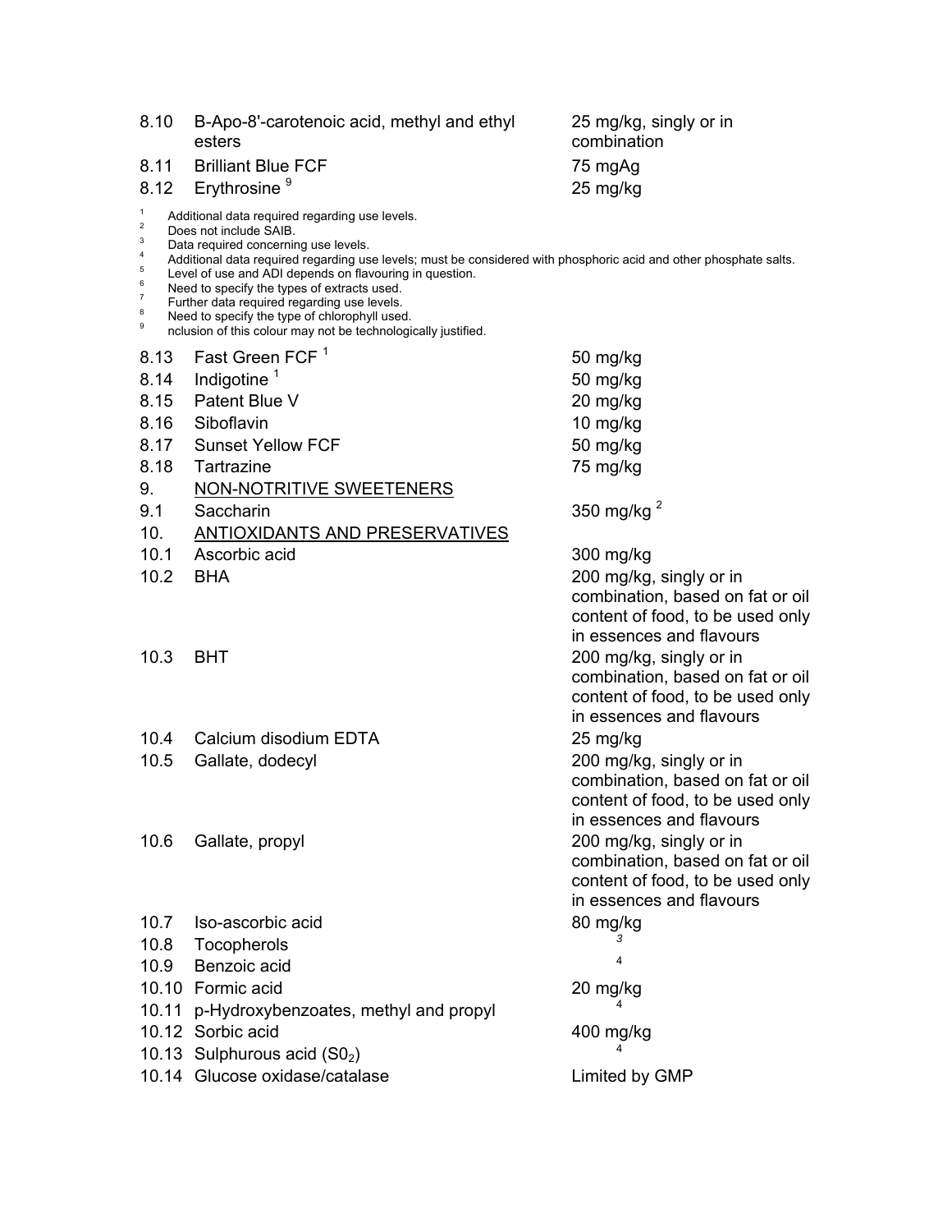8.10 B-Apo-8'-carotenoic acid, methyl and ethyl esters — 25 mg/kg, singly or in combination

8.11 Brilliant Blue FCF — 75 mgAg

8.12 Erythrosine [9] — 25 mg/kg

[1] Additional data required regarding use levels.
[2] Does not include SAIB.
[3] Data required concerning use levels.
[4] Additional data required regarding use levels; must be considered with phosphoric acid and other phosphate salts.
[5] Level of use and ADI depends on flavouring in question.
[6] Need to specify the types of extracts used.
[7] Further data required regarding use levels.
[8] Need to specify the type of chlorophyll used.
[9] nclusion of this colour may not be technologically justified.

8.13 Fast Green FCF [1] — 50 mg/kg

8.14 Indigotine [1] — 50 mg/kg

8.15 Patent Blue V — 20 mg/kg

8.16 Siboflavin — 10 mg/kg

8.17 Sunset Yellow FCF — 50 mg/kg

8.18 Tartrazine — 75 mg/kg

9. <u>NON-NOTRITIVE SWEETENERS</u>

9.1 Saccharin — 350 mg/kg [2]

10. <u>ANTIOXIDANTS AND PRESERVATIVES</u>

10.1 Ascorbic acid — 300 mg/kg

10.2 BHA — 200 mg/kg, singly or in combination, based on fat or oil content of food, to be used only in essences and flavours

10.3 BHT — 200 mg/kg, singly or in combination, based on fat or oil content of food, to be used only in essences and flavours

10.4 Calcium disodium EDTA — 25 mg/kg

10.5 Gallate, dodecyl — 200 mg/kg, singly or in combination, based on fat or oil content of food, to be used only in essences and flavours

10.6 Gallate, propyl — 200 mg/kg, singly or in combination, based on fat or oil content of food, to be used only in essences and flavours

10.7 Iso-ascorbic acid — 80 mg/kg

10.8 Tocopherols — [3]

10.9 Benzoic acid — [4]

10.10 Formic acid — 20 mg/kg

10.11 p-Hydroxybenzoates, methyl and propyl — [4]

10.12 Sorbic acid — 400 mg/kg

10.13 Sulphurous acid ($S0_2$) — [4]

10.14 Glucose oxidase/catalase — Limited by GMP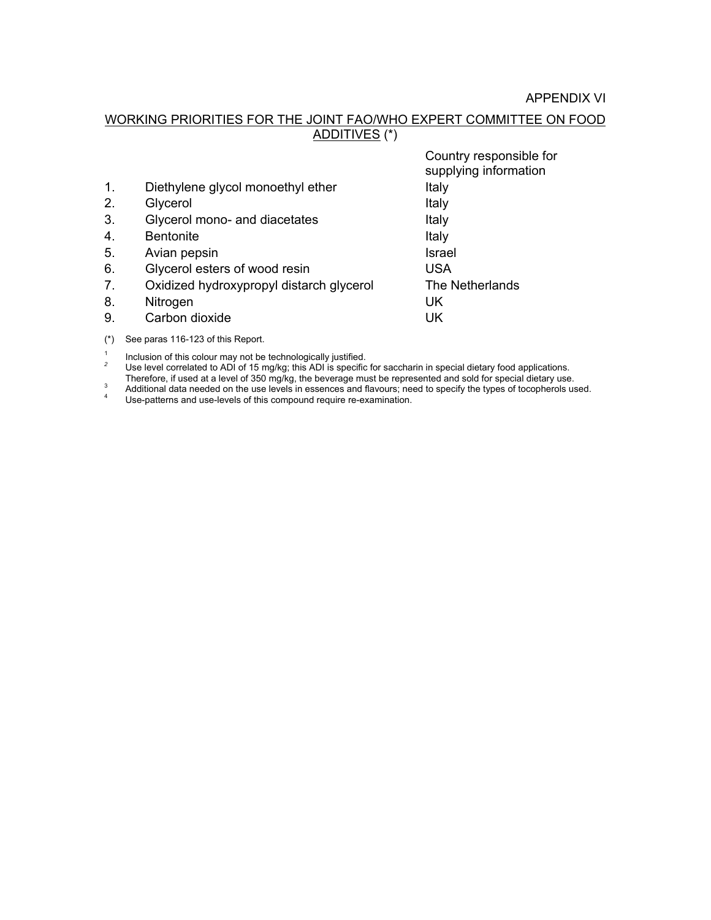APPENDIX VI

## WORKING PRIORITIES FOR THE JOINT FAO/WHO EXPERT COMMITTEE ON FOOD ADDITIVES (*)

| | | Country responsible for supplying information |
|---|---|---|
| 1. | Diethylene glycol monoethyl ether | Italy |
| 2. | Glycerol | Italy |
| 3. | Glycerol mono- and diacetates | Italy |
| 4. | Bentonite | Italy |
| 5. | Avian pepsin | Israel |
| 6. | Glycerol esters of wood resin | USA |
| 7. | Oxidized hydroxypropyl distarch glycerol | The Netherlands |
| 8. | Nitrogen | UK |
| 9. | Carbon dioxide | UK |

(*) See paras 116-123 of this Report.

[1] Inclusion of this colour may not be technologically justified.

[2] Use level correlated to ADI of 15 mg/kg; this ADI is specific for saccharin in special dietary food applications. Therefore, if used at a level of 350 mg/kg, the beverage must be represented and sold for special dietary use.

[3] Additional data needed on the use levels in essences and flavours; need to specify the types of tocopherols used.

[4] Use-patterns and use-levels of this compound require re-examination.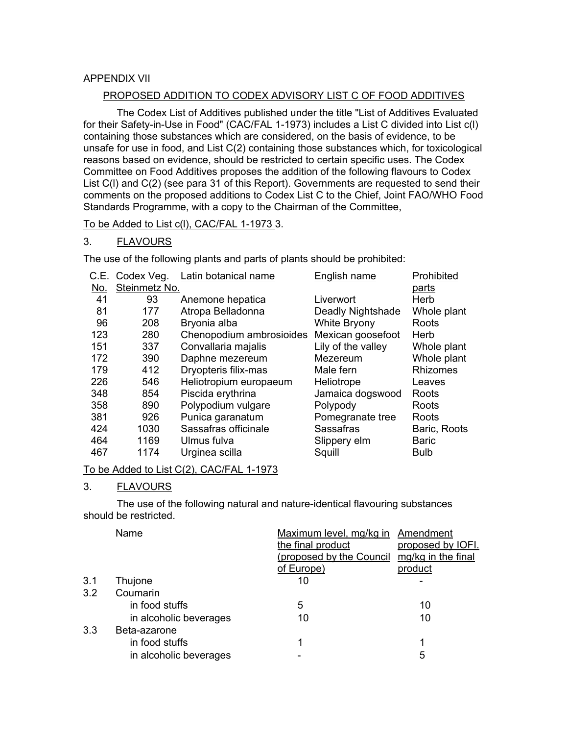APPENDIX VII

PROPOSED ADDITION TO CODEX ADVISORY LIST C OF FOOD ADDITIVES

The Codex List of Additives published under the title "List of Additives Evaluated for their Safety-in-Use in Food" (CAC/FAL 1-1973) includes a List C divided into List c(l) containing those substances which are considered, on the basis of evidence, to be unsafe for use in food, and List C(2) containing those substances which, for toxicological reasons based on evidence, should be restricted to certain specific uses. The Codex Committee on Food Additives proposes the addition of the following flavours to Codex List C(l) and C(2) (see para 31 of this Report). Governments are requested to send their comments on the proposed additions to Codex List C to the Chief, Joint FAO/WHO Food Standards Programme, with a copy to the Chairman of the Committee,

To be Added to List c(l), CAC/FAL 1-1973 3.

3. FLAVOURS

The use of the following plants and parts of plants should be prohibited:

| C.E. No. | Codex Veg. Steinmetz No. | Latin botanical name | English name | Prohibited parts |
|---|---|---|---|---|
| 41 | 93 | Anemone hepatica | Liverwort | Herb |
| 81 | 177 | Atropa Belladonna | Deadly Nightshade | Whole plant |
| 96 | 208 | Bryonia alba | White Bryony | Roots |
| 123 | 280 | Chenopodium ambrosioides | Mexican goosefoot | Herb |
| 151 | 337 | Convallaria majalis | Lily of the valley | Whole plant |
| 172 | 390 | Daphne mezereum | Mezereum | Whole plant |
| 179 | 412 | Dryopteris filix-mas | Male fern | Rhizomes |
| 226 | 546 | Heliotropium europaeum | Heliotrope | Leaves |
| 348 | 854 | Piscida erythrina | Jamaica dogswood | Roots |
| 358 | 890 | Polypodium vulgare | Polypody | Roots |
| 381 | 926 | Punica garanatum | Pomegranate tree | Roots |
| 424 | 1030 | Sassafras officinale | Sassafras | Baric, Roots |
| 464 | 1169 | Ulmus fulva | Slippery elm | Baric |
| 467 | 1174 | Urginea scilla | Squill | Bulb |

To be Added to List C(2), CAC/FAL 1-1973

3. FLAVOURS

The use of the following natural and nature-identical flavouring substances should be restricted.

| | Name | Maximum level, mg/kg in the final product (proposed by the Council of Europe) | Amendment proposed by IOFI. mg/kg in the final product |
|---|---|---|---|
| 3.1 | Thujone | 10 | - |
| 3.2 | Coumarin | | |
| | in food stuffs | 5 | 10 |
| | in alcoholic beverages | 10 | 10 |
| 3.3 | Beta-azarone | | |
| | in food stuffs | 1 | 1 |
| | in alcoholic beverages | - | 5 |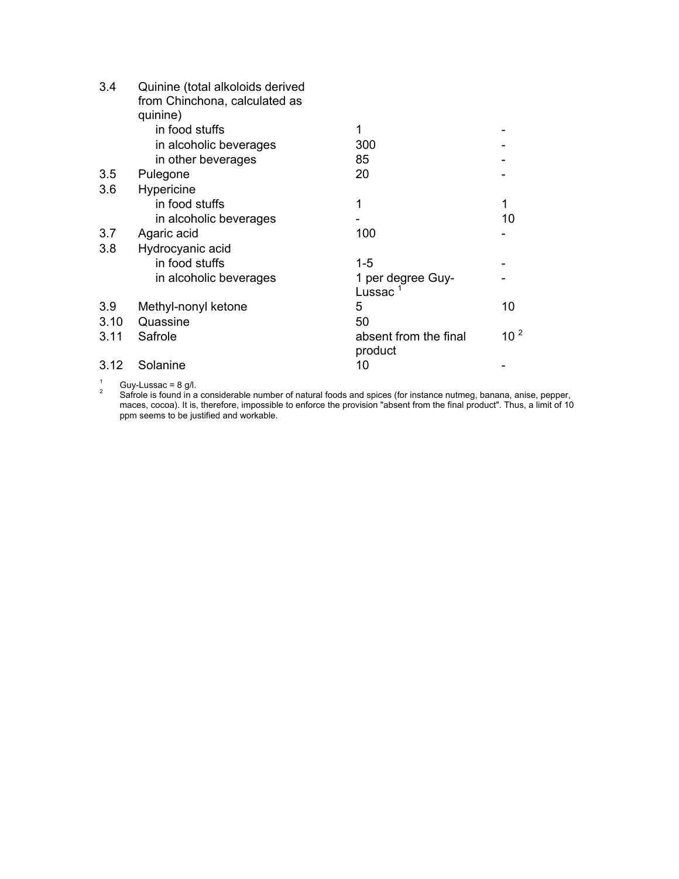| | | | |
|---|---|---|---|
| 3.4 | Quinine (total alkoloids derived from Chinchona, calculated as quinine) | | |
| | in food stuffs | 1 | - |
| | in alcoholic beverages | 300 | - |
| | in other beverages | 85 | - |
| 3.5 | Pulegone | 20 | - |
| 3.6 | Hypericine | | |
| | in food stuffs | 1 | 1 |
| | in alcoholic beverages | - | 10 |
| 3.7 | Agaric acid | 100 | - |
| 3.8 | Hydrocyanic acid | | |
| | in food stuffs | 1-5 | - |
| | in alcoholic beverages | 1 per degree Guy-Lussac [1] | - |
| 3.9 | Methyl-nonyl ketone | 5 | 10 |
| 3.10 | Quassine | 50 | |
| 3.11 | Safrole | absent from the final product | 10 [2] |
| 3.12 | Solanine | 10 | - |

[1] Guy-Lussac = 8 g/l.

[2] Safrole is found in a considerable number of natural foods and spices (for instance nutmeg, banana, anise, pepper, maces, cocoa). It is, therefore, impossible to enforce the provision "absent from the final product". Thus, a limit of 10 ppm seems to be justified and workable.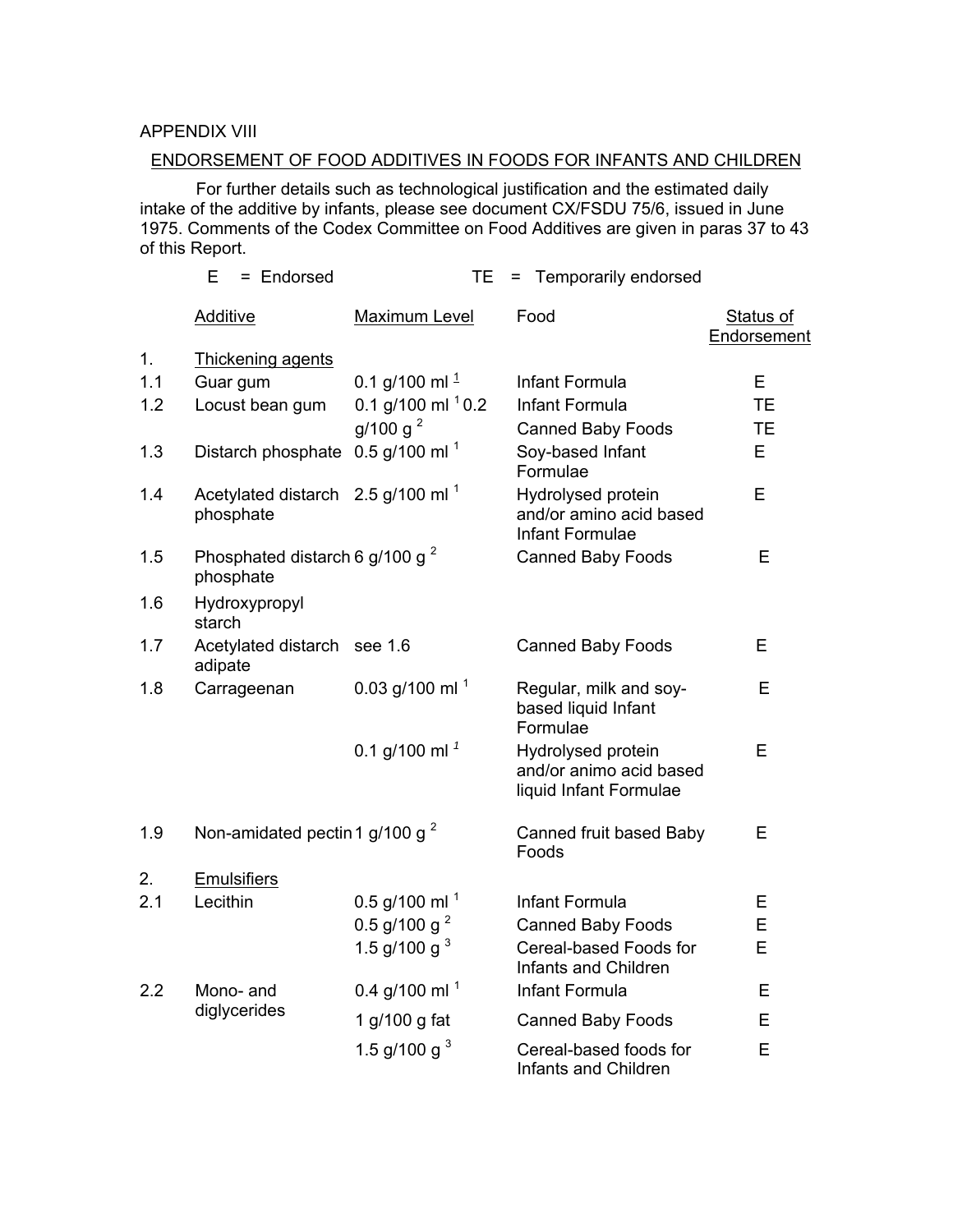APPENDIX VIII

## ENDORSEMENT OF FOOD ADDITIVES IN FOODS FOR INFANTS AND CHILDREN

For further details such as technological justification and the estimated daily intake of the additive by infants, please see document CX/FSDU 75/6, issued in June 1975. Comments of the Codex Committee on Food Additives are given in paras 37 to 43 of this Report.

E = Endorsed TE = Temporarily endorsed

| | Additive | Maximum Level | Food | Status of Endorsement |
|---|---|---|---|---|
| 1. | Thickening agents | | | |
| 1.1 | Guar gum | 0.1 g/100 ml [1] | Infant Formula | E |
| 1.2 | Locust bean gum | 0.1 g/100 ml [1] | Infant Formula | TE |
| | | 0.2 g/100 g [2] | Canned Baby Foods | TE |
| 1.3 | Distarch phosphate | 0.5 g/100 ml [1] | Soy-based Infant Formulae | E |
| 1.4 | Acetylated distarch phosphate | 2.5 g/100 ml [1] | Hydrolysed protein and/or amino acid based Infant Formulae | E |
| 1.5 | Phosphated distarch phosphate | 6 g/100 g [2] | Canned Baby Foods | E |
| 1.6 | Hydroxypropyl starch | | | |
| 1.7 | Acetylated distarch adipate | see 1.6 | Canned Baby Foods | E |
| 1.8 | Carrageenan | 0.03 g/100 ml [1] | Regular, milk and soy-based liquid Infant Formulae | E |
| | | 0.1 g/100 ml [1] | Hydrolysed protein and/or animo acid based liquid Infant Formulae | E |
| 1.9 | Non-amidated pectin | 1 g/100 g [2] | Canned fruit based Baby Foods | E |
| 2. | Emulsifiers | | | |
| 2.1 | Lecithin | 0.5 g/100 ml [1] | Infant Formula | E |
| | | 0.5 g/100 g [2] | Canned Baby Foods | E |
| | | 1.5 g/100 g [3] | Cereal-based Foods for Infants and Children | E |
| 2.2 | Mono- and diglycerides | 0.4 g/100 ml [1] | Infant Formula | E |
| | | 1 g/100 g fat | Canned Baby Foods | E |
| | | 1.5 g/100 g [3] | Cereal-based foods for Infants and Children | E |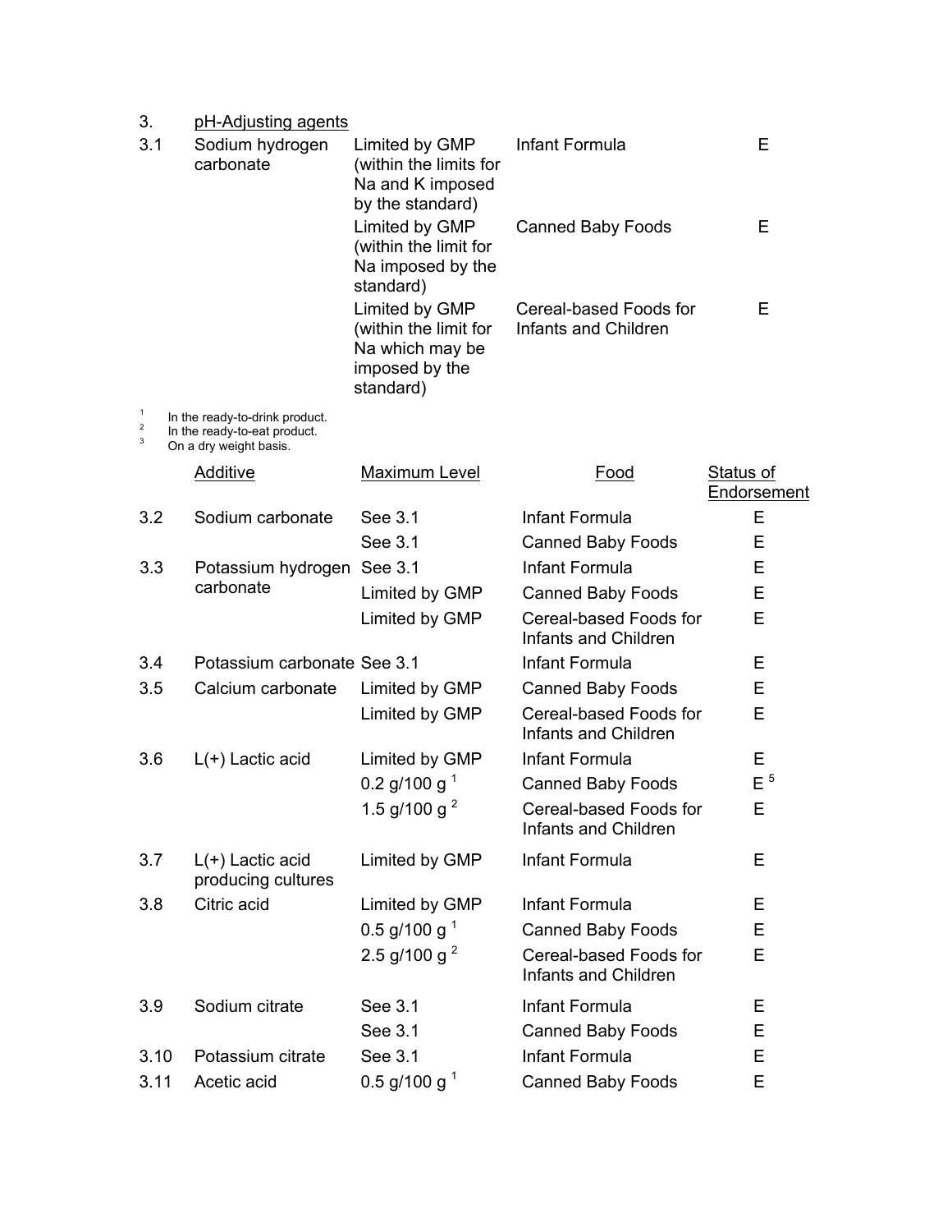| | | | | |
|---|---|---|---|---|
| 3. | pH-Adjusting agents | | | |
| 3.1 | Sodium hydrogen carbonate | Limited by GMP (within the limits for Na and K imposed by the standard) | Infant Formula | E |
| | | Limited by GMP (within the limit for Na imposed by the standard) | Canned Baby Foods | E |
| | | Limited by GMP (within the limit for Na which may be imposed by the standard) | Cereal-based Foods for Infants and Children | E |

[1] In the ready-to-drink product.
[2] In the ready-to-eat product.
[3] On a dry weight basis.

| | Additive | Maximum Level | Food | Status of Endorsement |
|---|---|---|---|---|
| 3.2 | Sodium carbonate | See 3.1 | Infant Formula | E |
| | | See 3.1 | Canned Baby Foods | E |
| 3.3 | Potassium hydrogen carbonate | See 3.1 | Infant Formula | E |
| | | Limited by GMP | Canned Baby Foods | E |
| | | Limited by GMP | Cereal-based Foods for Infants and Children | E |
| 3.4 | Potassium carbonate | See 3.1 | Infant Formula | E |
| 3.5 | Calcium carbonate | Limited by GMP | Canned Baby Foods | E |
| | | Limited by GMP | Cereal-based Foods for Infants and Children | E |
| 3.6 | L(+) Lactic acid | Limited by GMP | Infant Formula | E |
| | | 0.2 g/100 g [1] | Canned Baby Foods | E [5] |
| | | 1.5 g/100 g [2] | Cereal-based Foods for Infants and Children | E |
| 3.7 | L(+) Lactic acid producing cultures | Limited by GMP | Infant Formula | E |
| 3.8 | Citric acid | Limited by GMP | Infant Formula | E |
| | | 0.5 g/100 g [1] | Canned Baby Foods | E |
| | | 2.5 g/100 g [2] | Cereal-based Foods for Infants and Children | E |
| 3.9 | Sodium citrate | See 3.1 | Infant Formula | E |
| | | See 3.1 | Canned Baby Foods | E |
| 3.10 | Potassium citrate | See 3.1 | Infant Formula | E |
| 3.11 | Acetic acid | 0.5 g/100 g [1] | Canned Baby Foods | E |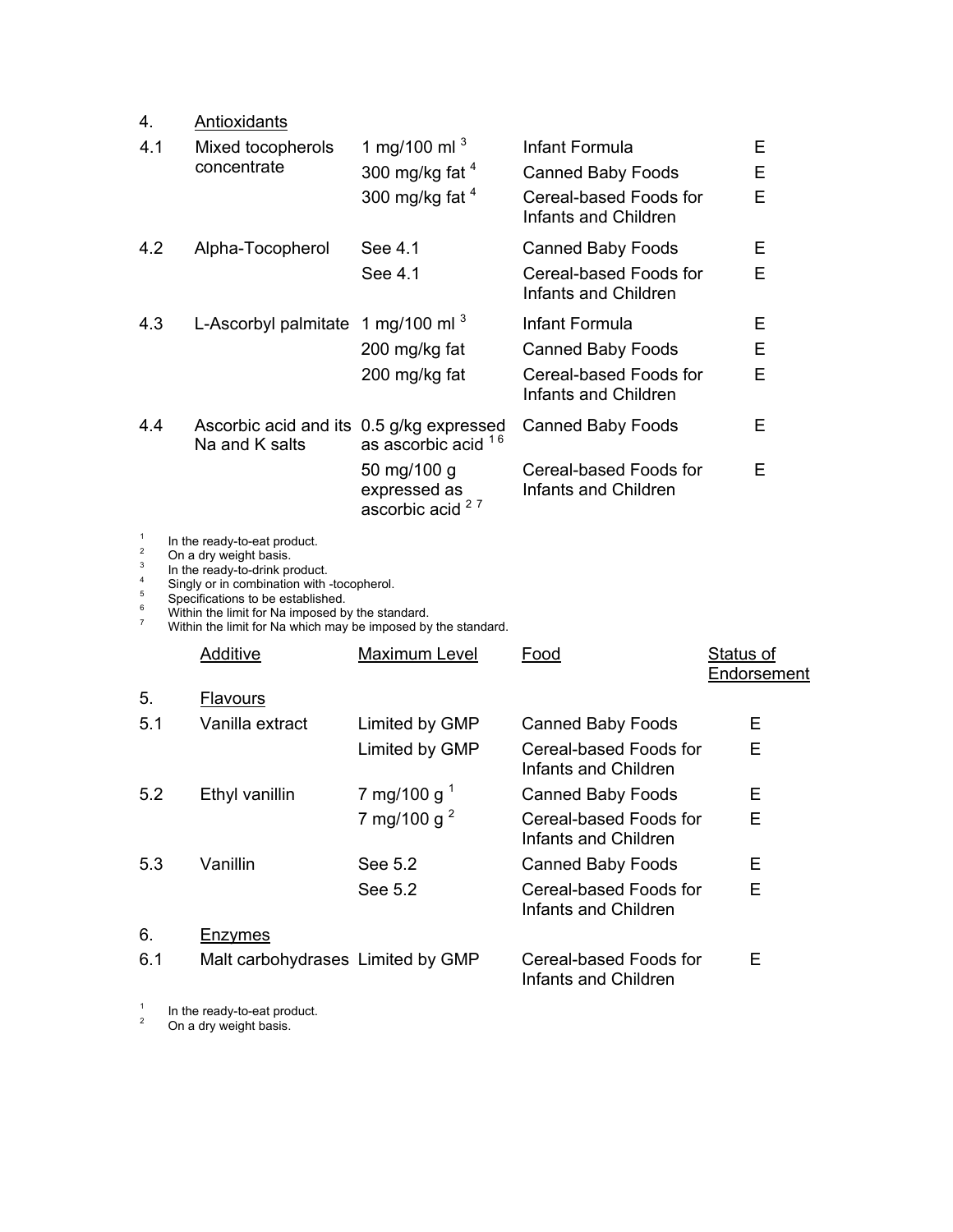| | | | | |
|---|---|---|---|---|
| 4. | Antioxidants | | | |
| 4.1 | Mixed tocopherols concentrate | 1 mg/100 ml [3] | Infant Formula | E |
| | | 300 mg/kg fat [4] | Canned Baby Foods | E |
| | | 300 mg/kg fat [4] | Cereal-based Foods for Infants and Children | E |
| 4.2 | Alpha-Tocopherol | See 4.1 | Canned Baby Foods | E |
| | | See 4.1 | Cereal-based Foods for Infants and Children | E |
| 4.3 | L-Ascorbyl palmitate | 1 mg/100 ml [3] | Infant Formula | E |
| | | 200 mg/kg fat | Canned Baby Foods | E |
| | | 200 mg/kg fat | Cereal-based Foods for Infants and Children | E |
| 4.4 | Ascorbic acid and its Na and K salts | 0.5 g/kg expressed as ascorbic acid [1 6] | Canned Baby Foods | E |
| | | 50 mg/100 g expressed as ascorbic acid [2 7] | Cereal-based Foods for Infants and Children | E |

[1] In the ready-to-eat product.
[2] On a dry weight basis.
[3] In the ready-to-drink product.
[4] Singly or in combination with -tocopherol.
[5] Specifications to be established.
[6] Within the limit for Na imposed by the standard.
[7] Within the limit for Na which may be imposed by the standard.

| | Additive | Maximum Level | Food | Status of Endorsement |
|---|---|---|---|---|
| 5. | Flavours | | | |
| 5.1 | Vanilla extract | Limited by GMP | Canned Baby Foods | E |
| | | Limited by GMP | Cereal-based Foods for Infants and Children | E |
| 5.2 | Ethyl vanillin | 7 mg/100 g [1] | Canned Baby Foods | E |
| | | 7 mg/100 g [2] | Cereal-based Foods for Infants and Children | E |
| 5.3 | Vanillin | See 5.2 | Canned Baby Foods | E |
| | | See 5.2 | Cereal-based Foods for Infants and Children | E |
| 6. | Enzymes | | | |
| 6.1 | Malt carbohydrases | Limited by GMP | Cereal-based Foods for Infants and Children | E |

[1] In the ready-to-eat product.
[2] On a dry weight basis.